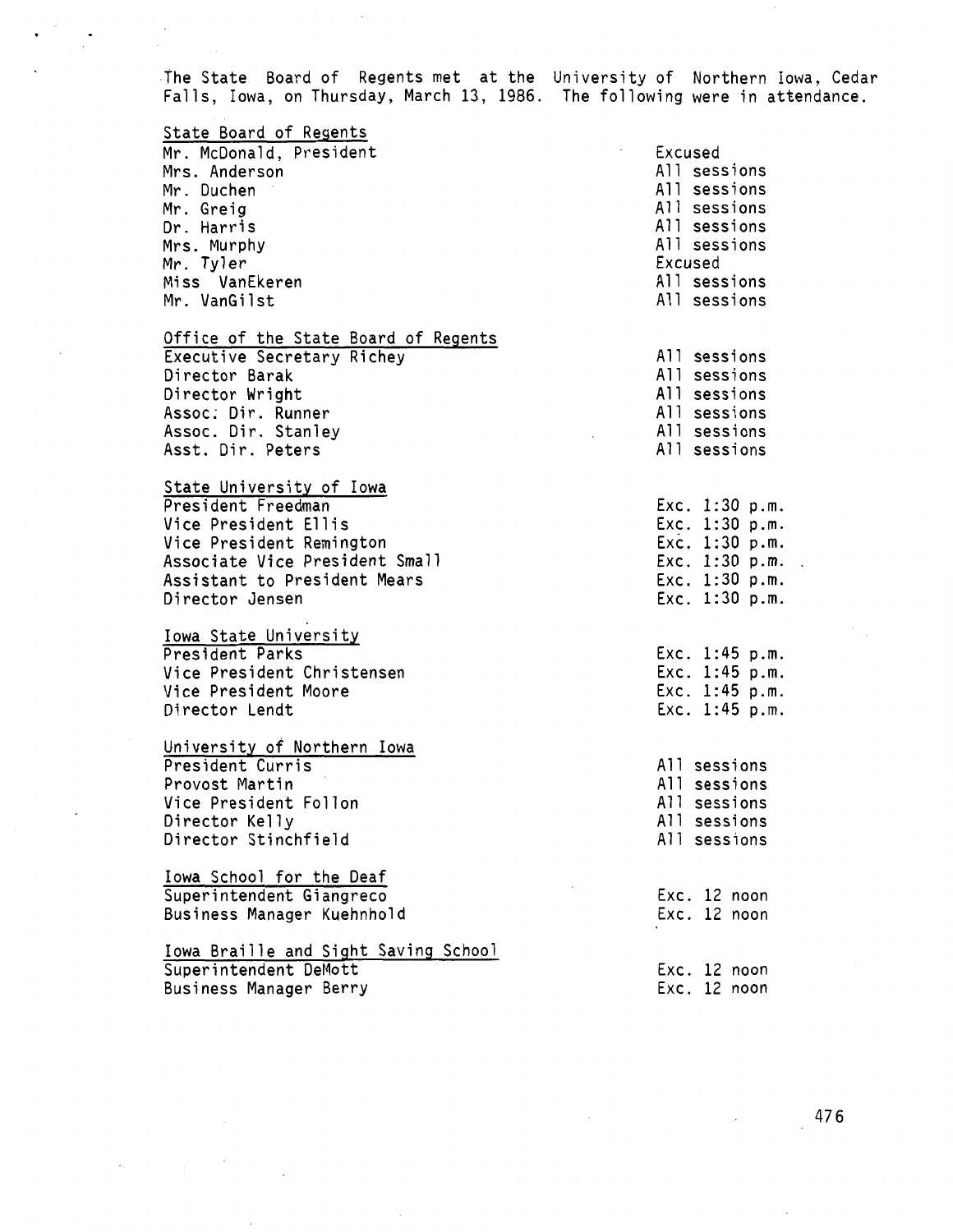The State Board of Regents met at the University of Northern Iowa, Cedar Falls, Iowa, on Thursday, March 13, 1986. The following were in attendance.

| | |
|---|---|
| <u>State Board of Regents</u> | |
| Mr. McDonald, President | Excused |
| Mrs. Anderson | All sessions |
| Mr. Duchen | All sessions |
| Mr. Greig | All sessions |
| Dr. Harris | All sessions |
| Mrs. Murphy | All sessions |
| Mr. Tyler | Excused |
| Miss VanEkeren | All sessions |
| Mr. VanGilst | All sessions |
| <u>Office of the State Board of Regents</u> | |
| Executive Secretary Richey | All sessions |
| Director Barak | All sessions |
| Director Wright | All sessions |
| Assoc. Dir. Runner | All sessions |
| Assoc. Dir. Stanley | All sessions |
| Asst. Dir. Peters | All sessions |
| <u>State University of Iowa</u> | |
| President Freedman | Exc. 1:30 p.m. |
| Vice President Ellis | Exc. 1:30 p.m. |
| Vice President Remington | Exc. 1:30 p.m. |
| Associate Vice President Small | Exc. 1:30 p.m. |
| Assistant to President Mears | Exc. 1:30 p.m. |
| Director Jensen | Exc. 1:30 p.m. |
| <u>Iowa State University</u> | |
| President Parks | Exc. 1:45 p.m. |
| Vice President Christensen | Exc. 1:45 p.m. |
| Vice President Moore | Exc. 1:45 p.m. |
| Director Lendt | Exc. 1:45 p.m. |
| <u>University of Northern Iowa</u> | |
| President Curris | All sessions |
| Provost Martin | All sessions |
| Vice President Follon | All sessions |
| Director Kelly | All sessions |
| Director Stinchfield | All sessions |
| <u>Iowa School for the Deaf</u> | |
| Superintendent Giangreco | Exc. 12 noon |
| Business Manager Kuehnhold | Exc. 12 noon |
| <u>Iowa Braille and Sight Saving School</u> | |
| Superintendent DeMott | Exc. 12 noon |
| Business Manager Berry | Exc. 12 noon |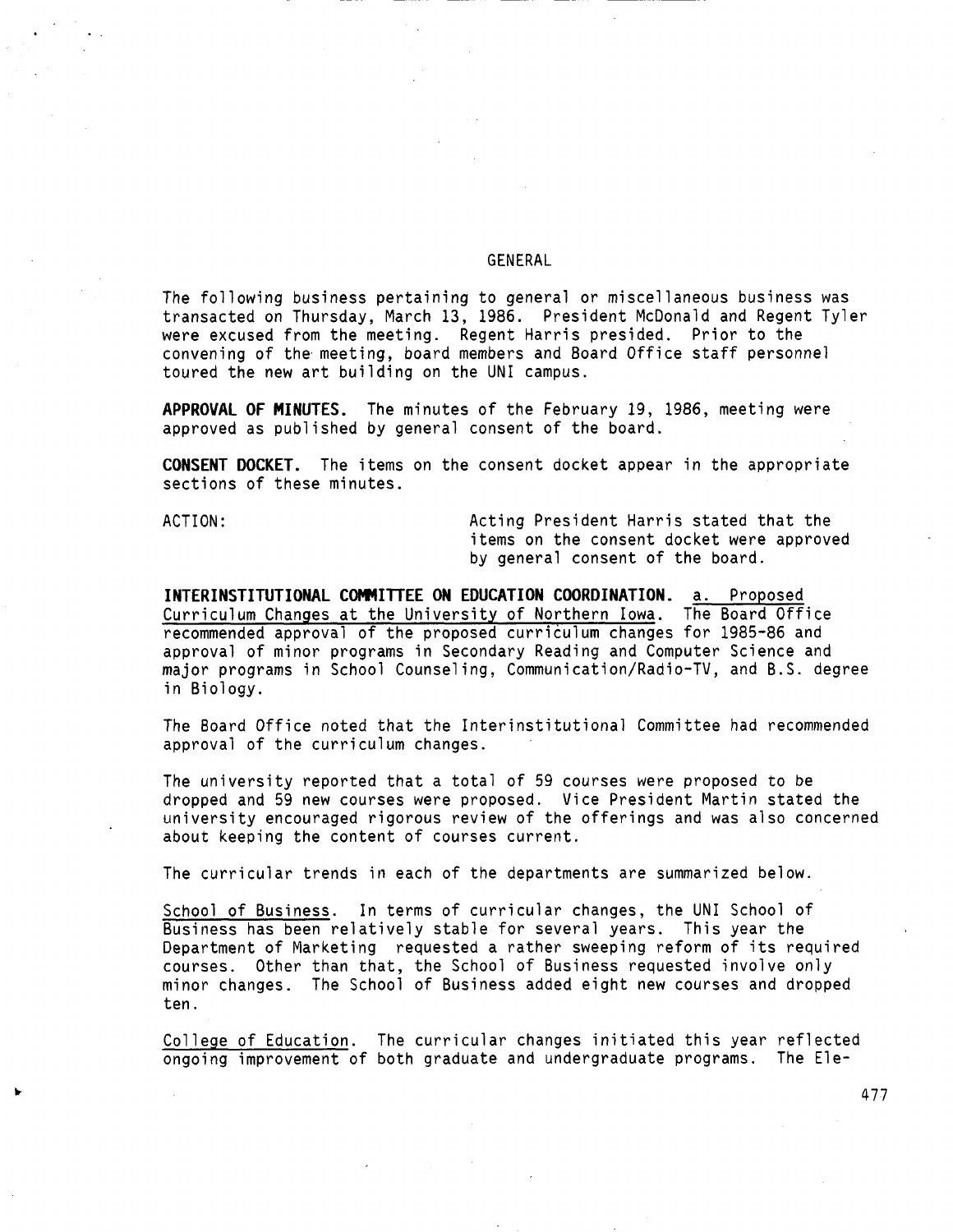## GENERAL

The following business pertaining to general or miscellaneous business was transacted on Thursday, March 13, 1986. President McDonald and Regent Tyler were excused from the meeting. Regent Harris presided. Prior to the convening of the meeting, board members and Board Office staff personnel toured the new art building on the UNI campus.

**APPROVAL OF MINUTES.** The minutes of the February 19, 1986, meeting were approved as published by general consent of the board.

**CONSENT DOCKET.** The items on the consent docket appear in the appropriate sections of these minutes.

ACTION: Acting President Harris stated that the items on the consent docket were approved by general consent of the board.

**INTERINSTITUTIONAL COMMITTEE ON EDUCATION COORDINATION.** a. Proposed Curriculum Changes at the University of Northern Iowa. The Board Office recommended approval of the proposed curriculum changes for 1985-86 and approval of minor programs in Secondary Reading and Computer Science and major programs in School Counseling, Communication/Radio-TV, and B.S. degree in Biology.

The Board Office noted that the Interinstitutional Committee had recommended approval of the curriculum changes.

The university reported that a total of 59 courses were proposed to be dropped and 59 new courses were proposed. Vice President Martin stated the university encouraged rigorous review of the offerings and was also concerned about keeping the content of courses current.

The curricular trends in each of the departments are summarized below.

School of Business. In terms of curricular changes, the UNI School of Business has been relatively stable for several years. This year the Department of Marketing requested a rather sweeping reform of its required courses. Other than that, the School of Business requested involve only minor changes. The School of Business added eight new courses and dropped ten.

College of Education. The curricular changes initiated this year reflected ongoing improvement of both graduate and undergraduate programs. The Ele-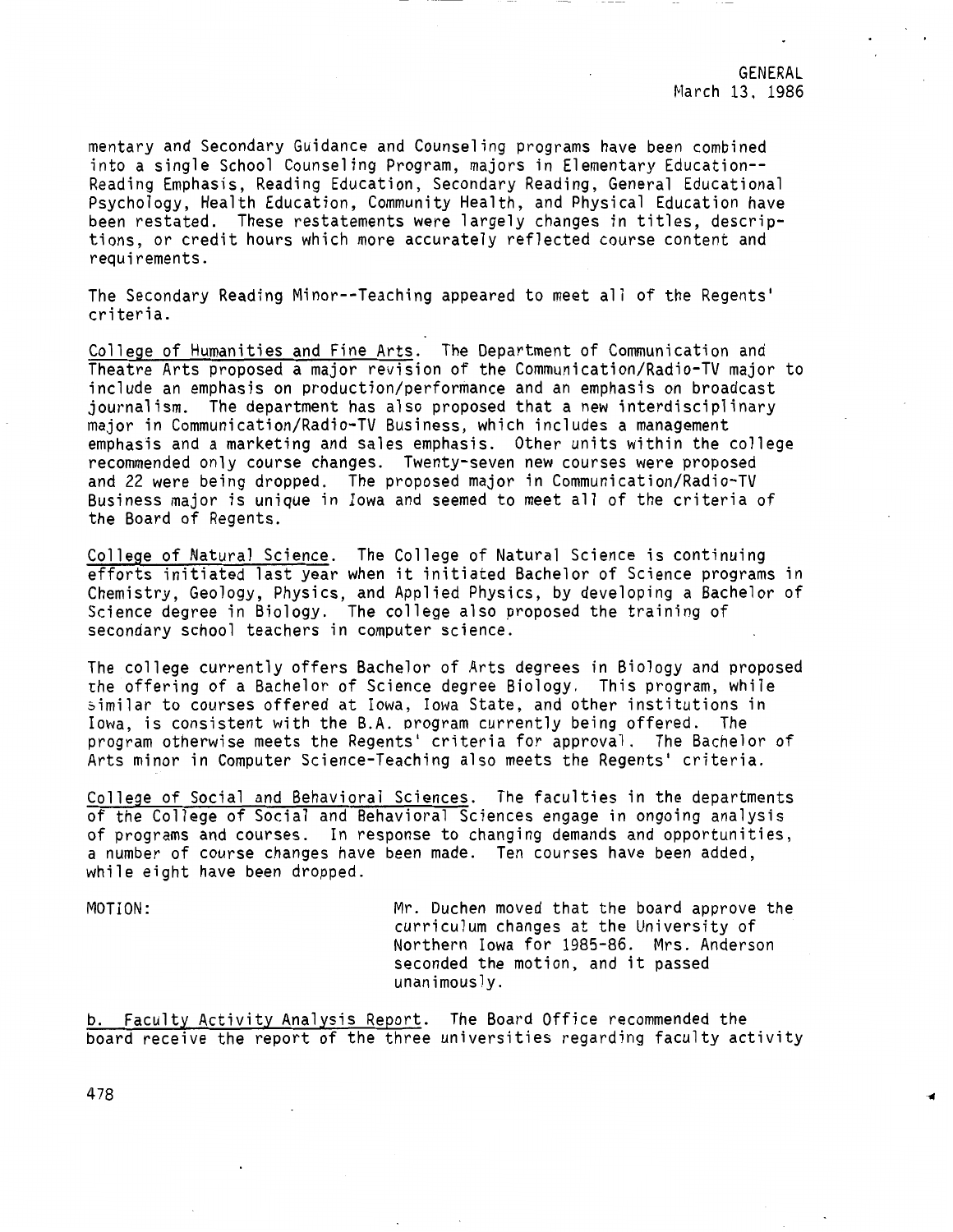mentary and Secondary Guidance and Counseling programs have been combined into a single School Counseling Program, majors in Elementary Education--Reading Emphasis, Reading Education, Secondary Reading, General Educational Psychology, Health Education, Community Health, and Physical Education have been restated. These restatements were largely changes in titles, descriptions, or credit hours which more accurately reflected course content and requirements.

The Secondary Reading Minor--Teaching appeared to meet all of the Regents' criteria.

College of Humanities and Fine Arts. The Department of Communication and Theatre Arts proposed a major revision of the Communication/Radio-TV major to include an emphasis on production/performance and an emphasis on broadcast journalism. The department has also proposed that a new interdisciplinary major in Communication/Radio-TV Business, which includes a management emphasis and a marketing and sales emphasis. Other units within the college recommended only course changes. Twenty-seven new courses were proposed and 22 were being dropped. The proposed major in Communication/Radio-TV Business major is unique in Iowa and seemed to meet all of the criteria of the Board of Regents.

College of Natural Science. The College of Natural Science is continuing efforts initiated last year when it initiated Bachelor of Science programs in Chemistry, Geology, Physics, and Applied Physics, by developing a Bachelor of Science degree in Biology. The college also proposed the training of secondary school teachers in computer science.

The college currently offers Bachelor of Arts degrees in Biology and proposed the offering of a Bachelor of Science degree Biology. This program, while similar to courses offered at Iowa, Iowa State, and other institutions in Iowa, is consistent with the B.A. program currently being offered. The program otherwise meets the Regents' criteria for approval. The Bachelor of Arts minor in Computer Science-Teaching also meets the Regents' criteria.

College of Social and Behavioral Sciences. The faculties in the departments of the College of Social and Behavioral Sciences engage in ongoing analysis of programs and courses. In response to changing demands and opportunities, a number of course changes have been made. Ten courses have been added, while eight have been dropped.

MOTION: Mr. Duchen moved that the board approve the curriculum changes at the University of Northern Iowa for 1985-86. Mrs. Anderson seconded the motion, and it passed unanimously.

b. Faculty Activity Analysis Report. The Board Office recommended the board receive the report of the three universities regarding faculty activity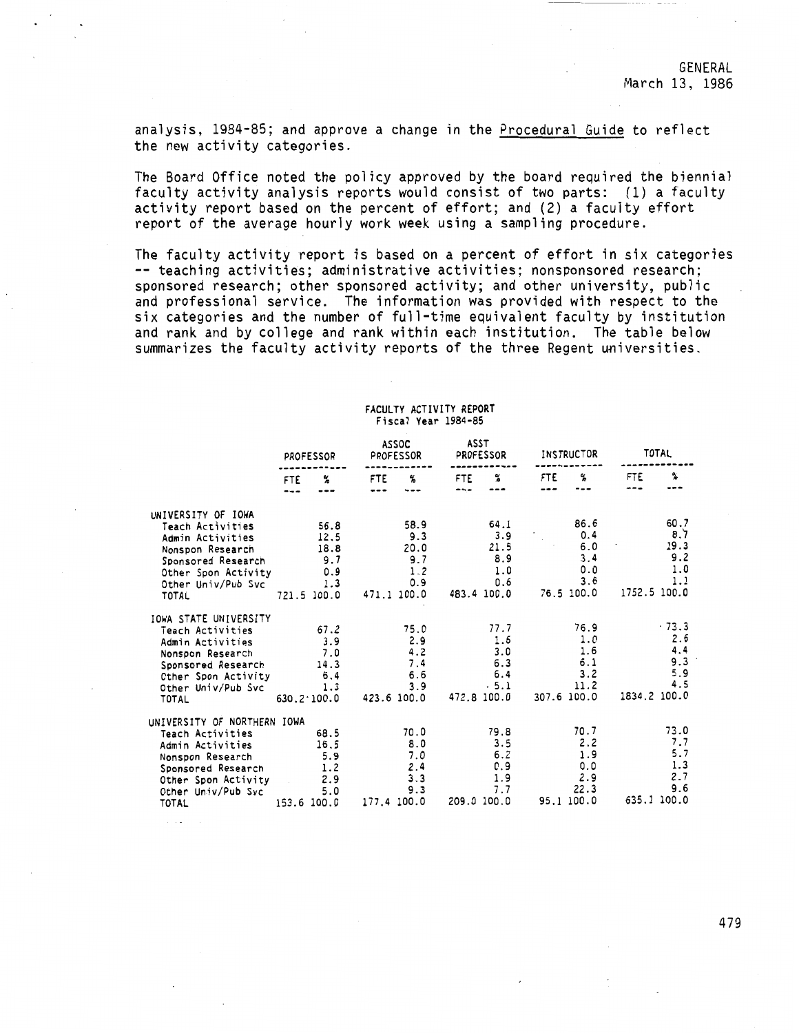GENERAL
March 13, 1986

analysis, 1984-85; and approve a change in the Procedural Guide to reflect the new activity categories.

The Board Office noted the policy approved by the board required the biennial faculty activity analysis reports would consist of two parts: (1) a faculty activity report based on the percent of effort; and (2) a faculty effort report of the average hourly work week using a sampling procedure.

The faculty activity report is based on a percent of effort in six categories -- teaching activities; administrative activities; nonsponsored research; sponsored research; other sponsored activity; and other university, public and professional service. The information was provided with respect to the six categories and the number of full-time equivalent faculty by institution and rank and by college and rank within each institution. The table below summarizes the faculty activity reports of the three Regent universities.

FACULTY ACTIVITY REPORT
Fiscal Year 1984-85

| | PROFESSOR | | ASSOC PROFESSOR | | ASST PROFESSOR | | INSTRUCTOR | | TOTAL | |
|---|---|---|---|---|---|---|---|---|---|---|
| | FTE | % | FTE | % | FTE | % | FTE | % | FTE | % |
| UNIVERSITY OF IOWA | | | | | | | | | | |
| Teach Activities | | 56.8 | | 58.9 | | 64.1 | | 86.6 | | 60.7 |
| Admin Activities | | 12.5 | | 9.3 | | 3.9 | | 0.4 | | 8.7 |
| Nonspon Research | | 18.8 | | 20.0 | | 21.5 | | 6.0 | | 19.3 |
| Sponsored Research | | 9.7 | | 9.7 | | 8.9 | | 3.4 | | 9.2 |
| Other Spon Activity | | 0.9 | | 1.2 | | 1.0 | | 0.0 | | 1.0 |
| Other Univ/Pub Svc | | 1.3 | | 0.9 | | 0.6 | | 3.6 | | 1.1 |
| TOTAL | 721.5 | 100.0 | 471.1 | 100.0 | 483.4 | 100.0 | 76.5 | 100.0 | 1752.5 | 100.0 |
| IOWA STATE UNIVERSITY | | | | | | | | | | |
| Teach Activities | | 67.2 | | 75.0 | | 77.7 | | 76.9 | | 73.3 |
| Admin Activities | | 3.9 | | 2.9 | | 1.6 | | 1.0 | | 2.6 |
| Nonspon Research | | 7.0 | | 4.2 | | 3.0 | | 1.6 | | 4.4 |
| Sponsored Research | | 14.3 | | 7.4 | | 6.3 | | 6.1 | | 9.3 |
| Other Spon Activity | | 6.4 | | 6.6 | | 6.4 | | 3.2 | | 5.9 |
| Other Univ/Pub Svc | | 1.3 | | 3.9 | | 5.1 | | 11.2 | | 4.5 |
| TOTAL | 630.2 | 100.0 | 423.6 | 100.0 | 472.8 | 100.0 | 307.6 | 100.0 | 1834.2 | 100.0 |
| UNIVERSITY OF NORTHERN IOWA | | | | | | | | | | |
| Teach Activities | | 68.5 | | 70.0 | | 79.8 | | 70.7 | | 73.0 |
| Admin Activities | | 16.5 | | 8.0 | | 3.5 | | 2.2 | | 7.7 |
| Nonspon Research | | 5.9 | | 7.0 | | 6.2 | | 1.9 | | 5.7 |
| Sponsored Research | | 1.2 | | 2.4 | | 0.9 | | 0.0 | | 1.3 |
| Other Spon Activity | | 2.9 | | 3.3 | | 1.9 | | 2.9 | | 2.7 |
| Other Univ/Pub Svc | | 5.0 | | 9.3 | | 7.7 | | 22.3 | | 9.6 |
| TOTAL | 153.6 | 100.0 | 177.4 | 100.0 | 209.0 | 100.0 | 95.1 | 100.0 | 635.1 | 100.0 |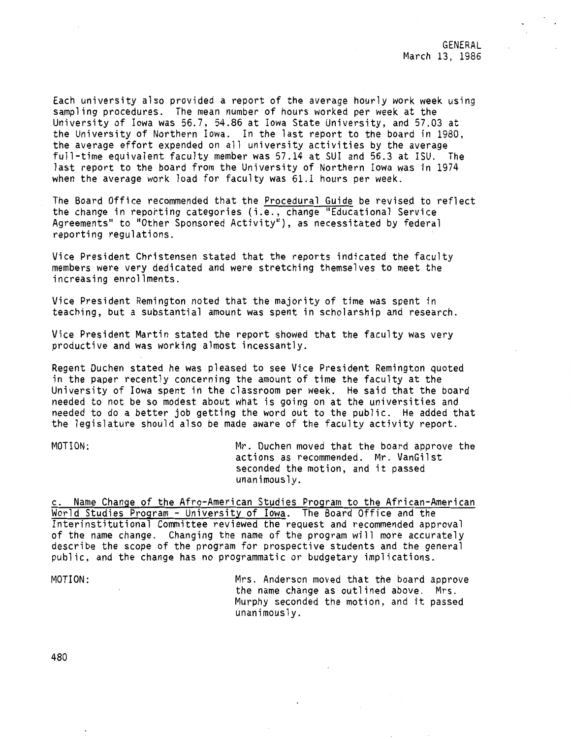Each university also provided a report of the average hourly work week using sampling procedures. The mean number of hours worked per week at the University of Iowa was 56.7, 54.86 at Iowa State University, and 57.03 at the University of Northern Iowa. In the last report to the board in 1980, the average effort expended on all university activities by the average full-time equivalent faculty member was 57.14 at SUI and 56.3 at ISU. The last report to the board from the University of Northern Iowa was in 1974 when the average work load for faculty was 61.1 hours per week.

The Board Office recommended that the Procedural Guide be revised to reflect the change in reporting categories (i.e., change "Educational Service Agreements" to "Other Sponsored Activity"), as necessitated by federal reporting regulations.

Vice President Christensen stated that the reports indicated the faculty members were very dedicated and were stretching themselves to meet the increasing enrollments.

Vice President Remington noted that the majority of time was spent in teaching, but a substantial amount was spent in scholarship and research.

Vice President Martin stated the report showed that the faculty was very productive and was working almost incessantly.

Regent Duchen stated he was pleased to see Vice President Remington quoted in the paper recently concerning the amount of time the faculty at the University of Iowa spent in the classroom per week. He said that the board needed to not be so modest about what is going on at the universities and needed to do a better job getting the word out to the public. He added that the legislature should also be made aware of the faculty activity report.

MOTION: Mr. Duchen moved that the board approve the actions as recommended. Mr. VanGilst seconded the motion, and it passed unanimously.

c. Name Change of the Afro-American Studies Program to the African-American World Studies Program - University of Iowa. The Board Office and the Interinstitutional Committee reviewed the request and recommended approval of the name change. Changing the name of the program will more accurately describe the scope of the program for prospective students and the general public, and the change has no programmatic or budgetary implications.

MOTION: Mrs. Anderson moved that the board approve the name change as outlined above. Mrs. Murphy seconded the motion, and it passed unanimously.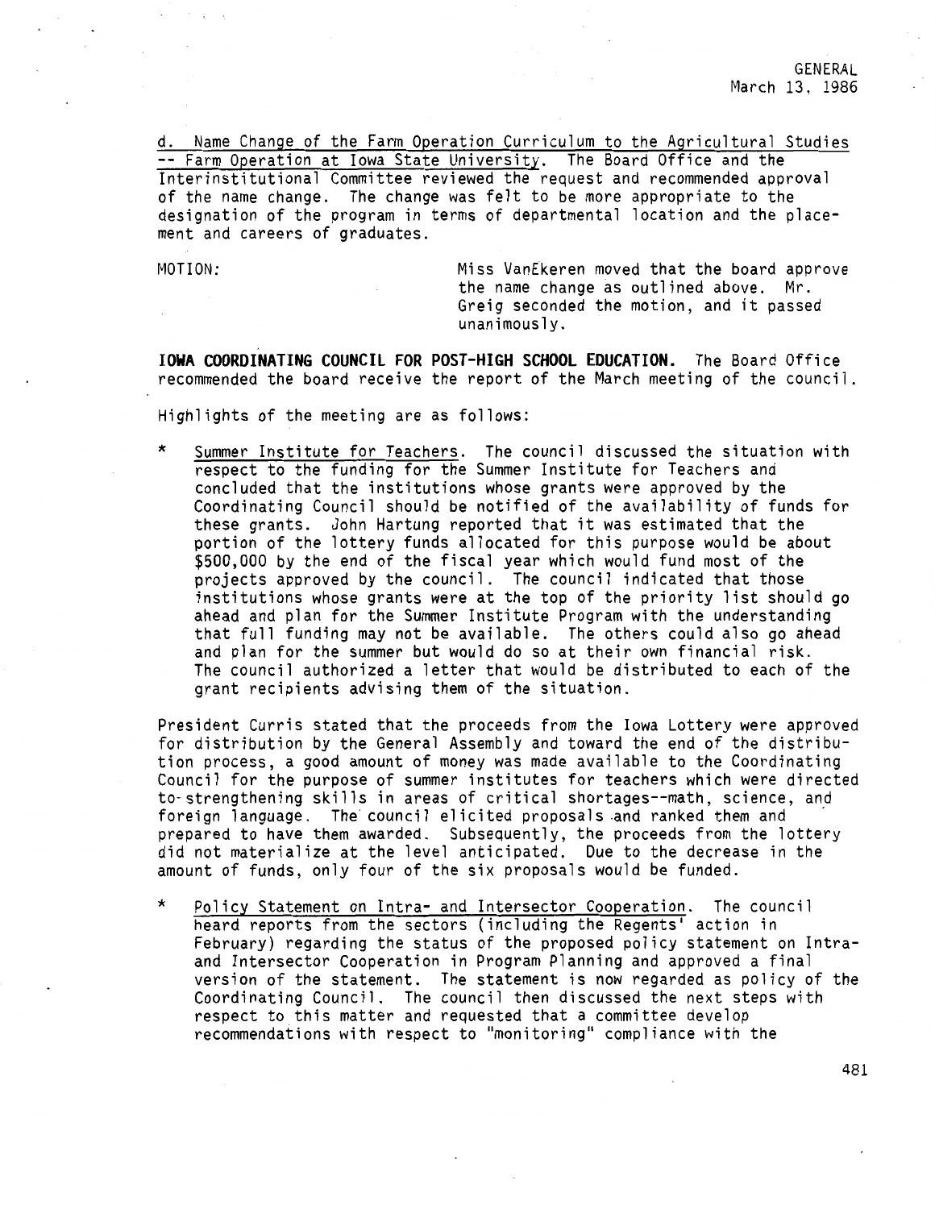GENERAL
March 13, 1986

d. <u>Name Change of the Farm Operation Curriculum to the Agricultural Studies -- Farm Operation at Iowa State University</u>. The Board Office and the Interinstitutional Committee reviewed the request and recommended approval of the name change. The change was felt to be more appropriate to the designation of the program in terms of departmental location and the placement and careers of graduates.

MOTION: Miss VanEkeren moved that the board approve the name change as outlined above. Mr. Greig seconded the motion, and it passed unanimously.

**IOWA COORDINATING COUNCIL FOR POST-HIGH SCHOOL EDUCATION.** The Board Office recommended the board receive the report of the March meeting of the council.

Highlights of the meeting are as follows:

* <u>Summer Institute for Teachers</u>. The council discussed the situation with respect to the funding for the Summer Institute for Teachers and concluded that the institutions whose grants were approved by the Coordinating Council should be notified of the availability of funds for these grants. John Hartung reported that it was estimated that the portion of the lottery funds allocated for this purpose would be about $500,000 by the end of the fiscal year which would fund most of the projects approved by the council. The council indicated that those institutions whose grants were at the top of the priority list should go ahead and plan for the Summer Institute Program with the understanding that full funding may not be available. The others could also go ahead and plan for the summer but would do so at their own financial risk. The council authorized a letter that would be distributed to each of the grant recipients advising them of the situation.

President Curris stated that the proceeds from the Iowa Lottery were approved for distribution by the General Assembly and toward the end of the distribution process, a good amount of money was made available to the Coordinating Council for the purpose of summer institutes for teachers which were directed to strengthening skills in areas of critical shortages--math, science, and foreign language. The council elicited proposals and ranked them and prepared to have them awarded. Subsequently, the proceeds from the lottery did not materialize at the level anticipated. Due to the decrease in the amount of funds, only four of the six proposals would be funded.

* <u>Policy Statement on Intra- and Intersector Cooperation</u>. The council heard reports from the sectors (including the Regents' action in February) regarding the status of the proposed policy statement on Intra- and Intersector Cooperation in Program Planning and approved a final version of the statement. The statement is now regarded as policy of the Coordinating Council. The council then discussed the next steps with respect to this matter and requested that a committee develop recommendations with respect to "monitoring" compliance with the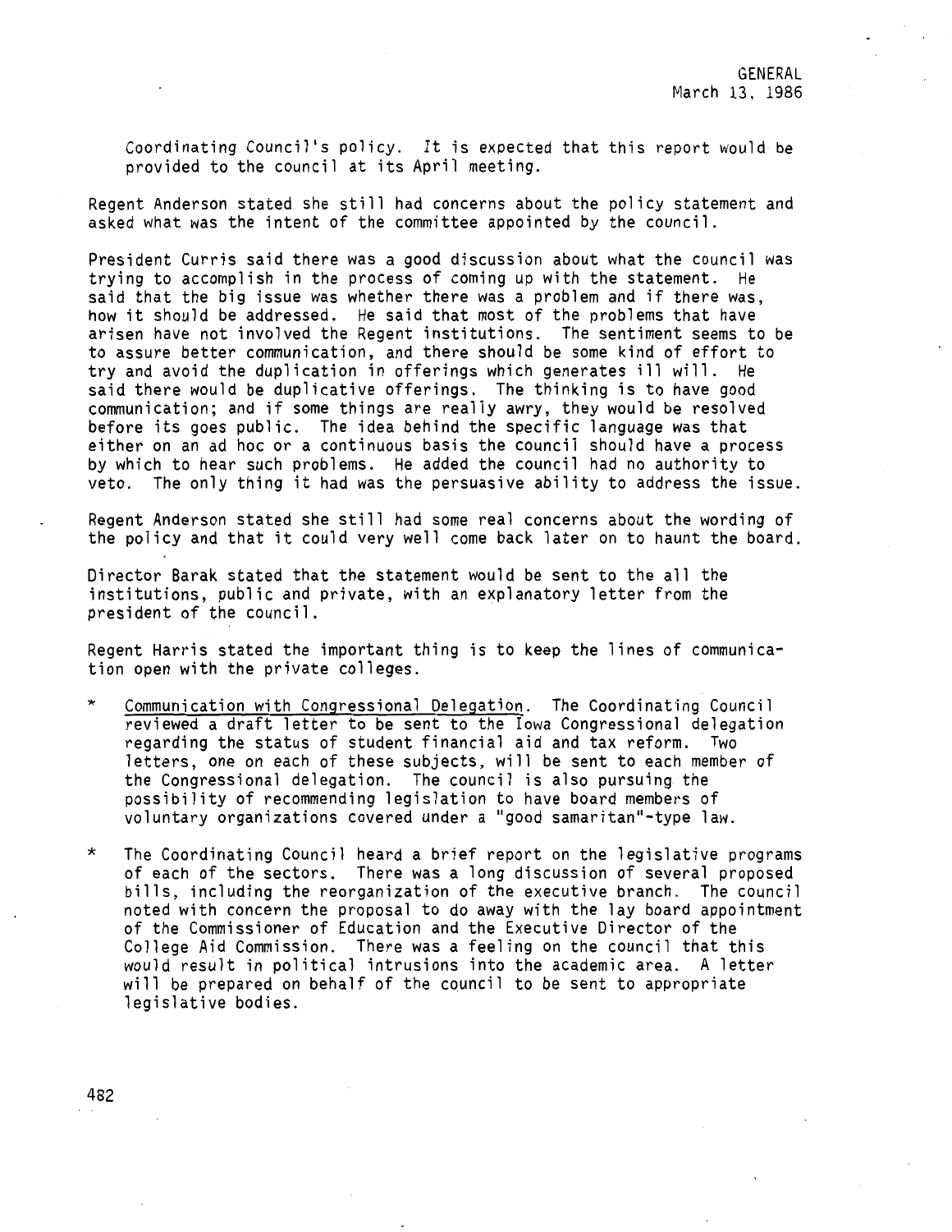Coordinating Council's policy. It is expected that this report would be provided to the council at its April meeting.

Regent Anderson stated she still had concerns about the policy statement and asked what was the intent of the committee appointed by the council.

President Curris said there was a good discussion about what the council was trying to accomplish in the process of coming up with the statement. He said that the big issue was whether there was a problem and if there was, how it should be addressed. He said that most of the problems that have arisen have not involved the Regent institutions. The sentiment seems to be to assure better communication, and there should be some kind of effort to try and avoid the duplication in offerings which generates ill will. He said there would be duplicative offerings. The thinking is to have good communication; and if some things are really awry, they would be resolved before its goes public. The idea behind the specific language was that either on an ad hoc or a continuous basis the council should have a process by which to hear such problems. He added the council had no authority to veto. The only thing it had was the persuasive ability to address the issue.

Regent Anderson stated she still had some real concerns about the wording of the policy and that it could very well come back later on to haunt the board.

Director Barak stated that the statement would be sent to the all the institutions, public and private, with an explanatory letter from the president of the council.

Regent Harris stated the important thing is to keep the lines of communication open with the private colleges.

* Communication with Congressional Delegation. The Coordinating Council reviewed a draft letter to be sent to the Iowa Congressional delegation regarding the status of student financial aid and tax reform. Two letters, one on each of these subjects, will be sent to each member of the Congressional delegation. The council is also pursuing the possibility of recommending legislation to have board members of voluntary organizations covered under a "good samaritan"-type law.

* The Coordinating Council heard a brief report on the legislative programs of each of the sectors. There was a long discussion of several proposed bills, including the reorganization of the executive branch. The council noted with concern the proposal to do away with the lay board appointment of the Commissioner of Education and the Executive Director of the College Aid Commission. There was a feeling on the council that this would result in political intrusions into the academic area. A letter will be prepared on behalf of the council to be sent to appropriate legislative bodies.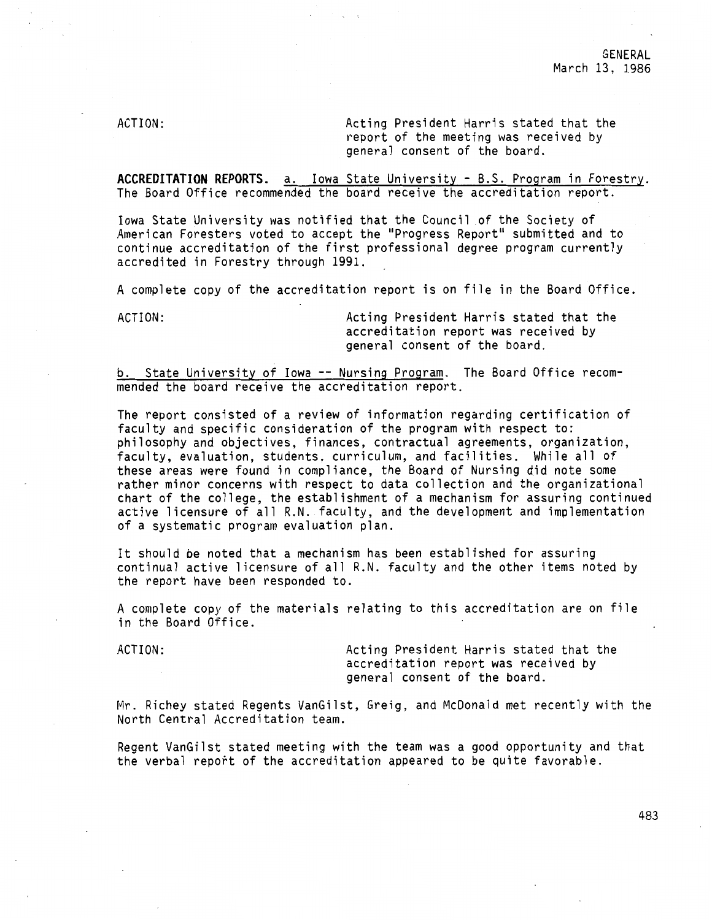ACTION: Acting President Harris stated that the report of the meeting was received by general consent of the board.

**ACCREDITATION REPORTS.** a. Iowa State University - B.S. Program in Forestry. The Board Office recommended the board receive the accreditation report.

Iowa State University was notified that the Council of the Society of American Foresters voted to accept the "Progress Report" submitted and to continue accreditation of the first professional degree program currently accredited in Forestry through 1991.

A complete copy of the accreditation report is on file in the Board Office.

ACTION: Acting President Harris stated that the accreditation report was received by general consent of the board.

b. State University of Iowa -- Nursing Program. The Board Office recommended the board receive the accreditation report.

The report consisted of a review of information regarding certification of faculty and specific consideration of the program with respect to: philosophy and objectives, finances, contractual agreements, organization, faculty, evaluation, students. curriculum, and facilities. While all of these areas were found in compliance, the Board of Nursing did note some rather minor concerns with respect to data collection and the organizational chart of the college, the establishment of a mechanism for assuring continued active licensure of all R.N. faculty, and the development and implementation of a systematic program evaluation plan.

It should be noted that a mechanism has been established for assuring continual active licensure of all R.N. faculty and the other items noted by the report have been responded to.

A complete copy of the materials relating to this accreditation are on file in the Board Office.

ACTION: Acting President Harris stated that the accreditation report was received by general consent of the board.

Mr. Richey stated Regents VanGilst, Greig, and McDonald met recently with the North Central Accreditation team.

Regent VanGilst stated meeting with the team was a good opportunity and that the verbal report of the accreditation appeared to be quite favorable.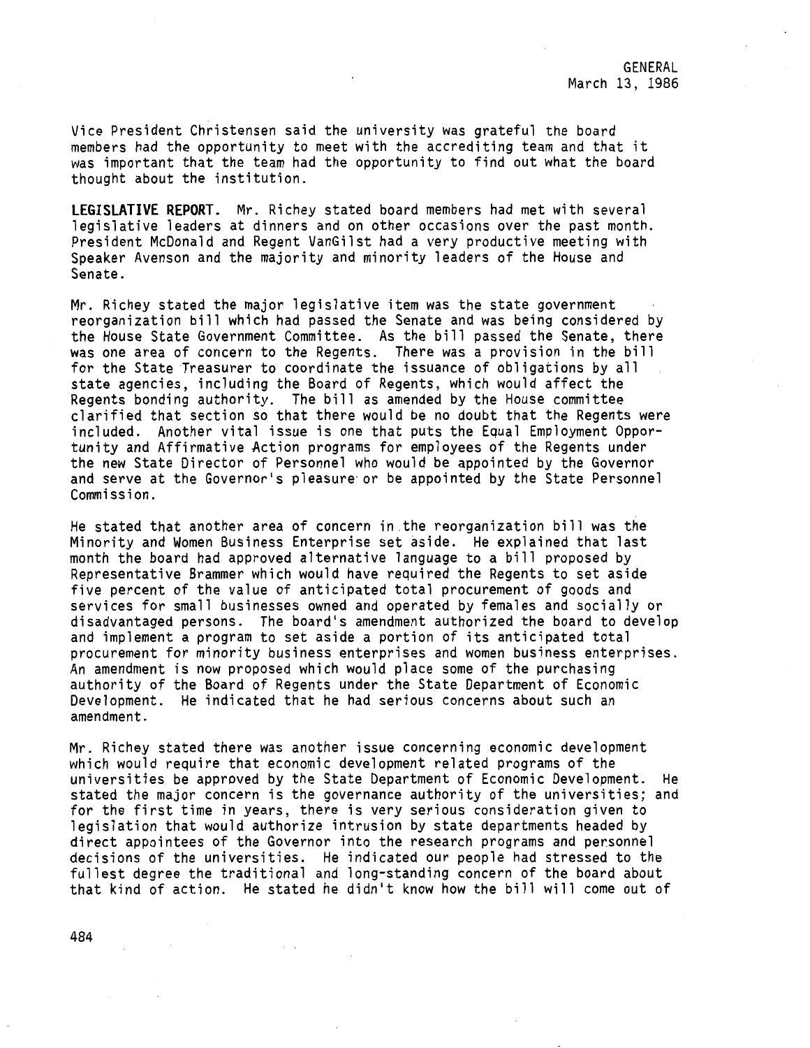Vice President Christensen said the university was grateful the board members had the opportunity to meet with the accrediting team and that it was important that the team had the opportunity to find out what the board thought about the institution.

**LEGISLATIVE REPORT.** Mr. Richey stated board members had met with several legislative leaders at dinners and on other occasions over the past month. President McDonald and Regent VanGilst had a very productive meeting with Speaker Avenson and the majority and minority leaders of the House and Senate.

Mr. Richey stated the major legislative item was the state government reorganization bill which had passed the Senate and was being considered by the House State Government Committee. As the bill passed the Senate, there was one area of concern to the Regents. There was a provision in the bill for the State Treasurer to coordinate the issuance of obligations by all state agencies, including the Board of Regents, which would affect the Regents bonding authority. The bill as amended by the House committee clarified that section so that there would be no doubt that the Regents were included. Another vital issue is one that puts the Equal Employment Opportunity and Affirmative Action programs for employees of the Regents under the new State Director of Personnel who would be appointed by the Governor and serve at the Governor's pleasure or be appointed by the State Personnel Commission.

He stated that another area of concern in the reorganization bill was the Minority and Women Business Enterprise set aside. He explained that last month the board had approved alternative language to a bill proposed by Representative Brammer which would have required the Regents to set aside five percent of the value of anticipated total procurement of goods and services for small businesses owned and operated by females and socially or disadvantaged persons. The board's amendment authorized the board to develop and implement a program to set aside a portion of its anticipated total procurement for minority business enterprises and women business enterprises. An amendment is now proposed which would place some of the purchasing authority of the Board of Regents under the State Department of Economic Development. He indicated that he had serious concerns about such an amendment.

Mr. Richey stated there was another issue concerning economic development which would require that economic development related programs of the universities be approved by the State Department of Economic Development. He stated the major concern is the governance authority of the universities; and for the first time in years, there is very serious consideration given to legislation that would authorize intrusion by state departments headed by direct appointees of the Governor into the research programs and personnel decisions of the universities. He indicated our people had stressed to the fullest degree the traditional and long-standing concern of the board about that kind of action. He stated he didn't know how the bill will come out of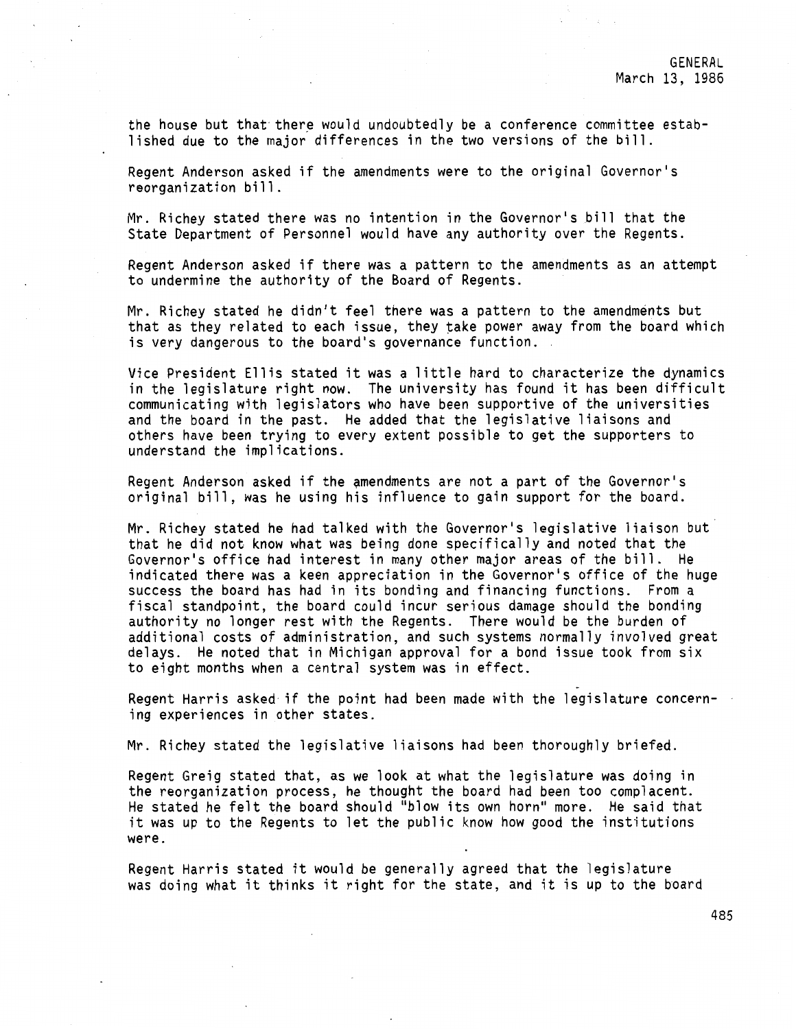the house but that there would undoubtedly be a conference committee established due to the major differences in the two versions of the bill.

Regent Anderson asked if the amendments were to the original Governor's reorganization bill.

Mr. Richey stated there was no intention in the Governor's bill that the State Department of Personnel would have any authority over the Regents.

Regent Anderson asked if there was a pattern to the amendments as an attempt to undermine the authority of the Board of Regents.

Mr. Richey stated he didn't feel there was a pattern to the amendments but that as they related to each issue, they take power away from the board which is very dangerous to the board's governance function.

Vice President Ellis stated it was a little hard to characterize the dynamics in the legislature right now. The university has found it has been difficult communicating with legislators who have been supportive of the universities and the board in the past. He added that the legislative liaisons and others have been trying to every extent possible to get the supporters to understand the implications.

Regent Anderson asked if the amendments are not a part of the Governor's original bill, was he using his influence to gain support for the board.

Mr. Richey stated he had talked with the Governor's legislative liaison but that he did not know what was being done specifically and noted that the Governor's office had interest in many other major areas of the bill. He indicated there was a keen appreciation in the Governor's office of the huge success the board has had in its bonding and financing functions. From a fiscal standpoint, the board could incur serious damage should the bonding authority no longer rest with the Regents. There would be the burden of additional costs of administration, and such systems normally involved great delays. He noted that in Michigan approval for a bond issue took from six to eight months when a central system was in effect.

Regent Harris asked if the point had been made with the legislature concerning experiences in other states.

Mr. Richey stated the legislative liaisons had been thoroughly briefed.

Regent Greig stated that, as we look at what the legislature was doing in the reorganization process, he thought the board had been too complacent. He stated he felt the board should "blow its own horn" more. He said that it was up to the Regents to let the public know how good the institutions were.

Regent Harris stated it would be generally agreed that the legislature was doing what it thinks it right for the state, and it is up to the board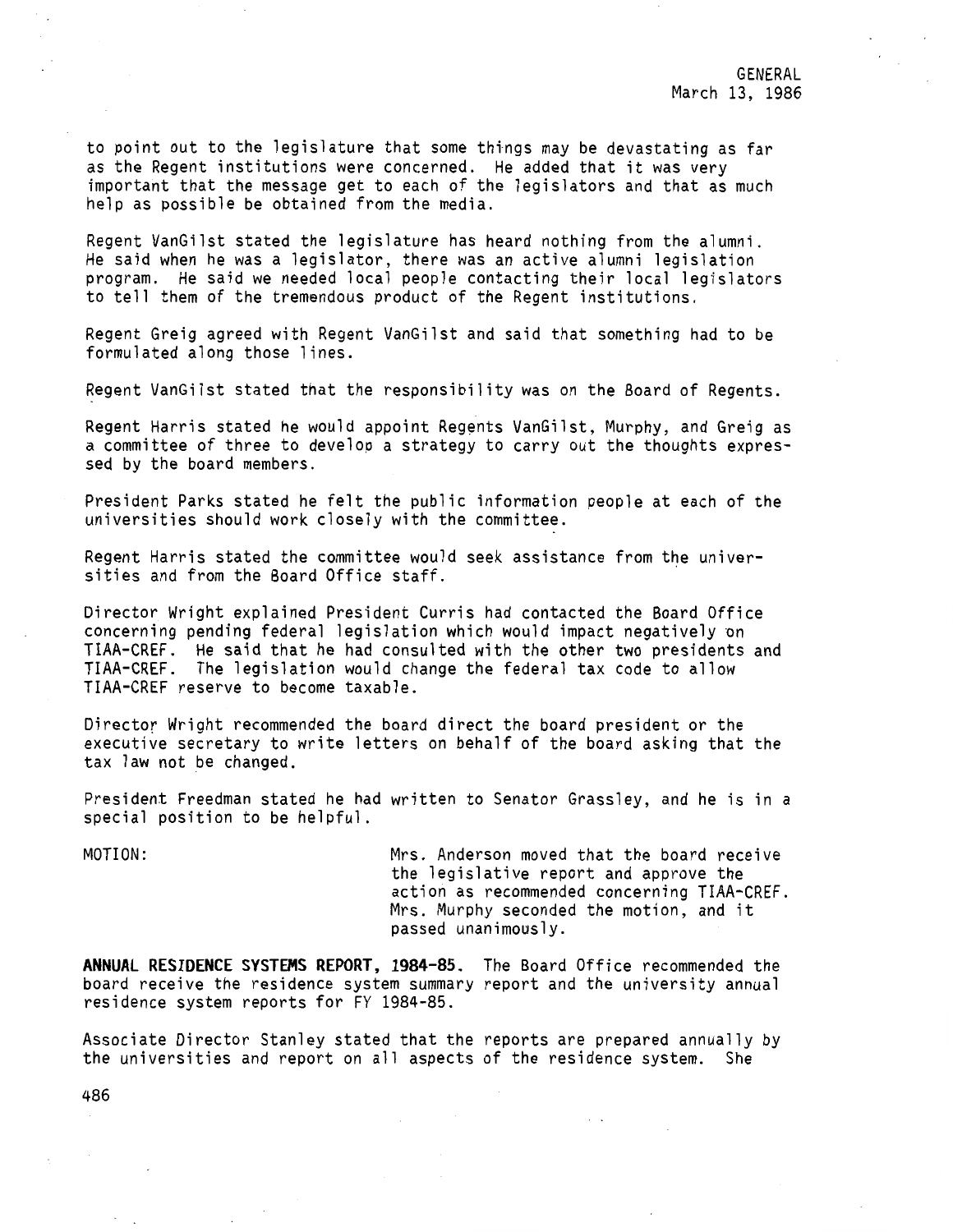to point out to the legislature that some things may be devastating as far as the Regent institutions were concerned. He added that it was very important that the message get to each of the legislators and that as much help as possible be obtained from the media.

Regent VanGilst stated the legislature has heard nothing from the alumni. He said when he was a legislator, there was an active alumni legislation program. He said we needed local people contacting their local legislators to tell them of the tremendous product of the Regent institutions.

Regent Greig agreed with Regent VanGilst and said that something had to be formulated along those lines.

Regent VanGilst stated that the responsibility was on the Board of Regents.

Regent Harris stated he would appoint Regents VanGilst, Murphy, and Greig as a committee of three to develop a strategy to carry out the thoughts expressed by the board members.

President Parks stated he felt the public information people at each of the universities should work closely with the committee.

Regent Harris stated the committee would seek assistance from the universities and from the Board Office staff.

Director Wright explained President Curris had contacted the Board Office concerning pending federal legislation which would impact negatively on TIAA-CREF. He said that he had consulted with the other two presidents and TIAA-CREF. The legislation would change the federal tax code to allow TIAA-CREF reserve to become taxable.

Director Wright recommended the board direct the board president or the executive secretary to write letters on behalf of the board asking that the tax law not be changed.

President Freedman stated he had written to Senator Grassley, and he is in a special position to be helpful.

MOTION: Mrs. Anderson moved that the board receive the legislative report and approve the action as recommended concerning TIAA-CREF. Mrs. Murphy seconded the motion, and it passed unanimously.

**ANNUAL RESIDENCE SYSTEMS REPORT, 1984-85.** The Board Office recommended the board receive the residence system summary report and the university annual residence system reports for FY 1984-85.

Associate Director Stanley stated that the reports are prepared annually by the universities and report on all aspects of the residence system. She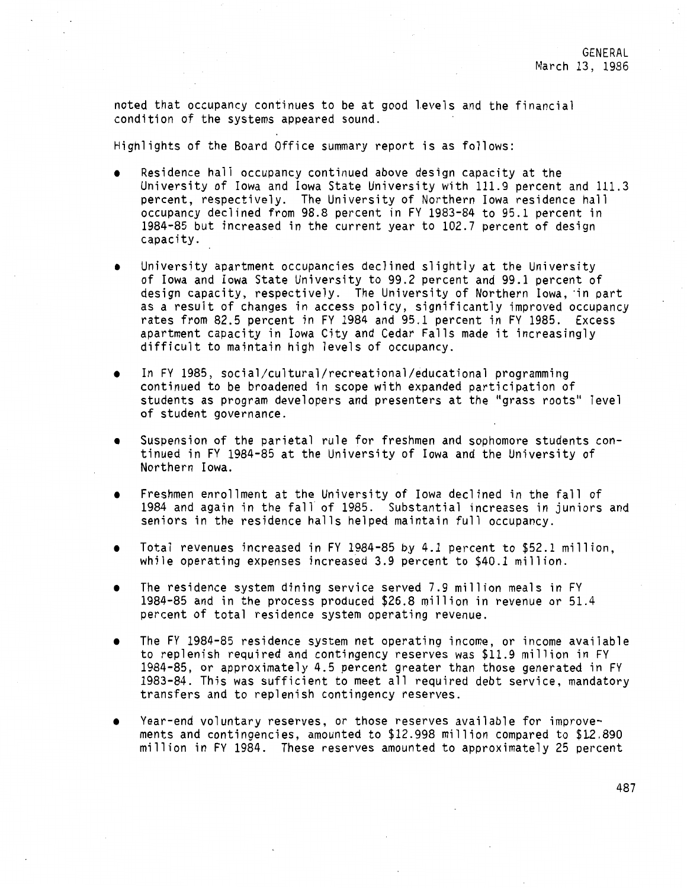noted that occupancy continues to be at good levels and the financial condition of the systems appeared sound.

Highlights of the Board Office summary report is as follows:

- Residence hall occupancy continued above design capacity at the University of Iowa and Iowa State University with 111.9 percent and 111.3 percent, respectively. The University of Northern Iowa residence hall occupancy declined from 98.8 percent in FY 1983-84 to 95.1 percent in 1984-85 but increased in the current year to 102.7 percent of design capacity.

- University apartment occupancies declined slightly at the University of Iowa and Iowa State University to 99.2 percent and 99.1 percent of design capacity, respectively. The University of Northern Iowa, in part as a result of changes in access policy, significantly improved occupancy rates from 82.5 percent in FY 1984 and 95.1 percent in FY 1985. Excess apartment capacity in Iowa City and Cedar Falls made it increasingly difficult to maintain high levels of occupancy.

- In FY 1985, social/cultural/recreational/educational programming continued to be broadened in scope with expanded participation of students as program developers and presenters at the "grass roots" level of student governance.

- Suspension of the parietal rule for freshmen and sophomore students continued in FY 1984-85 at the University of Iowa and the University of Northern Iowa.

- Freshmen enrollment at the University of Iowa declined in the fall of 1984 and again in the fall of 1985. Substantial increases in juniors and seniors in the residence halls helped maintain full occupancy.

- Total revenues increased in FY 1984-85 by 4.1 percent to $52.1 million, while operating expenses increased 3.9 percent to $40.1 million.

- The residence system dining service served 7.9 million meals in FY 1984-85 and in the process produced $26.8 million in revenue or 51.4 percent of total residence system operating revenue.

- The FY 1984-85 residence system net operating income, or income available to replenish required and contingency reserves was $11.9 million in FY 1984-85, or approximately 4.5 percent greater than those generated in FY 1983-84. This was sufficient to meet all required debt service, mandatory transfers and to replenish contingency reserves.

- Year-end voluntary reserves, or those reserves available for improvements and contingencies, amounted to $12.998 million compared to $12.890 million in FY 1984. These reserves amounted to approximately 25 percent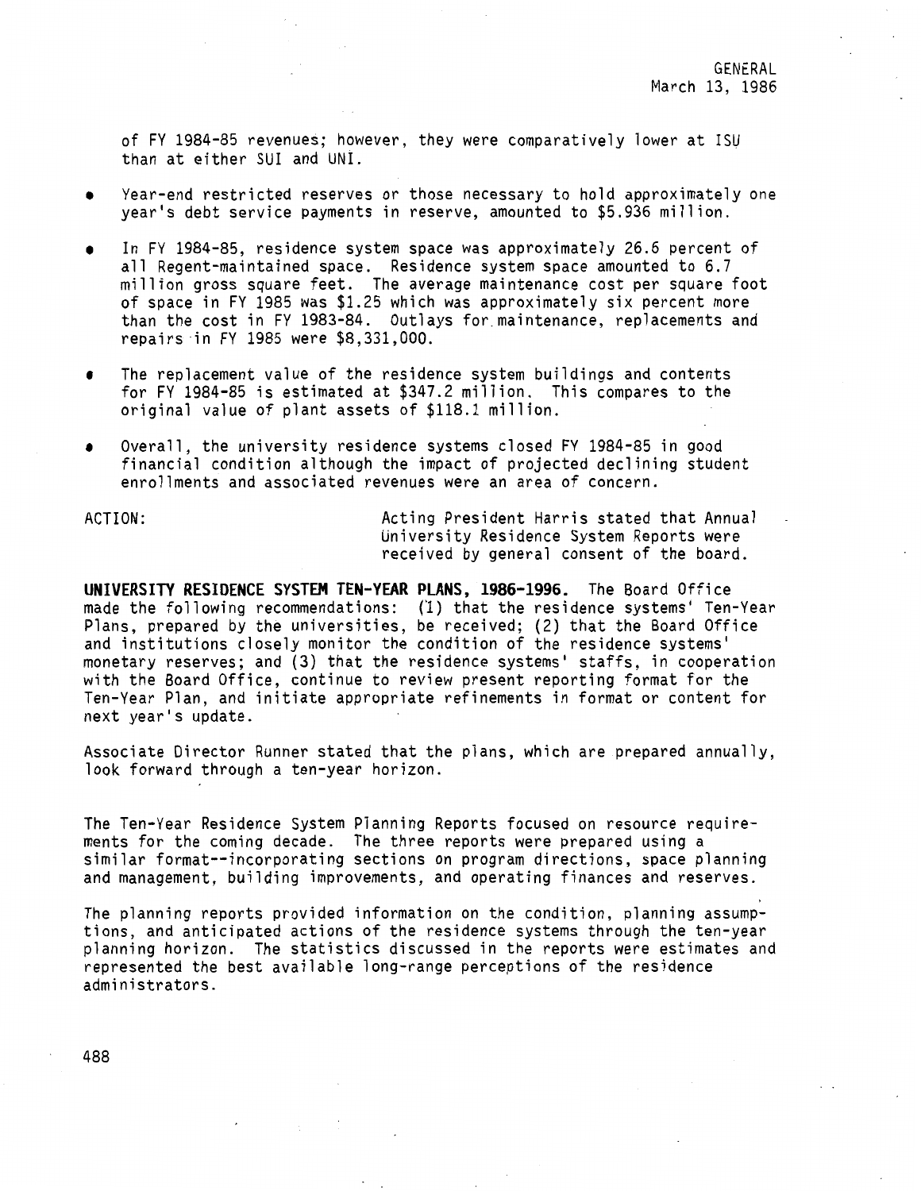of FY 1984-85 revenues; however, they were comparatively lower at ISU than at either SUI and UNI.

- Year-end restricted reserves or those necessary to hold approximately one year's debt service payments in reserve, amounted to $5.936 million.
- In FY 1984-85, residence system space was approximately 26.6 percent of all Regent-maintained space. Residence system space amounted to 6.7 million gross square feet. The average maintenance cost per square foot of space in FY 1985 was $1.25 which was approximately six percent more than the cost in FY 1983-84. Outlays for maintenance, replacements and repairs in FY 1985 were $8,331,000.
- The replacement value of the residence system buildings and contents for FY 1984-85 is estimated at $347.2 million. This compares to the original value of plant assets of $118.1 million.
- Overall, the university residence systems closed FY 1984-85 in good financial condition although the impact of projected declining student enrollments and associated revenues were an area of concern.

ACTION: Acting President Harris stated that Annual University Residence System Reports were received by general consent of the board.

**UNIVERSITY RESIDENCE SYSTEM TEN-YEAR PLANS, 1986-1996.** The Board Office made the following recommendations: (1) that the residence systems' Ten-Year Plans, prepared by the universities, be received; (2) that the Board Office and institutions closely monitor the condition of the residence systems' monetary reserves; and (3) that the residence systems' staffs, in cooperation with the Board Office, continue to review present reporting format for the Ten-Year Plan, and initiate appropriate refinements in format or content for next year's update.

Associate Director Runner stated that the plans, which are prepared annually, look forward through a ten-year horizon.

The Ten-Year Residence System Planning Reports focused on resource requirements for the coming decade. The three reports were prepared using a similar format--incorporating sections on program directions, space planning and management, building improvements, and operating finances and reserves.

The planning reports provided information on the condition, planning assumptions, and anticipated actions of the residence systems through the ten-year planning horizon. The statistics discussed in the reports were estimates and represented the best available long-range perceptions of the residence administrators.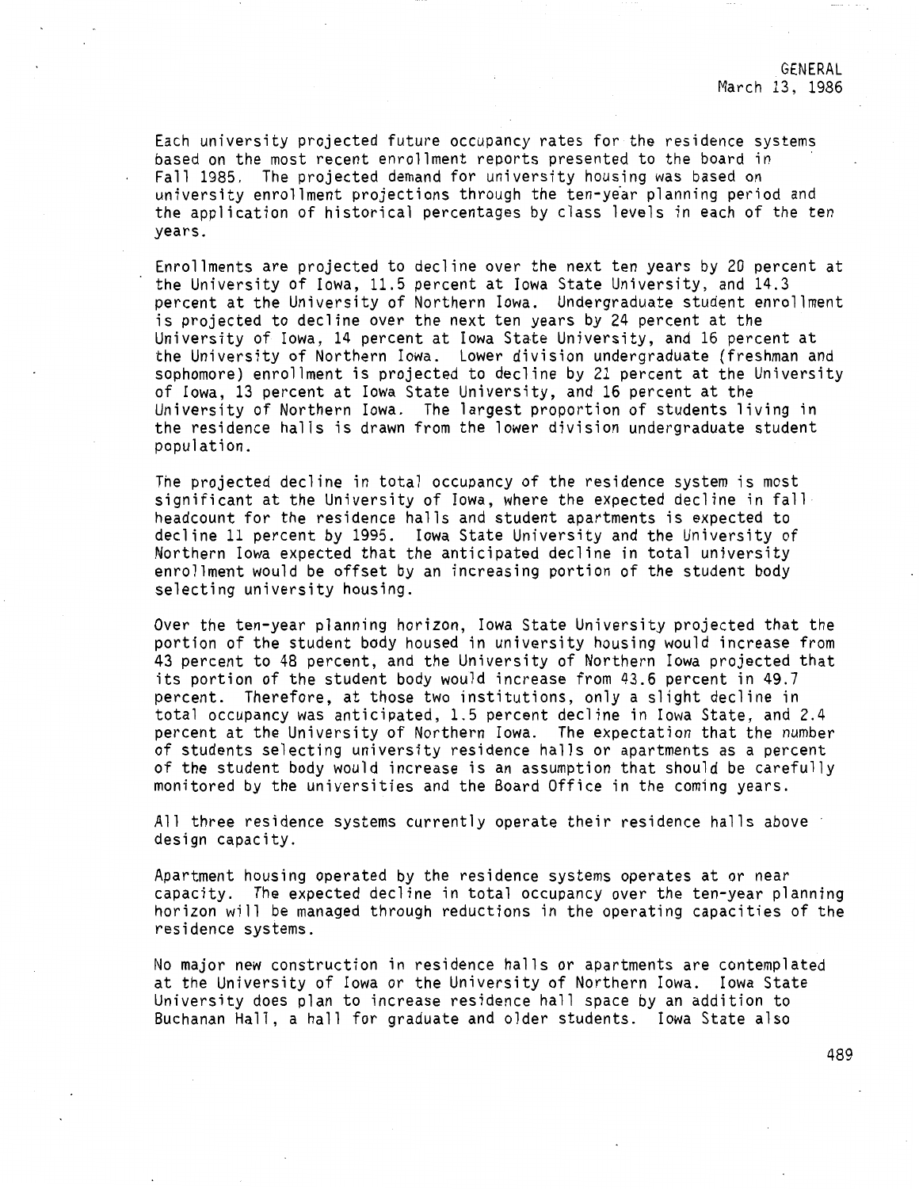Each university projected future occupancy rates for the residence systems based on the most recent enrollment reports presented to the board in Fall 1985. The projected demand for university housing was based on university enrollment projections through the ten-year planning period and the application of historical percentages by class levels in each of the ten years.

Enrollments are projected to decline over the next ten years by 20 percent at the University of Iowa, 11.5 percent at Iowa State University, and 14.3 percent at the University of Northern Iowa. Undergraduate student enrollment is projected to decline over the next ten years by 24 percent at the University of Iowa, 14 percent at Iowa State University, and 16 percent at the University of Northern Iowa. Lower division undergraduate (freshman and sophomore) enrollment is projected to decline by 21 percent at the University of Iowa, 13 percent at Iowa State University, and 16 percent at the University of Northern Iowa. The largest proportion of students living in the residence halls is drawn from the lower division undergraduate student population.

The projected decline in total occupancy of the residence system is most significant at the University of Iowa, where the expected decline in fall headcount for the residence halls and student apartments is expected to decline 11 percent by 1995. Iowa State University and the University of Northern Iowa expected that the anticipated decline in total university enrollment would be offset by an increasing portion of the student body selecting university housing.

Over the ten-year planning horizon, Iowa State University projected that the portion of the student body housed in university housing would increase from 43 percent to 48 percent, and the University of Northern Iowa projected that its portion of the student body would increase from 43.6 percent in 49.7 percent. Therefore, at those two institutions, only a slight decline in total occupancy was anticipated, 1.5 percent decline in Iowa State, and 2.4 percent at the University of Northern Iowa. The expectation that the number of students selecting university residence halls or apartments as a percent of the student body would increase is an assumption that should be carefully monitored by the universities and the Board Office in the coming years.

All three residence systems currently operate their residence halls above design capacity.

Apartment housing operated by the residence systems operates at or near capacity. The expected decline in total occupancy over the ten-year planning horizon will be managed through reductions in the operating capacities of the residence systems.

No major new construction in residence halls or apartments are contemplated at the University of Iowa or the University of Northern Iowa. Iowa State University does plan to increase residence hall space by an addition to Buchanan Hall, a hall for graduate and older students. Iowa State also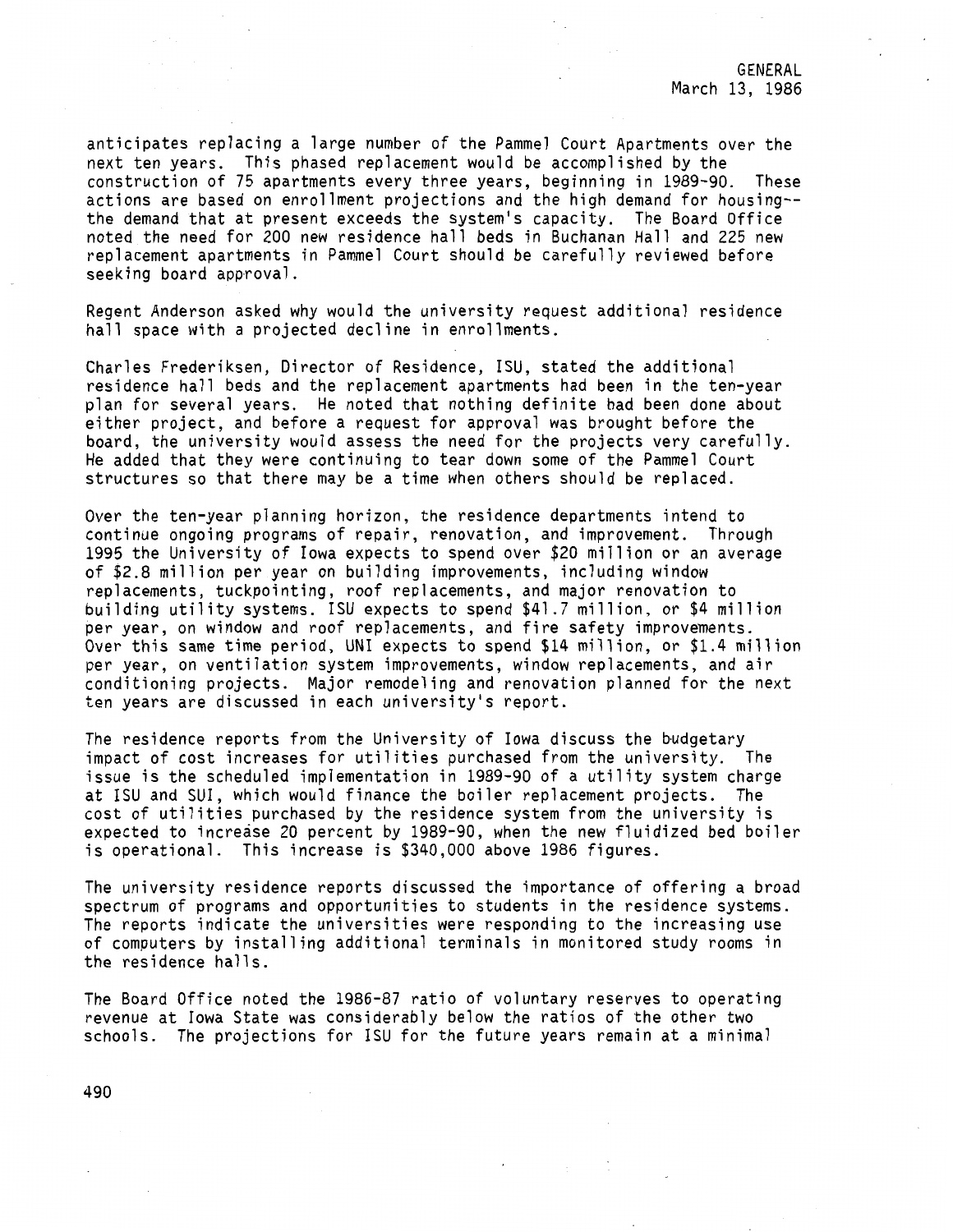anticipates replacing a large number of the Pammel Court Apartments over the next ten years. This phased replacement would be accomplished by the construction of 75 apartments every three years, beginning in 1989-90. These actions are based on enrollment projections and the high demand for housing--the demand that at present exceeds the system's capacity. The Board Office noted the need for 200 new residence hall beds in Buchanan Hall and 225 new replacement apartments in Pammel Court should be carefully reviewed before seeking board approval.

Regent Anderson asked why would the university request additional residence hall space with a projected decline in enrollments.

Charles Frederiksen, Director of Residence, ISU, stated the additional residence hall beds and the replacement apartments had been in the ten-year plan for several years. He noted that nothing definite had been done about either project, and before a request for approval was brought before the board, the university would assess the need for the projects very carefully. He added that they were continuing to tear down some of the Pammel Court structures so that there may be a time when others should be replaced.

Over the ten-year planning horizon, the residence departments intend to continue ongoing programs of repair, renovation, and improvement. Through 1995 the University of Iowa expects to spend over $20 million or an average of $2.8 million per year on building improvements, including window replacements, tuckpointing, roof replacements, and major renovation to building utility systems. ISU expects to spend $41.7 million, or $4 million per year, on window and roof replacements, and fire safety improvements. Over this same time period, UNI expects to spend $14 million, or $1.4 million per year, on ventilation system improvements, window replacements, and air conditioning projects. Major remodeling and renovation planned for the next ten years are discussed in each university's report.

The residence reports from the University of Iowa discuss the budgetary impact of cost increases for utilities purchased from the university. The issue is the scheduled implementation in 1989-90 of a utility system charge at ISU and SUI, which would finance the boiler replacement projects. The cost of utilities purchased by the residence system from the university is expected to increase 20 percent by 1989-90, when the new fluidized bed boiler is operational. This increase is $340,000 above 1986 figures.

The university residence reports discussed the importance of offering a broad spectrum of programs and opportunities to students in the residence systems. The reports indicate the universities were responding to the increasing use of computers by installing additional terminals in monitored study rooms in the residence halls.

The Board Office noted the 1986-87 ratio of voluntary reserves to operating revenue at Iowa State was considerably below the ratios of the other two schools. The projections for ISU for the future years remain at a minimal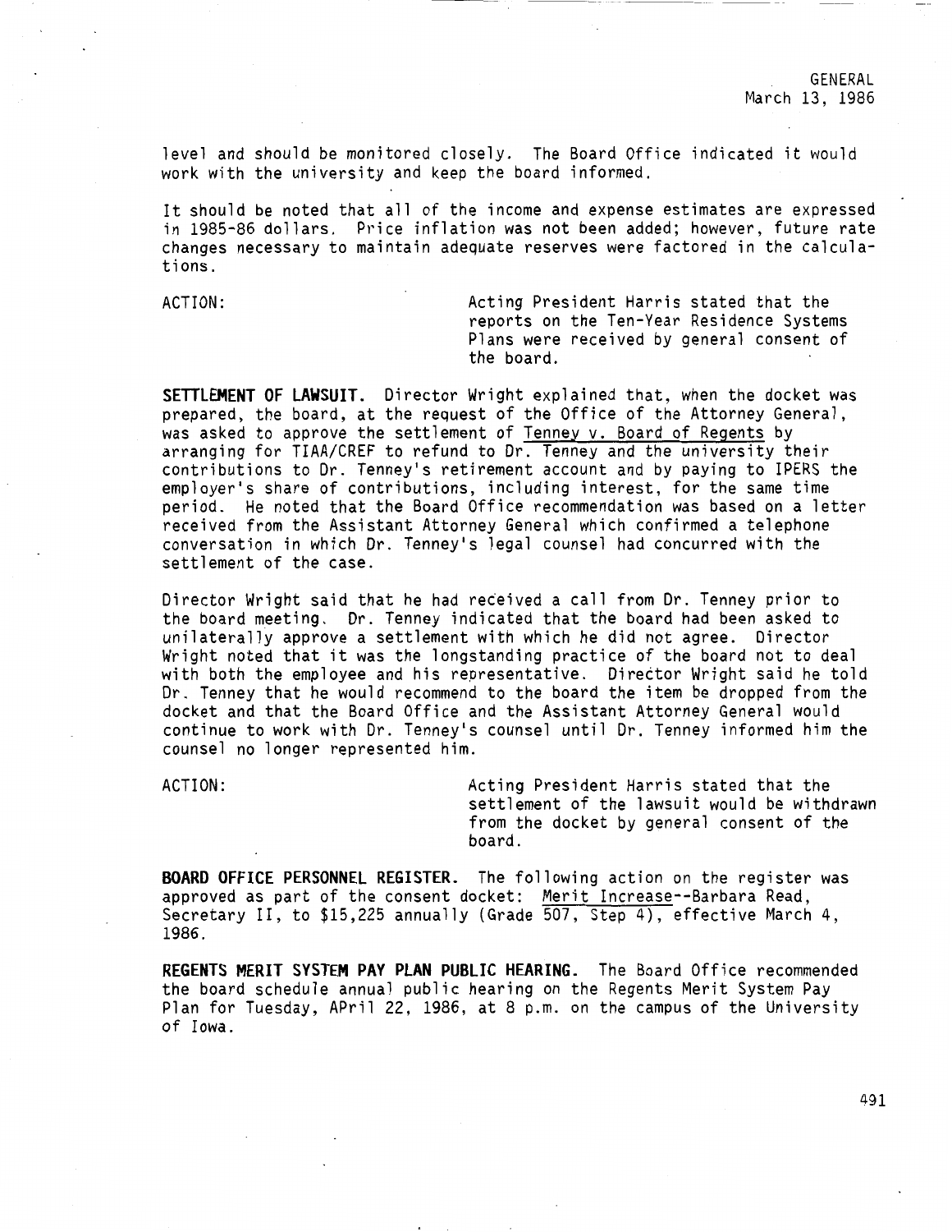level and should be monitored closely. The Board Office indicated it would work with the university and keep the board informed.

It should be noted that all of the income and expense estimates are expressed in 1985-86 dollars. Price inflation was not been added; however, future rate changes necessary to maintain adequate reserves were factored in the calculations.

ACTION: Acting President Harris stated that the reports on the Ten-Year Residence Systems Plans were received by general consent of the board.

**SETTLEMENT OF LAWSUIT.** Director Wright explained that, when the docket was prepared, the board, at the request of the Office of the Attorney General, was asked to approve the settlement of Tenney v. Board of Regents by arranging for TIAA/CREF to refund to Dr. Tenney and the university their contributions to Dr. Tenney's retirement account and by paying to IPERS the employer's share of contributions, including interest, for the same time period. He noted that the Board Office recommendation was based on a letter received from the Assistant Attorney General which confirmed a telephone conversation in which Dr. Tenney's legal counsel had concurred with the settlement of the case.

Director Wright said that he had received a call from Dr. Tenney prior to the board meeting. Dr. Tenney indicated that the board had been asked to unilaterally approve a settlement with which he did not agree. Director Wright noted that it was the longstanding practice of the board not to deal with both the employee and his representative. Director Wright said he told Dr. Tenney that he would recommend to the board the item be dropped from the docket and that the Board Office and the Assistant Attorney General would continue to work with Dr. Tenney's counsel until Dr. Tenney informed him the counsel no longer represented him.

ACTION: Acting President Harris stated that the settlement of the lawsuit would be withdrawn from the docket by general consent of the board.

**BOARD OFFICE PERSONNEL REGISTER.** The following action on the register was approved as part of the consent docket: Merit Increase--Barbara Read, Secretary II, to $15,225 annually (Grade 507, Step 4), effective March 4, 1986.

**REGENTS MERIT SYSTEM PAY PLAN PUBLIC HEARING.** The Board Office recommended the board schedule annual public hearing on the Regents Merit System Pay Plan for Tuesday, APril 22, 1986, at 8 p.m. on the campus of the University of Iowa.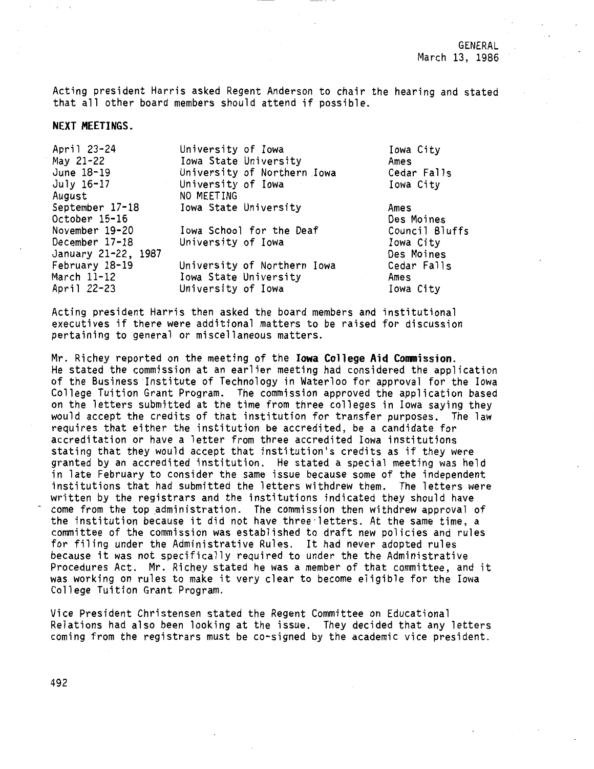Acting president Harris asked Regent Anderson to chair the hearing and stated that all other board members should attend if possible.

**NEXT MEETINGS.**

| | | |
|---|---|---|
| April 23-24 | University of Iowa | Iowa City |
| May 21-22 | Iowa State University | Ames |
| June 18-19 | University of Northern Iowa | Cedar Falls |
| July 16-17 | University of Iowa | Iowa City |
| August | NO MEETING | |
| September 17-18 | Iowa State University | Ames |
| October 15-16 | | Des Moines |
| November 19-20 | Iowa School for the Deaf | Council Bluffs |
| December 17-18 | University of Iowa | Iowa City |
| January 21-22, 1987 | | Des Moines |
| February 18-19 | University of Northern Iowa | Cedar Falls |
| March 11-12 | Iowa State University | Ames |
| April 22-23 | University of Iowa | Iowa City |

Acting president Harris then asked the board members and institutional executives if there were additional matters to be raised for discussion pertaining to general or miscellaneous matters.

Mr. Richey reported on the meeting of the **Iowa College Aid Commission.** He stated the commission at an earlier meeting had considered the application of the Business Institute of Technology in Waterloo for approval for the Iowa College Tuition Grant Program. The commission approved the application based on the letters submitted at the time from three colleges in Iowa saying they would accept the credits of that institution for transfer purposes. The law requires that either the institution be accredited, be a candidate for accreditation or have a letter from three accredited Iowa institutions stating that they would accept that institution's credits as if they were granted by an accredited institution. He stated a special meeting was held in late February to consider the same issue because some of the independent institutions that had submitted the letters withdrew them. The letters were written by the registrars and the institutions indicated they should have come from the top administration. The commission then withdrew approval of the institution because it did not have three letters. At the same time, a committee of the commission was established to draft new policies and rules for filing under the Administrative Rules. It had never adopted rules because it was not specifically required to under the the Administrative Procedures Act. Mr. Richey stated he was a member of that committee, and it was working on rules to make it very clear to become eligible for the Iowa College Tuition Grant Program.

Vice President Christensen stated the Regent Committee on Educational Relations had also been looking at the issue. They decided that any letters coming from the registrars must be co-signed by the academic vice president.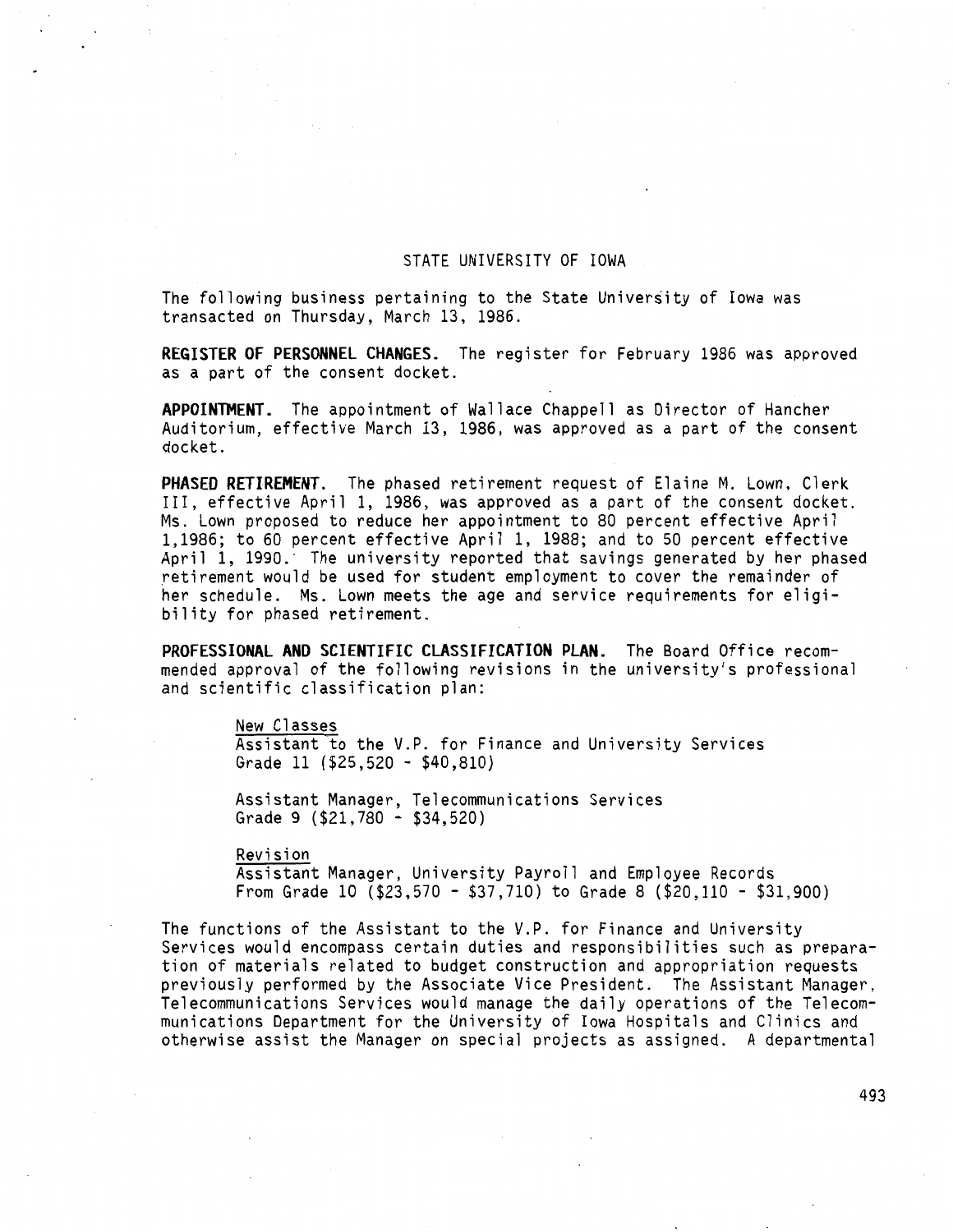# STATE UNIVERSITY OF IOWA

The following business pertaining to the State University of Iowa was transacted on Thursday, March 13, 1986.

**REGISTER OF PERSONNEL CHANGES.** The register for February 1986 was approved as a part of the consent docket.

**APPOINTMENT.** The appointment of Wallace Chappell as Director of Hancher Auditorium, effective March 13, 1986, was approved as a part of the consent docket.

**PHASED RETIREMENT.** The phased retirement request of Elaine M. Lown, Clerk III, effective April 1, 1986, was approved as a part of the consent docket. Ms. Lown proposed to reduce her appointment to 80 percent effective April 1,1986; to 60 percent effective April 1, 1988; and to 50 percent effective April 1, 1990. The university reported that savings generated by her phased retirement would be used for student employment to cover the remainder of her schedule. Ms. Lown meets the age and service requirements for eligibility for phased retirement.

**PROFESSIONAL AND SCIENTIFIC CLASSIFICATION PLAN.** The Board Office recommended approval of the following revisions in the university's professional and scientific classification plan:

New Classes
Assistant to the V.P. for Finance and University Services
Grade 11 ($25,520 - $40,810)

Assistant Manager, Telecommunications Services
Grade 9 ($21,780 - $34,520)

Revision
Assistant Manager, University Payroll and Employee Records
From Grade 10 ($23,570 - $37,710) to Grade 8 ($20,110 - $31,900)

The functions of the Assistant to the V.P. for Finance and University Services would encompass certain duties and responsibilities such as preparation of materials related to budget construction and appropriation requests previously performed by the Associate Vice President. The Assistant Manager, Telecommunications Services would manage the daily operations of the Telecommunications Department for the University of Iowa Hospitals and Clinics and otherwise assist the Manager on special projects as assigned. A departmental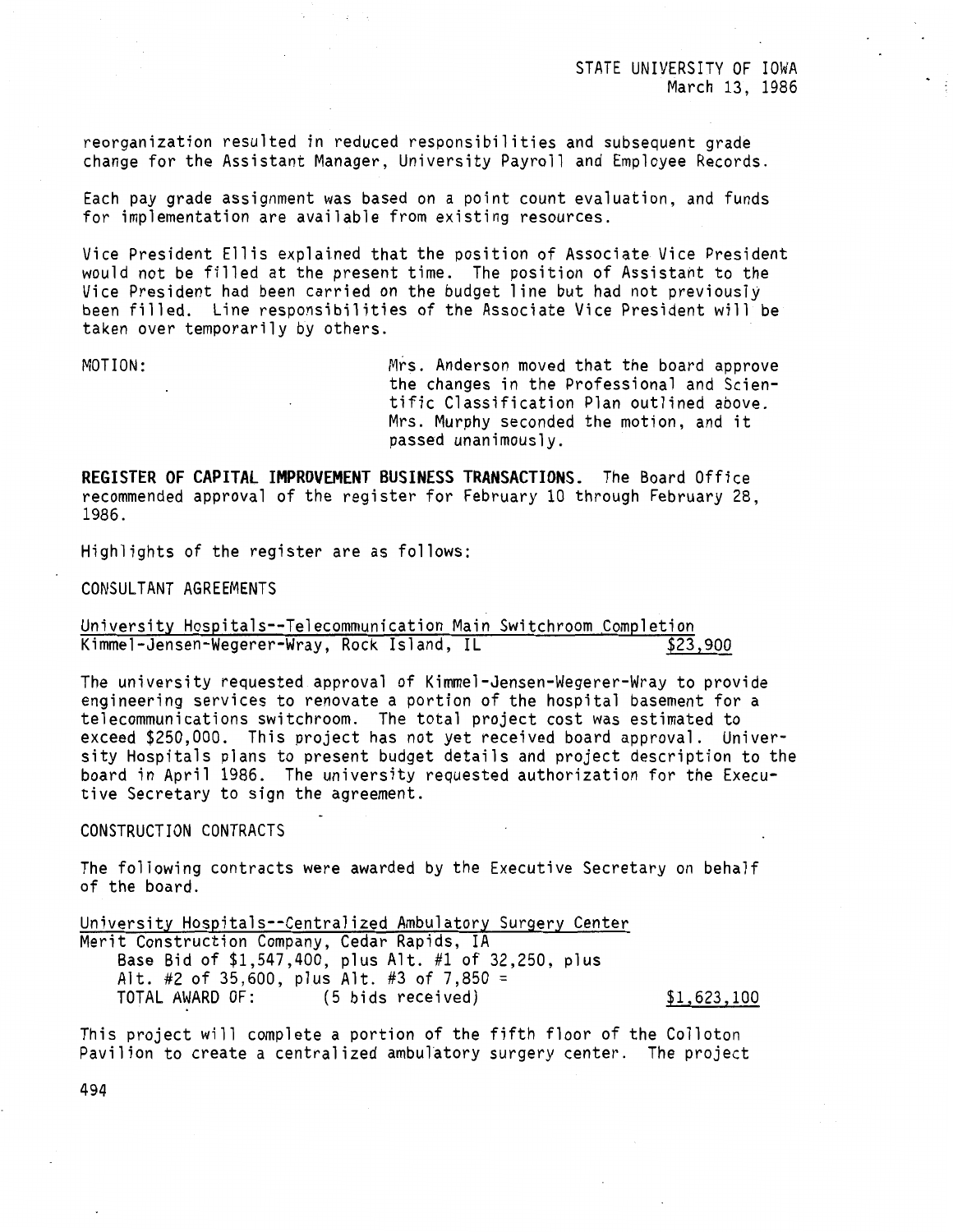reorganization resulted in reduced responsibilities and subsequent grade change for the Assistant Manager, University Payroll and Employee Records.

Each pay grade assignment was based on a point count evaluation, and funds for implementation are available from existing resources.

Vice President Ellis explained that the position of Associate Vice President would not be filled at the present time. The position of Assistant to the Vice President had been carried on the budget line but had not previously been filled. Line responsibilities of the Associate Vice President will be taken over temporarily by others.

MOTION: Mrs. Anderson moved that the board approve the changes in the Professional and Scientific Classification Plan outlined above. Mrs. Murphy seconded the motion, and it passed unanimously.

**REGISTER OF CAPITAL IMPROVEMENT BUSINESS TRANSACTIONS.** The Board Office recommended approval of the register for February 10 through February 28, 1986.

Highlights of the register are as follows:

CONSULTANT AGREEMENTS

University Hospitals--Telecommunication Main Switchroom Completion
Kimmel-Jensen-Wegerer-Wray, Rock Island, IL $23,900

The university requested approval of Kimmel-Jensen-Wegerer-Wray to provide engineering services to renovate a portion of the hospital basement for a telecommunications switchroom. The total project cost was estimated to exceed $250,000. This project has not yet received board approval. University Hospitals plans to present budget details and project description to the board in April 1986. The university requested authorization for the Executive Secretary to sign the agreement.

CONSTRUCTION CONTRACTS

The following contracts were awarded by the Executive Secretary on behalf of the board.

University Hospitals--Centralized Ambulatory Surgery Center
Merit Construction Company, Cedar Rapids, IA
Base Bid of $1,547,400, plus Alt. #1 of 32,250, plus
Alt. #2 of 35,600, plus Alt. #3 of 7,850 =
TOTAL AWARD OF: (5 bids received) $1,623,100

This project will complete a portion of the fifth floor of the Colloton Pavilion to create a centralized ambulatory surgery center. The project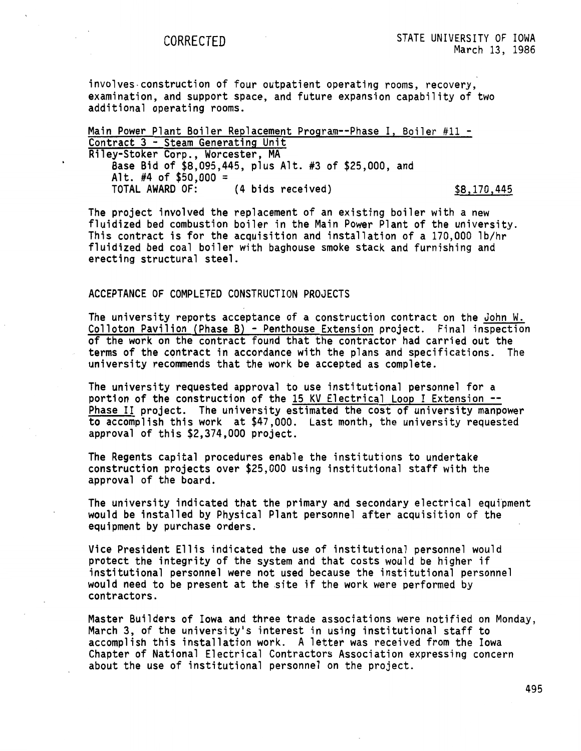involves construction of four outpatient operating rooms, recovery, examination, and support space, and future expansion capability of two additional operating rooms.

Main Power Plant Boiler Replacement Program--Phase I, Boiler #11 - Contract 3 - Steam Generating Unit
Riley-Stoker Corp., Worcester, MA
Base Bid of $8,095,445, plus Alt. #3 of $25,000, and Alt. #4 of $50,000 =
TOTAL AWARD OF: (4 bids received) $8,170,445

The project involved the replacement of an existing boiler with a new fluidized bed combustion boiler in the Main Power Plant of the university. This contract is for the acquisition and installation of a 170,000 lb/hr fluidized bed coal boiler with baghouse smoke stack and furnishing and erecting structural steel.

ACCEPTANCE OF COMPLETED CONSTRUCTION PROJECTS

The university reports acceptance of a construction contract on the John W. Colloton Pavilion (Phase B) - Penthouse Extension project. Final inspection of the work on the contract found that the contractor had carried out the terms of the contract in accordance with the plans and specifications. The university recommends that the work be accepted as complete.

The university requested approval to use institutional personnel for a portion of the construction of the 15 KV Electrical Loop I Extension -- Phase II project. The university estimated the cost of university manpower to accomplish this work at $47,000. Last month, the university requested approval of this $2,374,000 project.

The Regents capital procedures enable the institutions to undertake construction projects over $25,000 using institutional staff with the approval of the board.

The university indicated that the primary and secondary electrical equipment would be installed by Physical Plant personnel after acquisition of the equipment by purchase orders.

Vice President Ellis indicated the use of institutional personnel would protect the integrity of the system and that costs would be higher if institutional personnel were not used because the institutional personnel would need to be present at the site if the work were performed by contractors.

Master Builders of Iowa and three trade associations were notified on Monday, March 3, of the university's interest in using institutional staff to accomplish this installation work. A letter was received from the Iowa Chapter of National Electrical Contractors Association expressing concern about the use of institutional personnel on the project.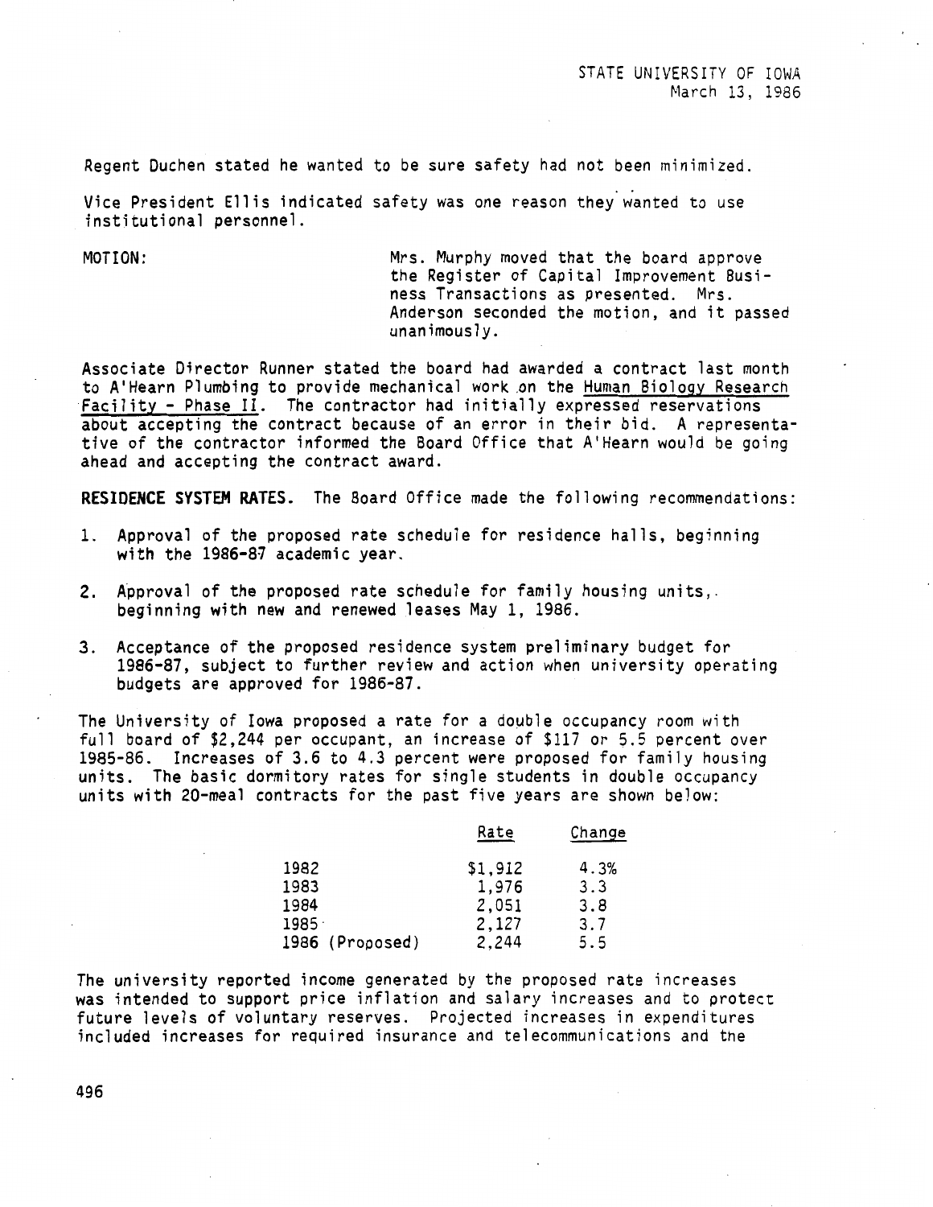Regent Duchen stated he wanted to be sure safety had not been minimized.

Vice President Ellis indicated safety was one reason they wanted to use institutional personnel.

MOTION: Mrs. Murphy moved that the board approve the Register of Capital Improvement Business Transactions as presented. Mrs. Anderson seconded the motion, and it passed unanimously.

Associate Director Runner stated the board had awarded a contract last month to A'Hearn Plumbing to provide mechanical work on the Human Biology Research Facility - Phase II. The contractor had initially expressed reservations about accepting the contract because of an error in their bid. A representative of the contractor informed the Board Office that A'Hearn would be going ahead and accepting the contract award.

**RESIDENCE SYSTEM RATES.** The Board Office made the following recommendations:

1. Approval of the proposed rate schedule for residence halls, beginning with the 1986-87 academic year.
2. Approval of the proposed rate schedule for family housing units, beginning with new and renewed leases May 1, 1986.
3. Acceptance of the proposed residence system preliminary budget for 1986-87, subject to further review and action when university operating budgets are approved for 1986-87.

The University of Iowa proposed a rate for a double occupancy room with full board of $2,244 per occupant, an increase of $117 or 5.5 percent over 1985-86. Increases of 3.6 to 4.3 percent were proposed for family housing units. The basic dormitory rates for single students in double occupancy units with 20-meal contracts for the past five years are shown below:

| | Rate | Change |
|---|---|---|
| 1982 | $1,912 | 4.3% |
| 1983 | 1,976 | 3.3 |
| 1984 | 2,051 | 3.8 |
| 1985 | 2,127 | 3.7 |
| 1986 (Proposed) | 2,244 | 5.5 |

The university reported income generated by the proposed rate increases was intended to support price inflation and salary increases and to protect future levels of voluntary reserves. Projected increases in expenditures included increases for required insurance and telecommunications and the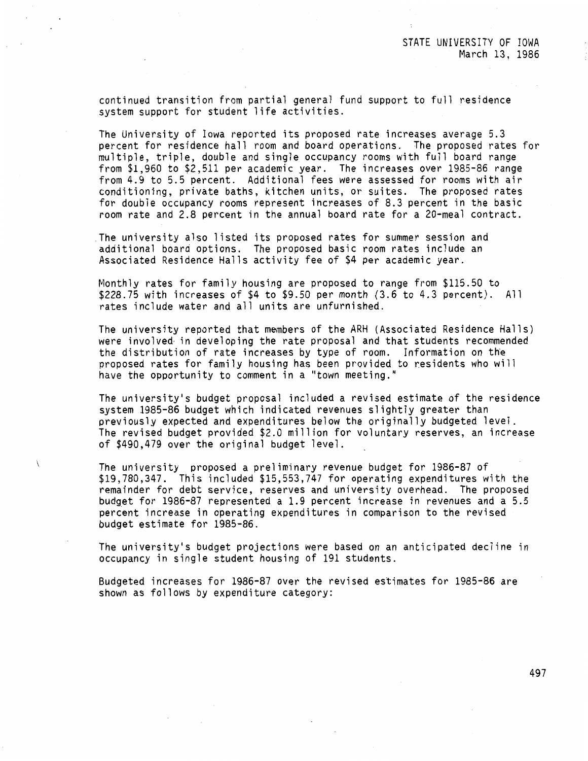continued transition from partial general fund support to full residence system support for student life activities.

The University of Iowa reported its proposed rate increases average 5.3 percent for residence hall room and board operations. The proposed rates for multiple, triple, double and single occupancy rooms with full board range from $1,960 to $2,511 per academic year. The increases over 1985-86 range from 4.9 to 5.5 percent. Additional fees were assessed for rooms with air conditioning, private baths, kitchen units, or suites. The proposed rates for double occupancy rooms represent increases of 8.3 percent in the basic room rate and 2.8 percent in the annual board rate for a 20-meal contract.

The university also listed its proposed rates for summer session and additional board options. The proposed basic room rates include an Associated Residence Halls activity fee of $4 per academic year.

Monthly rates for family housing are proposed to range from $115.50 to $228.75 with increases of $4 to $9.50 per month (3.6 to 4.3 percent). All rates include water and all units are unfurnished.

The university reported that members of the ARH (Associated Residence Halls) were involved in developing the rate proposal and that students recommended the distribution of rate increases by type of room. Information on the proposed rates for family housing has been provided to residents who will have the opportunity to comment in a "town meeting."

The university's budget proposal included a revised estimate of the residence system 1985-86 budget which indicated revenues slightly greater than previously expected and expenditures below the originally budgeted level. The revised budget provided $2.0 million for voluntary reserves, an increase of $490,479 over the original budget level.

The university proposed a preliminary revenue budget for 1986-87 of $19,780,347. This included $15,553,747 for operating expenditures with the remainder for debt service, reserves and university overhead. The proposed budget for 1986-87 represented a 1.9 percent increase in revenues and a 5.5 percent increase in operating expenditures in comparison to the revised budget estimate for 1985-86.

The university's budget projections were based on an anticipated decline in occupancy in single student housing of 191 students.

Budgeted increases for 1986-87 over the revised estimates for 1985-86 are shown as follows by expenditure category: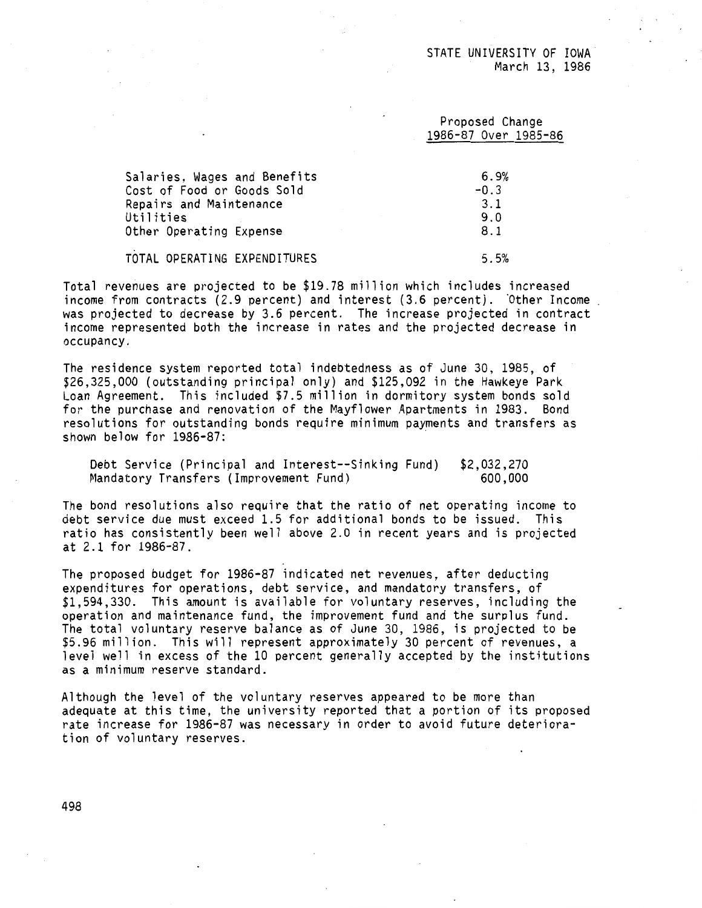STATE UNIVERSITY OF IOWA
March 13, 1986

| | Proposed Change 1986-87 Over 1985-86 |
|---|---|
| Salaries, Wages and Benefits | 6.9% |
| Cost of Food or Goods Sold | -0.3 |
| Repairs and Maintenance | 3.1 |
| Utilities | 9.0 |
| Other Operating Expense | 8.1 |
| TOTAL OPERATING EXPENDITURES | 5.5% |

Total revenues are projected to be $19.78 million which includes increased income from contracts (2.9 percent) and interest (3.6 percent). Other Income was projected to decrease by 3.6 percent. The increase projected in contract income represented both the increase in rates and the projected decrease in occupancy.

The residence system reported total indebtedness as of June 30, 1985, of $26,325,000 (outstanding principal only) and $125,092 in the Hawkeye Park Loan Agreement. This included $7.5 million in dormitory system bonds sold for the purchase and renovation of the Mayflower Apartments in 1983. Bond resolutions for outstanding bonds require minimum payments and transfers as shown below for 1986-87:

| | |
|---|---|
| Debt Service (Principal and Interest--Sinking Fund) | $2,032,270 |
| Mandatory Transfers (Improvement Fund) | 600,000 |

The bond resolutions also require that the ratio of net operating income to debt service due must exceed 1.5 for additional bonds to be issued. This ratio has consistently been well above 2.0 in recent years and is projected at 2.1 for 1986-87.

The proposed budget for 1986-87 indicated net revenues, after deducting expenditures for operations, debt service, and mandatory transfers, of $1,594,330. This amount is available for voluntary reserves, including the operation and maintenance fund, the improvement fund and the surplus fund. The total voluntary reserve balance as of June 30, 1986, is projected to be $5.96 million. This will represent approximately 30 percent of revenues, a level well in excess of the 10 percent generally accepted by the institutions as a minimum reserve standard.

Although the level of the voluntary reserves appeared to be more than adequate at this time, the university reported that a portion of its proposed rate increase for 1986-87 was necessary in order to avoid future deterioration of voluntary reserves.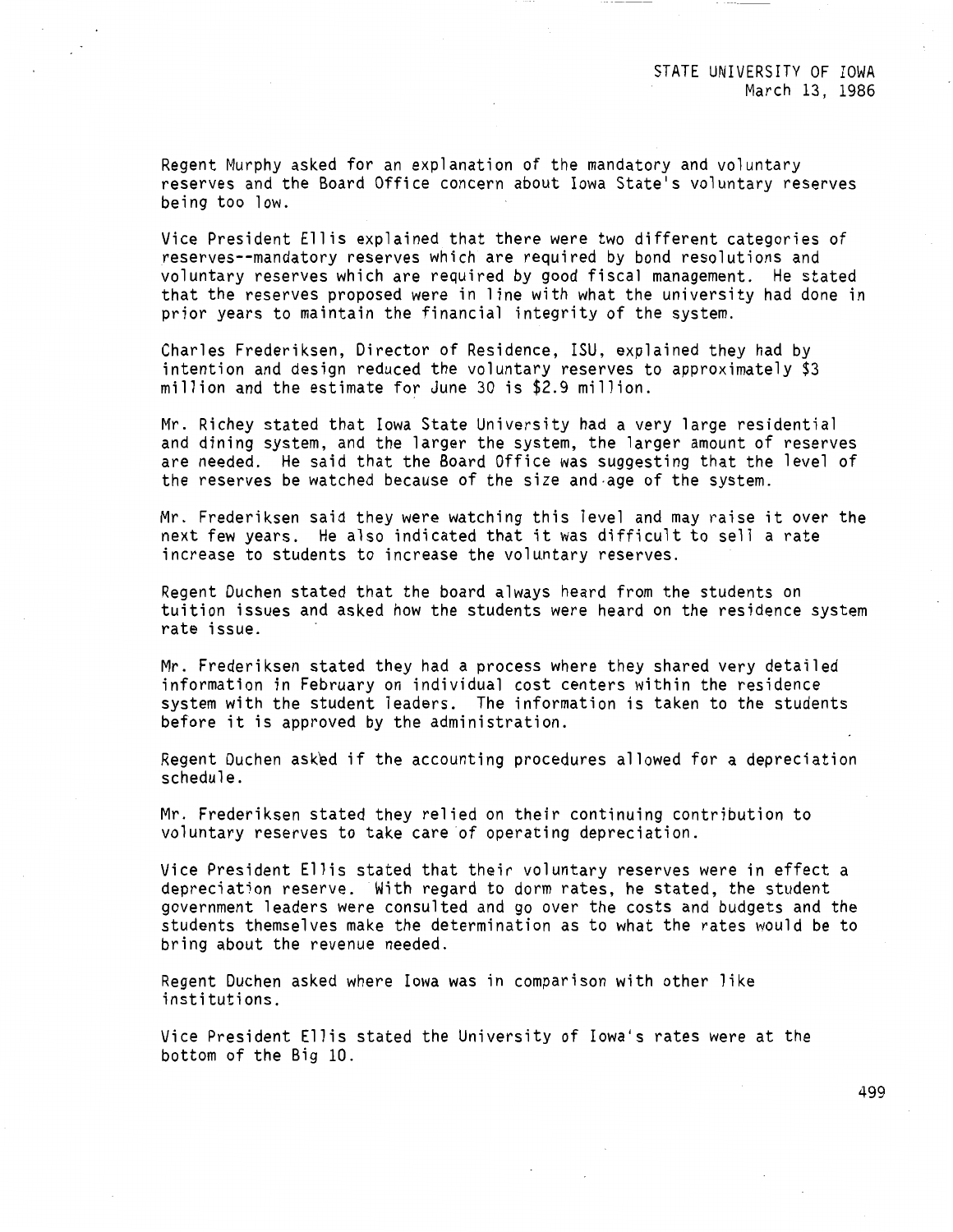Regent Murphy asked for an explanation of the mandatory and voluntary reserves and the Board Office concern about Iowa State's voluntary reserves being too low.

Vice President Ellis explained that there were two different categories of reserves--mandatory reserves which are required by bond resolutions and voluntary reserves which are required by good fiscal management. He stated that the reserves proposed were in line with what the university had done in prior years to maintain the financial integrity of the system.

Charles Frederiksen, Director of Residence, ISU, explained they had by intention and design reduced the voluntary reserves to approximately $3 million and the estimate for June 30 is $2.9 million.

Mr. Richey stated that Iowa State University had a very large residential and dining system, and the larger the system, the larger amount of reserves are needed. He said that the Board Office was suggesting that the level of the reserves be watched because of the size and age of the system.

Mr. Frederiksen said they were watching this level and may raise it over the next few years. He also indicated that it was difficult to sell a rate increase to students to increase the voluntary reserves.

Regent Duchen stated that the board always heard from the students on tuition issues and asked how the students were heard on the residence system rate issue.

Mr. Frederiksen stated they had a process where they shared very detailed information in February on individual cost centers within the residence system with the student leaders. The information is taken to the students before it is approved by the administration.

Regent Duchen asked if the accounting procedures allowed for a depreciation schedule.

Mr. Frederiksen stated they relied on their continuing contribution to voluntary reserves to take care of operating depreciation.

Vice President Ellis stated that their voluntary reserves were in effect a depreciation reserve. With regard to dorm rates, he stated, the student government leaders were consulted and go over the costs and budgets and the students themselves make the determination as to what the rates would be to bring about the revenue needed.

Regent Duchen asked where Iowa was in comparison with other like institutions.

Vice President Ellis stated the University of Iowa's rates were at the bottom of the Big 10.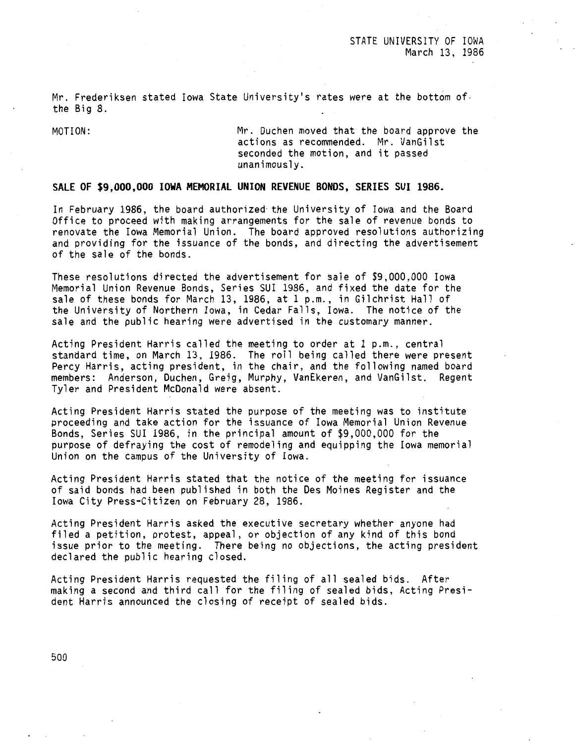Mr. Frederiksen stated Iowa State University's rates were at the bottom of the Big 8.

MOTION: Mr. Duchen moved that the board approve the actions as recommended. Mr. VanGilst seconded the motion, and it passed unanimously.

**SALE OF $9,000,000 IOWA MEMORIAL UNION REVENUE BONDS, SERIES SUI 1986.**

In February 1986, the board authorized the University of Iowa and the Board Office to proceed with making arrangements for the sale of revenue bonds to renovate the Iowa Memorial Union. The board approved resolutions authorizing and providing for the issuance of the bonds, and directing the advertisement of the sale of the bonds.

These resolutions directed the advertisement for sale of $9,000,000 Iowa Memorial Union Revenue Bonds, Series SUI 1986, and fixed the date for the sale of these bonds for March 13, 1986, at 1 p.m., in Gilchrist Hall of the University of Northern Iowa, in Cedar Falls, Iowa. The notice of the sale and the public hearing were advertised in the customary manner.

Acting President Harris called the meeting to order at 1 p.m., central standard time, on March 13, 1986. The roll being called there were present Percy Harris, acting president, in the chair, and the following named board members: Anderson, Duchen, Greig, Murphy, VanEkeren, and VanGilst. Regent Tyler and President McDonald were absent.

Acting President Harris stated the purpose of the meeting was to institute proceeding and take action for the issuance of Iowa Memorial Union Revenue Bonds, Series SUI 1986, in the principal amount of $9,000,000 for the purpose of defraying the cost of remodeling and equipping the Iowa memorial Union on the campus of the University of Iowa.

Acting President Harris stated that the notice of the meeting for issuance of said bonds had been published in both the Des Moines Register and the Iowa City Press-Citizen on February 28, 1986.

Acting President Harris asked the executive secretary whether anyone had filed a petition, protest, appeal, or objection of any kind of this bond issue prior to the meeting. There being no objections, the acting president declared the public hearing closed.

Acting President Harris requested the filing of all sealed bids. After making a second and third call for the filing of sealed bids, Acting President Harris announced the closing of receipt of sealed bids.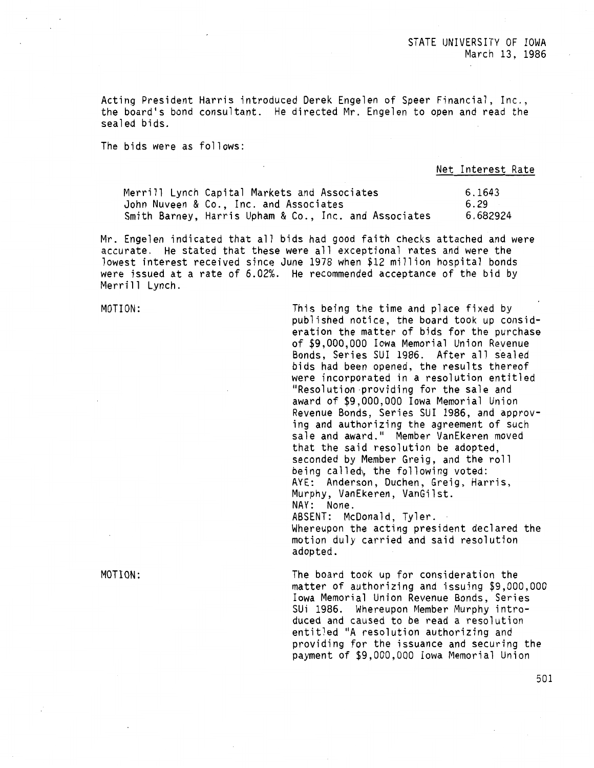Acting President Harris introduced Derek Engelen of Speer Financial, Inc., the board's bond consultant. He directed Mr. Engelen to open and read the sealed bids.

The bids were as follows:

| | Net Interest Rate |
|---|---|
| Merrill Lynch Capital Markets and Associates | 6.1643 |
| John Nuveen & Co., Inc. and Associates | 6.29 |
| Smith Barney, Harris Upham & Co., Inc. and Associates | 6.682924 |

Mr. Engelen indicated that all bids had good faith checks attached and were accurate. He stated that these were all exceptional rates and were the lowest interest received since June 1978 when $12 million hospital bonds were issued at a rate of 6.02%. He recommended acceptance of the bid by Merrill Lynch.

MOTION: This being the time and place fixed by published notice, the board took up consideration the matter of bids for the purchase of $9,000,000 Iowa Memorial Union Revenue Bonds, Series SUI 1986. After all sealed bids had been opened, the results thereof were incorporated in a resolution entitled "Resolution providing for the sale and award of $9,000,000 Iowa Memorial Union Revenue Bonds, Series SUI 1986, and approving and authorizing the agreement of such sale and award." Member VanEkeren moved that the said resolution be adopted, seconded by Member Greig, and the roll being called, the following voted:
AYE: Anderson, Duchen, Greig, Harris, Murphy, VanEkeren, VanGilst.
NAY: None.
ABSENT: McDonald, Tyler.
Whereupon the acting president declared the motion duly carried and said resolution adopted.

MOTION: The board took up for consideration the matter of authorizing and issuing $9,000,000 Iowa Memorial Union Revenue Bonds, Series SUi 1986. Whereupon Member Murphy introduced and caused to be read a resolution entitled "A resolution authorizing and providing for the issuance and securing the payment of $9,000,000 Iowa Memorial Union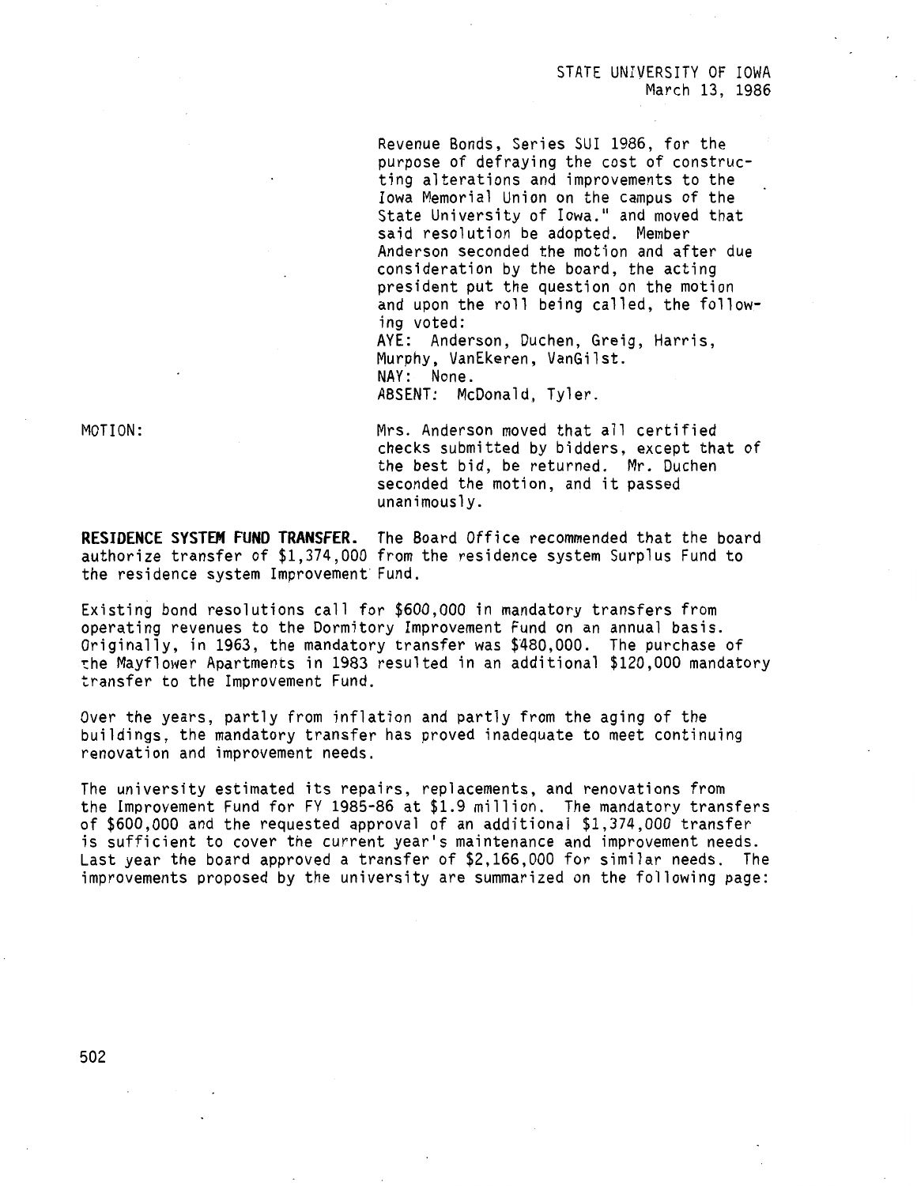Revenue Bonds, Series SUI 1986, for the purpose of defraying the cost of constructing alterations and improvements to the Iowa Memorial Union on the campus of the State University of Iowa." and moved that said resolution be adopted. Member Anderson seconded the motion and after due consideration by the board, the acting president put the question on the motion and upon the roll being called, the following voted:
AYE: Anderson, Duchen, Greig, Harris, Murphy, VanEkeren, VanGilst.
NAY: None.
ABSENT: McDonald, Tyler.

MOTION:

Mrs. Anderson moved that all certified checks submitted by bidders, except that of the best bid, be returned. Mr. Duchen seconded the motion, and it passed unanimously.

**RESIDENCE SYSTEM FUND TRANSFER.** The Board Office recommended that the board authorize transfer of $1,374,000 from the residence system Surplus Fund to the residence system Improvement Fund.

Existing bond resolutions call for $600,000 in mandatory transfers from operating revenues to the Dormitory Improvement Fund on an annual basis. Originally, in 1963, the mandatory transfer was $480,000. The purchase of the Mayflower Apartments in 1983 resulted in an additional $120,000 mandatory transfer to the Improvement Fund.

Over the years, partly from inflation and partly from the aging of the buildings, the mandatory transfer has proved inadequate to meet continuing renovation and improvement needs.

The university estimated its repairs, replacements, and renovations from the Improvement Fund for FY 1985-86 at $1.9 million. The mandatory transfers of $600,000 and the requested approval of an additional $1,374,000 transfer is sufficient to cover the current year's maintenance and improvement needs. Last year the board approved a transfer of $2,166,000 for similar needs. The improvements proposed by the university are summarized on the following page: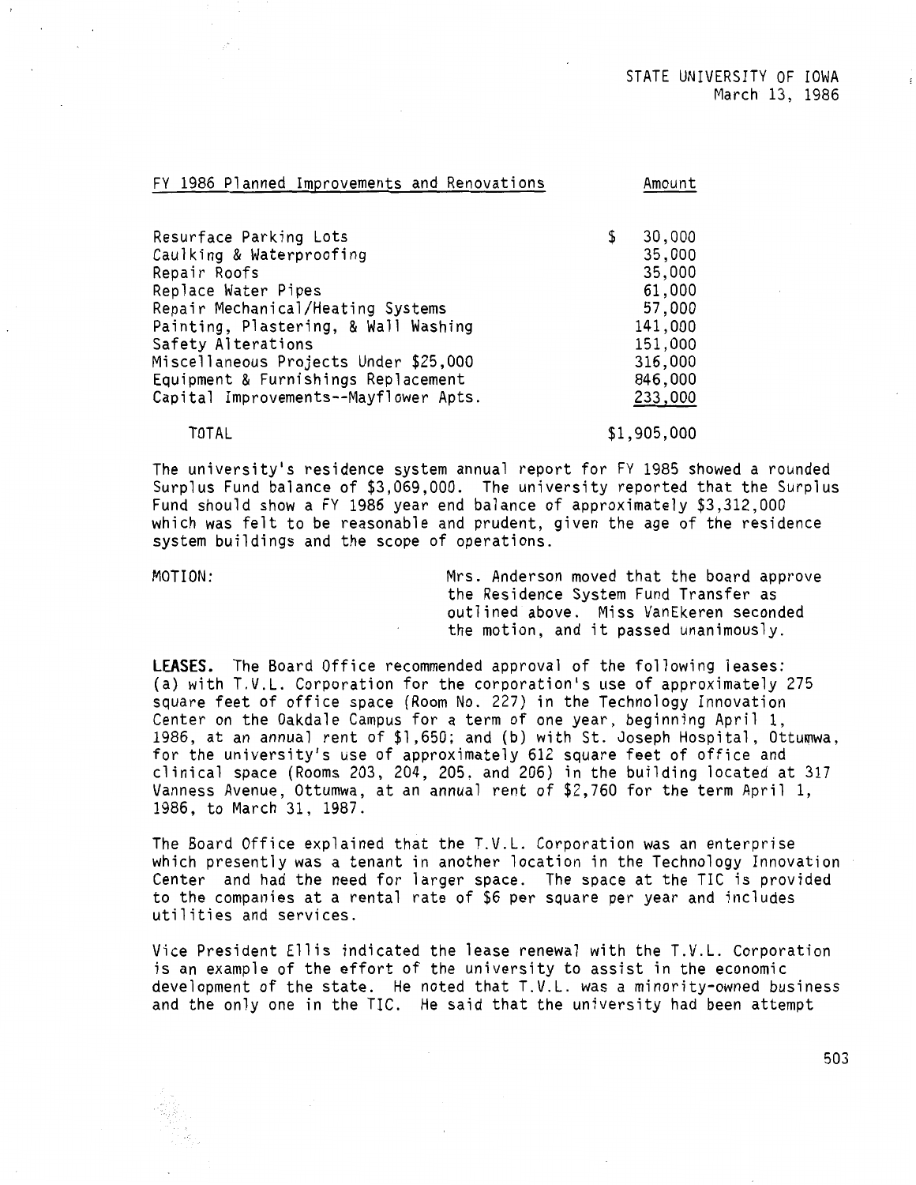STATE UNIVERSITY OF IOWA
March 13, 1986

| FY 1986 Planned Improvements and Renovations | Amount |
|---|---|
| Resurface Parking Lots | $ 30,000 |
| Caulking & Waterproofing | 35,000 |
| Repair Roofs | 35,000 |
| Replace Water Pipes | 61,000 |
| Repair Mechanical/Heating Systems | 57,000 |
| Painting, Plastering, & Wall Washing | 141,000 |
| Safety Alterations | 151,000 |
| Miscellaneous Projects Under $25,000 | 316,000 |
| Equipment & Furnishings Replacement | 846,000 |
| Capital Improvements--Mayflower Apts. | 233,000 |
| TOTAL | $1,905,000 |

The university's residence system annual report for FY 1985 showed a rounded Surplus Fund balance of $3,069,000. The university reported that the Surplus Fund should show a FY 1986 year end balance of approximately $3,312,000 which was felt to be reasonable and prudent, given the age of the residence system buildings and the scope of operations.

MOTION: Mrs. Anderson moved that the board approve the Residence System Fund Transfer as outlined above. Miss VanEkeren seconded the motion, and it passed unanimously.

**LEASES.** The Board Office recommended approval of the following leases: (a) with T.V.L. Corporation for the corporation's use of approximately 275 square feet of office space (Room No. 227) in the Technology Innovation Center on the Oakdale Campus for a term of one year, beginning April 1, 1986, at an annual rent of $1,650; and (b) with St. Joseph Hospital, Ottumwa, for the university's use of approximately 612 square feet of office and clinical space (Rooms 203, 204, 205, and 206) in the building located at 317 Vanness Avenue, Ottumwa, at an annual rent of $2,760 for the term April 1, 1986, to March 31, 1987.

The Board Office explained that the T.V.L. Corporation was an enterprise which presently was a tenant in another location in the Technology Innovation Center and had the need for larger space. The space at the TIC is provided to the companies at a rental rate of $6 per square per year and includes utilities and services.

Vice President Ellis indicated the lease renewal with the T.V.L. Corporation is an example of the effort of the university to assist in the economic development of the state. He noted that T.V.L. was a minority-owned business and the only one in the TIC. He said that the university had been attempt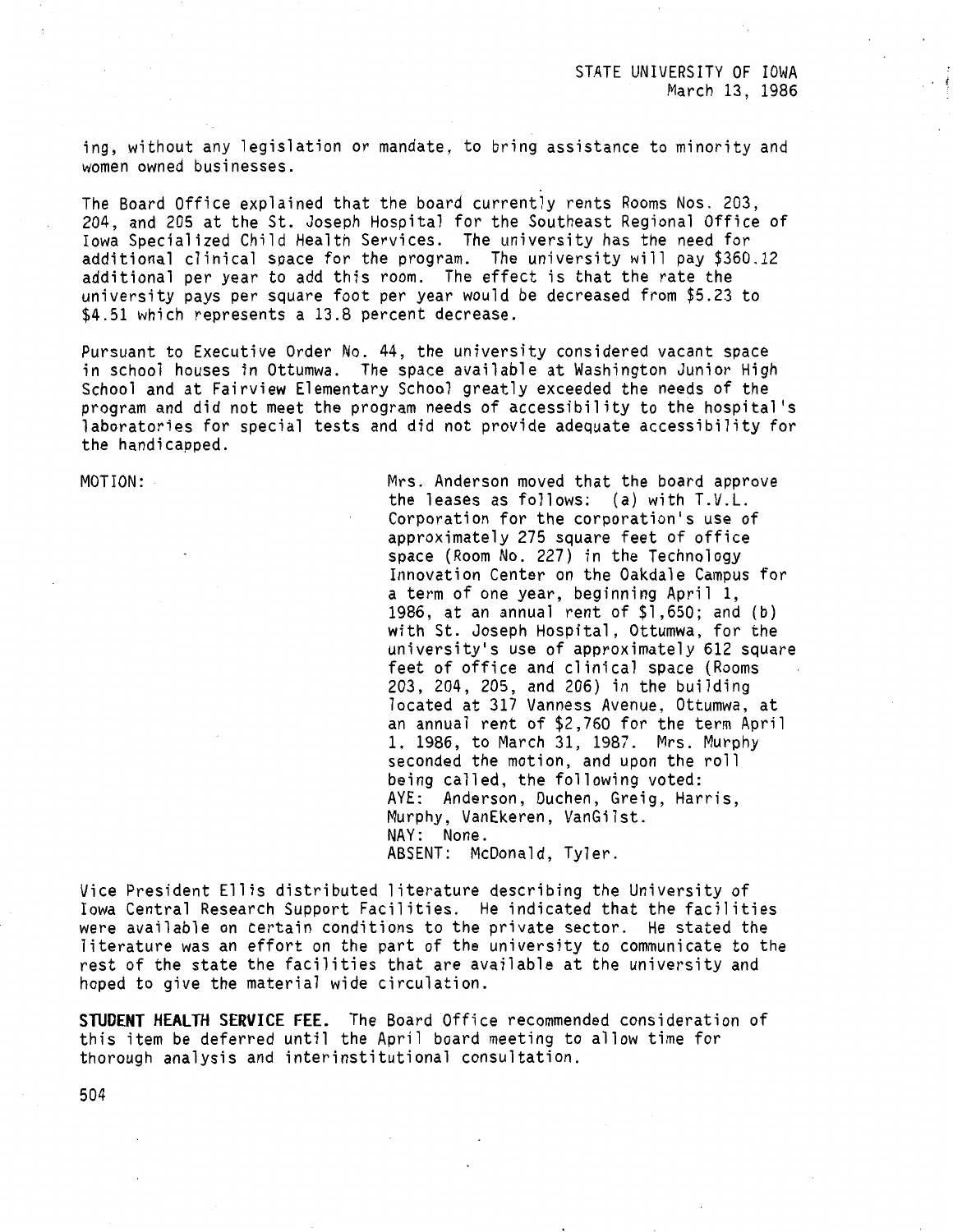ing, without any legislation or mandate, to bring assistance to minority and women owned businesses.

The Board Office explained that the board currently rents Rooms Nos. 203, 204, and 205 at the St. Joseph Hospital for the Southeast Regional Office of Iowa Specialized Child Health Services. The university has the need for additional clinical space for the program. The university will pay $360.12 additional per year to add this room. The effect is that the rate the university pays per square foot per year would be decreased from $5.23 to $4.51 which represents a 13.8 percent decrease.

Pursuant to Executive Order No. 44, the university considered vacant space in school houses in Ottumwa. The space available at Washington Junior High School and at Fairview Elementary School greatly exceeded the needs of the program and did not meet the program needs of accessibility to the hospital's laboratories for special tests and did not provide adequate accessibility for the handicapped.

MOTION:

Mrs. Anderson moved that the board approve the leases as follows: (a) with T.V.L. Corporation for the corporation's use of approximately 275 square feet of office space (Room No. 227) in the Technology Innovation Center on the Oakdale Campus for a term of one year, beginning April 1, 1986, at an annual rent of $1,650; and (b) with St. Joseph Hospital, Ottumwa, for the university's use of approximately 612 square feet of office and clinical space (Rooms 203, 204, 205, and 206) in the building located at 317 Vanness Avenue, Ottumwa, at an annual rent of $2,760 for the term April 1, 1986, to March 31, 1987. Mrs. Murphy seconded the motion, and upon the roll being called, the following voted:
AYE: Anderson, Duchen, Greig, Harris, Murphy, VanEkeren, VanGilst.
NAY: None.
ABSENT: McDonald, Tyler.

Vice President Ellis distributed literature describing the University of Iowa Central Research Support Facilities. He indicated that the facilities were available on certain conditions to the private sector. He stated the literature was an effort on the part of the university to communicate to the rest of the state the facilities that are available at the university and hoped to give the material wide circulation.

**STUDENT HEALTH SERVICE FEE.** The Board Office recommended consideration of this item be deferred until the April board meeting to allow time for thorough analysis and interinstitutional consultation.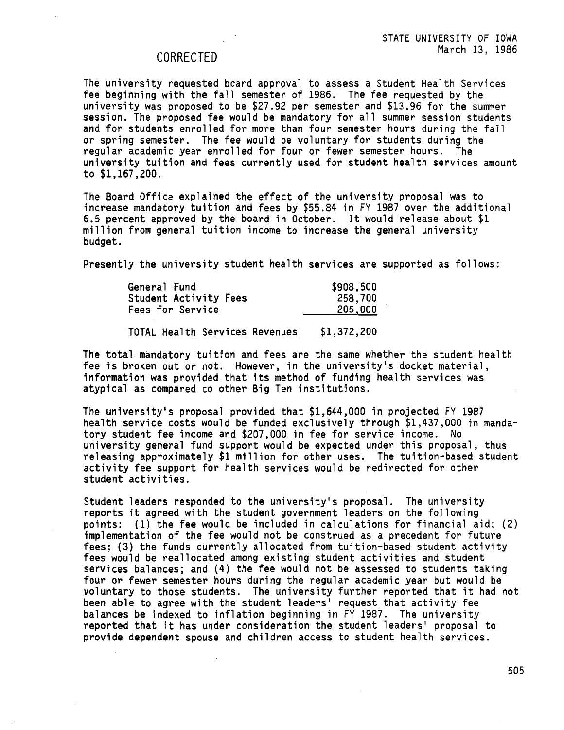CORRECTED

STATE UNIVERSITY OF IOWA
March 13, 1986

The university requested board approval to assess a Student Health Services fee beginning with the fall semester of 1986. The fee requested by the university was proposed to be $27.92 per semester and $13.96 for the summer session. The proposed fee would be mandatory for all summer session students and for students enrolled for more than four semester hours during the fall or spring semester. The fee would be voluntary for students during the regular academic year enrolled for four or fewer semester hours. The university tuition and fees currently used for student health services amount to $1,167,200.

The Board Office explained the effect of the university proposal was to increase mandatory tuition and fees by $55.84 in FY 1987 over the additional 6.5 percent approved by the board in October. It would release about $1 million from general tuition income to increase the general university budget.

Presently the university student health services are supported as follows:

| | |
|---|---|
| General Fund | $908,500 |
| Student Activity Fees | 258,700 |
| Fees for Service | 205,000 |
| TOTAL Health Services Revenues | $1,372,200 |

The total mandatory tuition and fees are the same whether the student health fee is broken out or not. However, in the university's docket material, information was provided that its method of funding health services was atypical as compared to other Big Ten institutions.

The university's proposal provided that $1,644,000 in projected FY 1987 health service costs would be funded exclusively through $1,437,000 in mandatory student fee income and $207,000 in fee for service income. No university general fund support would be expected under this proposal, thus releasing approximately $1 million for other uses. The tuition-based student activity fee support for health services would be redirected for other student activities.

Student leaders responded to the university's proposal. The university reports it agreed with the student government leaders on the following points: (1) the fee would be included in calculations for financial aid; (2) implementation of the fee would not be construed as a precedent for future fees; (3) the funds currently allocated from tuition-based student activity fees would be reallocated among existing student activities and student services balances; and (4) the fee would not be assessed to students taking four or fewer semester hours during the regular academic year but would be voluntary to those students. The university further reported that it had not been able to agree with the student leaders' request that activity fee balances be indexed to inflation beginning in FY 1987. The university reported that it has under consideration the student leaders' proposal to provide dependent spouse and children access to student health services.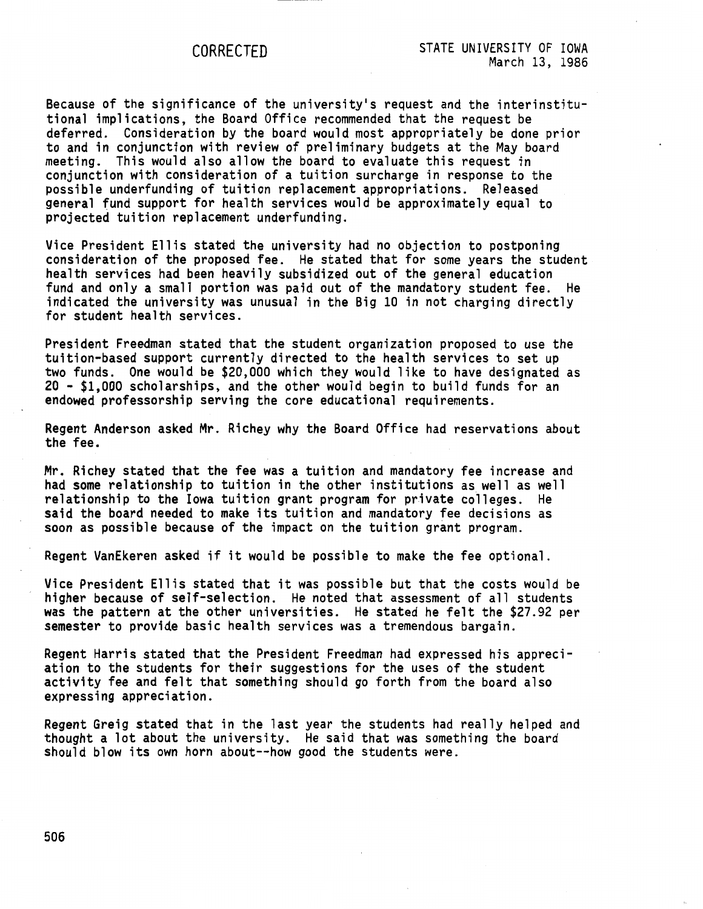Because of the significance of the university's request and the interinstitutional implications, the Board Office recommended that the request be deferred. Consideration by the board would most appropriately be done prior to and in conjunction with review of preliminary budgets at the May board meeting. This would also allow the board to evaluate this request in conjunction with consideration of a tuition surcharge in response to the possible underfunding of tuition replacement appropriations. Released general fund support for health services would be approximately equal to projected tuition replacement underfunding.

Vice President Ellis stated the university had no objection to postponing consideration of the proposed fee. He stated that for some years the student health services had been heavily subsidized out of the general education fund and only a small portion was paid out of the mandatory student fee. He indicated the university was unusual in the Big 10 in not charging directly for student health services.

President Freedman stated that the student organization proposed to use the tuition-based support currently directed to the health services to set up two funds. One would be $20,000 which they would like to have designated as 20 - $1,000 scholarships, and the other would begin to build funds for an endowed professorship serving the core educational requirements.

Regent Anderson asked Mr. Richey why the Board Office had reservations about the fee.

Mr. Richey stated that the fee was a tuition and mandatory fee increase and had some relationship to tuition in the other institutions as well as well relationship to the Iowa tuition grant program for private colleges. He said the board needed to make its tuition and mandatory fee decisions as soon as possible because of the impact on the tuition grant program.

Regent VanEkeren asked if it would be possible to make the fee optional.

Vice President Ellis stated that it was possible but that the costs would be higher because of self-selection. He noted that assessment of all students was the pattern at the other universities. He stated he felt the $27.92 per semester to provide basic health services was a tremendous bargain.

Regent Harris stated that the President Freedman had expressed his appreciation to the students for their suggestions for the uses of the student activity fee and felt that something should go forth from the board also expressing appreciation.

Regent Greig stated that in the last year the students had really helped and thought a lot about the university. He said that was something the board should blow its own horn about--how good the students were.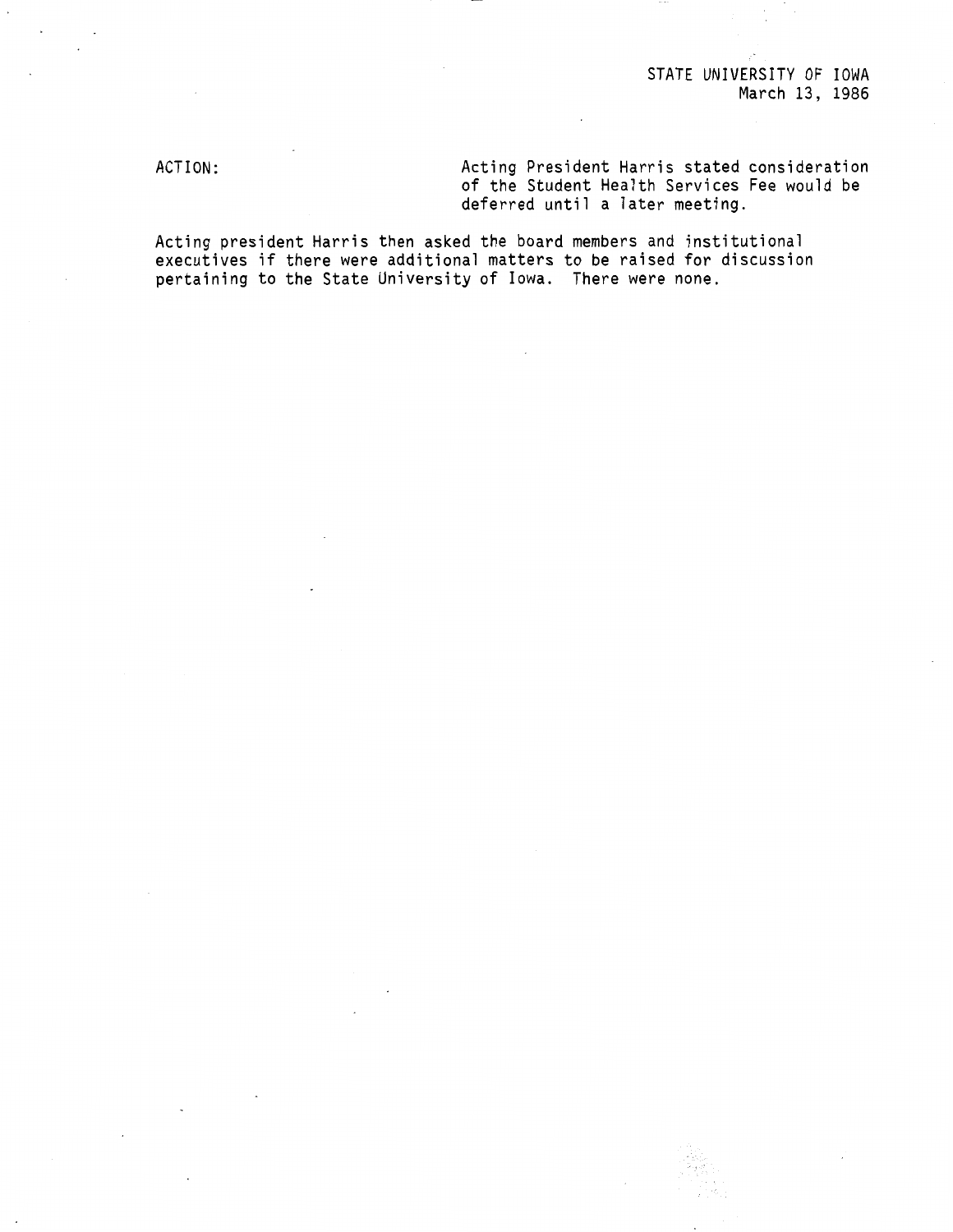ACTION: Acting President Harris stated consideration of the Student Health Services Fee would be deferred until a later meeting.

Acting president Harris then asked the board members and institutional executives if there were additional matters to be raised for discussion pertaining to the State University of Iowa. There were none.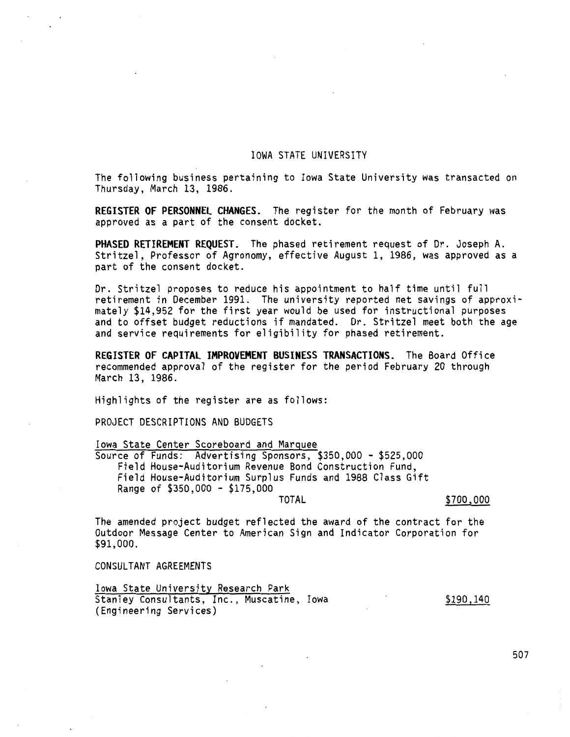# IOWA STATE UNIVERSITY

The following business pertaining to Iowa State University was transacted on Thursday, March 13, 1986.

**REGISTER OF PERSONNEL CHANGES.** The register for the month of February was approved as a part of the consent docket.

**PHASED RETIREMENT REQUEST.** The phased retirement request of Dr. Joseph A. Stritzel, Professor of Agronomy, effective August 1, 1986, was approved as a part of the consent docket.

Dr. Stritzel proposes to reduce his appointment to half time until full retirement in December 1991. The university reported net savings of approximately $14,952 for the first year would be used for instructional purposes and to offset budget reductions if mandated. Dr. Stritzel meet both the age and service requirements for eligibility for phased retirement.

**REGISTER OF CAPITAL IMPROVEMENT BUSINESS TRANSACTIONS.** The Board Office recommended approval of the register for the period February 20 through March 13, 1986.

Highlights of the register are as follows:

PROJECT DESCRIPTIONS AND BUDGETS

<u>Iowa State Center Scoreboard and Marquee</u>

Source of Funds: Advertising Sponsors, $350,000 - $525,000
Field House-Auditorium Revenue Bond Construction Fund, Field House-Auditorium Surplus Funds and 1988 Class Gift Range of $350,000 - $175,000

TOTAL <u>$700,000</u>

The amended project budget reflected the award of the contract for the Outdoor Message Center to American Sign and Indicator Corporation for $91,000.

CONSULTANT AGREEMENTS

<u>Iowa State University Research Park</u>

Stanley Consultants, Inc., Muscatine, Iowa (Engineering Services) <u>$190,140</u>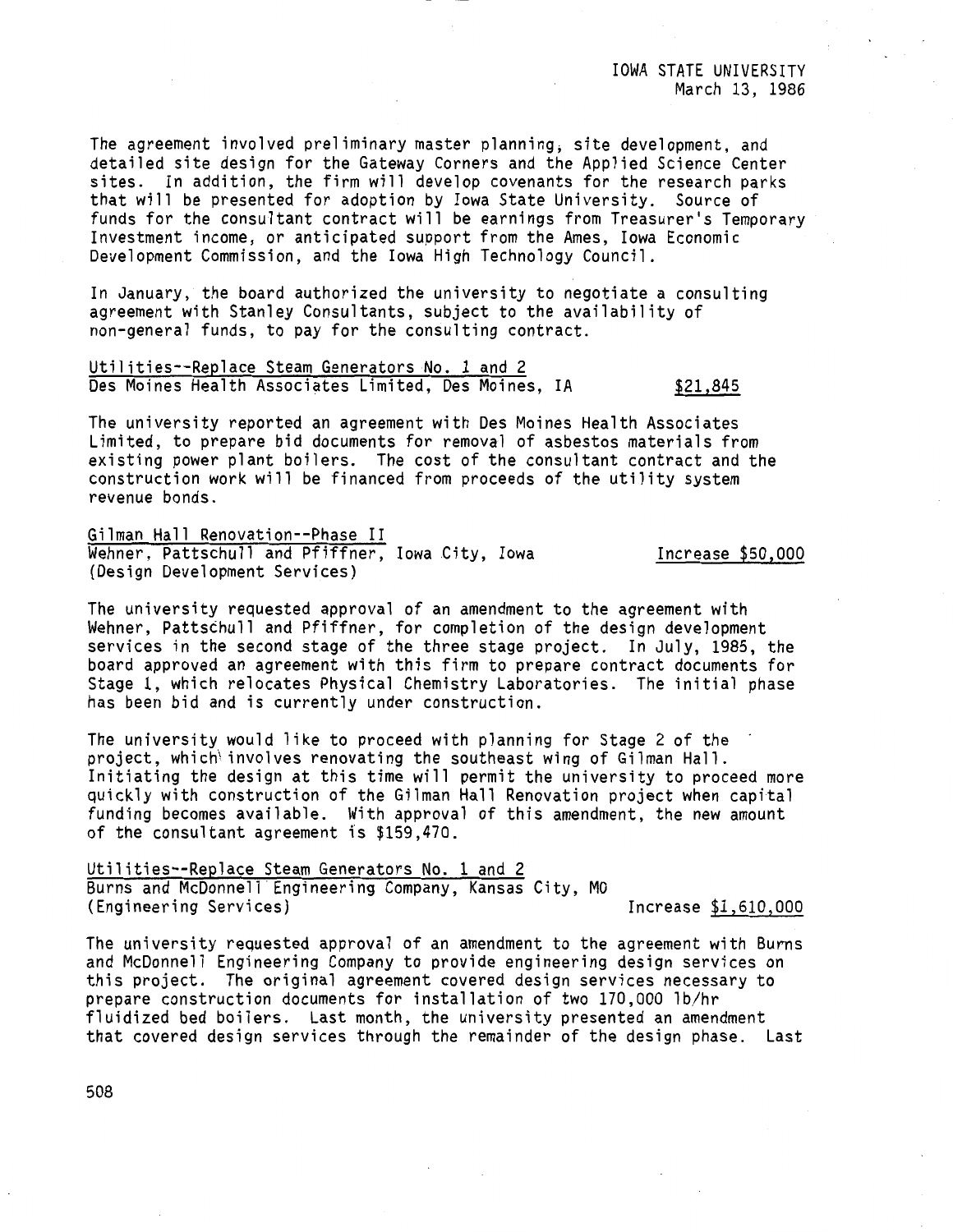The agreement involved preliminary master planning, site development, and detailed site design for the Gateway Corners and the Applied Science Center sites. In addition, the firm will develop covenants for the research parks that will be presented for adoption by Iowa State University. Source of funds for the consultant contract will be earnings from Treasurer's Temporary Investment income, or anticipated support from the Ames, Iowa Economic Development Commission, and the Iowa High Technology Council.

In January, the board authorized the university to negotiate a consulting agreement with Stanley Consultants, subject to the availability of non-general funds, to pay for the consulting contract.

Utilities--Replace Steam Generators No. 1 and 2
Des Moines Health Associates Limited, Des Moines, IA — $21,845

The university reported an agreement with Des Moines Health Associates Limited, to prepare bid documents for removal of asbestos materials from existing power plant boilers. The cost of the consultant contract and the construction work will be financed from proceeds of the utility system revenue bonds.

Gilman Hall Renovation--Phase II
Wehner, Pattschull and Pfiffner, Iowa City, Iowa — Increase $50,000
(Design Development Services)

The university requested approval of an amendment to the agreement with Wehner, Pattschull and Pfiffner, for completion of the design development services in the second stage of the three stage project. In July, 1985, the board approved an agreement with this firm to prepare contract documents for Stage 1, which relocates Physical Chemistry Laboratories. The initial phase has been bid and is currently under construction.

The university would like to proceed with planning for Stage 2 of the project, which involves renovating the southeast wing of Gilman Hall. Initiating the design at this time will permit the university to proceed more quickly with construction of the Gilman Hall Renovation project when capital funding becomes available. With approval of this amendment, the new amount of the consultant agreement is $159,470.

Utilities--Replace Steam Generators No. 1 and 2
Burns and McDonnell Engineering Company, Kansas City, MO
(Engineering Services) — Increase $1,610,000

The university requested approval of an amendment to the agreement with Burns and McDonnell Engineering Company to provide engineering design services on this project. The original agreement covered design services necessary to prepare construction documents for installation of two 170,000 lb/hr fluidized bed boilers. Last month, the university presented an amendment that covered design services through the remainder of the design phase. Last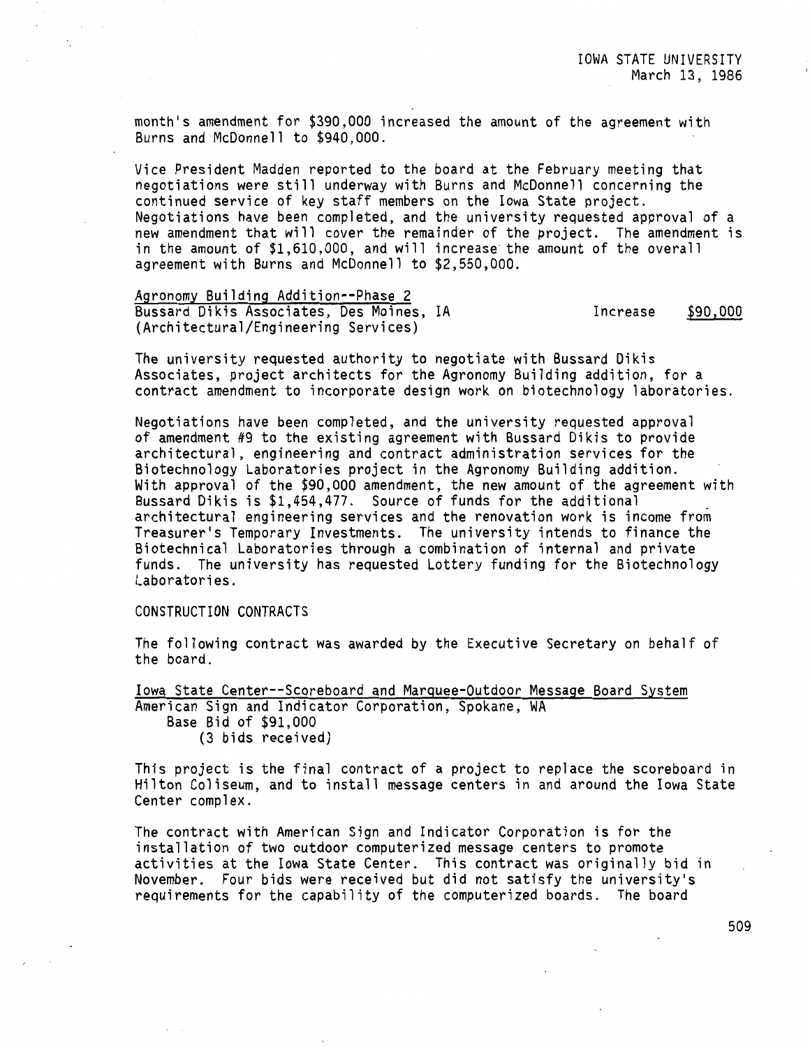month's amendment for $390,000 increased the amount of the agreement with Burns and McDonnell to $940,000.

Vice President Madden reported to the board at the February meeting that negotiations were still underway with Burns and McDonnell concerning the continued service of key staff members on the Iowa State project. Negotiations have been completed, and the university requested approval of a new amendment that will cover the remainder of the project. The amendment is in the amount of $1,610,000, and will increase the amount of the overall agreement with Burns and McDonnell to $2,550,000.

<u>Agronomy Building Addition--Phase 2</u>
Bussard Dikis Associates, Des Moines, IA — Increase <u>$90,000</u>
(Architectural/Engineering Services)

The university requested authority to negotiate with Bussard Dikis Associates, project architects for the Agronomy Building addition, for a contract amendment to incorporate design work on biotechnology laboratories.

Negotiations have been completed, and the university requested approval of amendment #9 to the existing agreement with Bussard Dikis to provide architectural, engineering and contract administration services for the Biotechnology Laboratories project in the Agronomy Building addition. With approval of the $90,000 amendment, the new amount of the agreement with Bussard Dikis is $1,454,477. Source of funds for the additional architectural engineering services and the renovation work is income from Treasurer's Temporary Investments. The university intends to finance the Biotechnical Laboratories through a combination of internal and private funds. The university has requested Lottery funding for the Biotechnology Laboratories.

CONSTRUCTION CONTRACTS

The following contract was awarded by the Executive Secretary on behalf of the board.

<u>Iowa State Center--Scoreboard and Marquee-Outdoor Message Board System</u>
American Sign and Indicator Corporation, Spokane, WA
Base Bid of $91,000
(3 bids received)

This project is the final contract of a project to replace the scoreboard in Hilton Coliseum, and to install message centers in and around the Iowa State Center complex.

The contract with American Sign and Indicator Corporation is for the installation of two outdoor computerized message centers to promote activities at the Iowa State Center. This contract was originally bid in November. Four bids were received but did not satisfy the university's requirements for the capability of the computerized boards. The board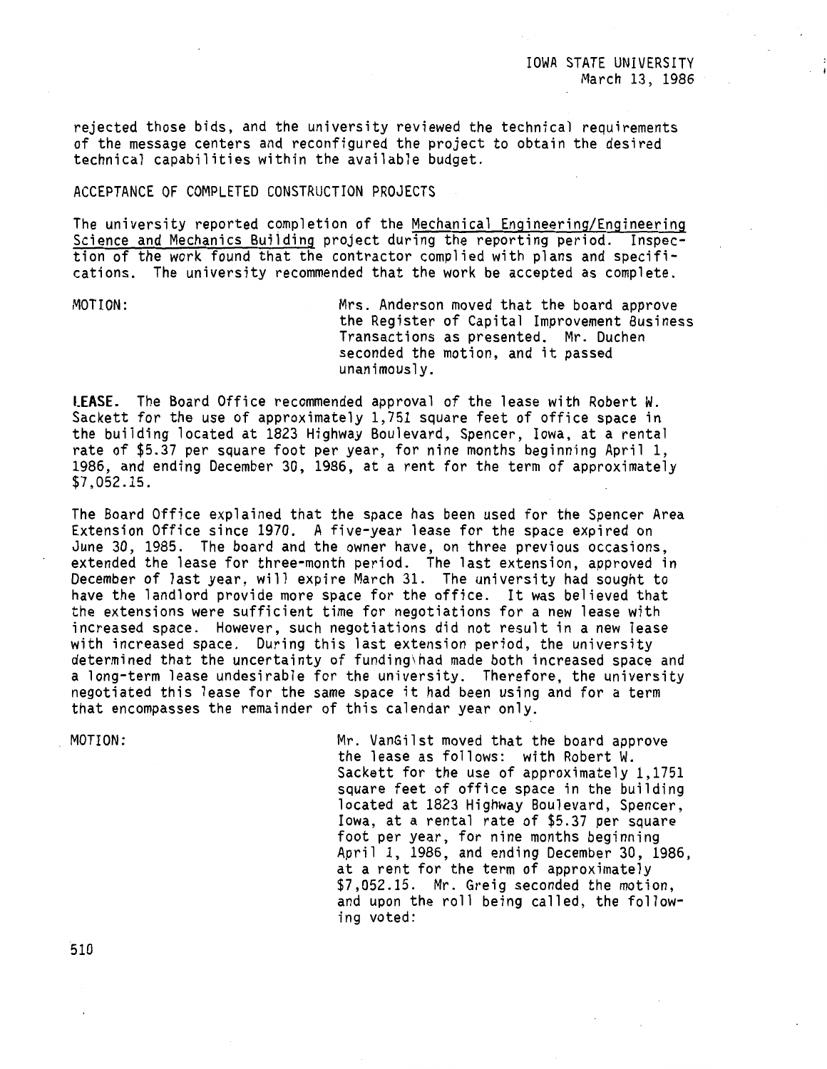rejected those bids, and the university reviewed the technical requirements of the message centers and reconfigured the project to obtain the desired technical capabilities within the available budget.

ACCEPTANCE OF COMPLETED CONSTRUCTION PROJECTS

The university reported completion of the Mechanical Engineering/Engineering Science and Mechanics Building project during the reporting period. Inspection of the work found that the contractor complied with plans and specifications. The university recommended that the work be accepted as complete.

MOTION: Mrs. Anderson moved that the board approve the Register of Capital Improvement Business Transactions as presented. Mr. Duchen seconded the motion, and it passed unanimously.

**LEASE.** The Board Office recommended approval of the lease with Robert W. Sackett for the use of approximately 1,751 square feet of office space in the building located at 1823 Highway Boulevard, Spencer, Iowa, at a rental rate of $5.37 per square foot per year, for nine months beginning April 1, 1986, and ending December 30, 1986, at a rent for the term of approximately $7,052.15.

The Board Office explained that the space has been used for the Spencer Area Extension Office since 1970. A five-year lease for the space expired on June 30, 1985. The board and the owner have, on three previous occasions, extended the lease for three-month period. The last extension, approved in December of last year, will expire March 31. The university had sought to have the landlord provide more space for the office. It was believed that the extensions were sufficient time for negotiations for a new lease with increased space. However, such negotiations did not result in a new lease with increased space. During this last extension period, the university determined that the uncertainty of funding\had made both increased space and a long-term lease undesirable for the university. Therefore, the university negotiated this lease for the same space it had been using and for a term that encompasses the remainder of this calendar year only.

MOTION: Mr. VanGilst moved that the board approve the lease as follows: with Robert W. Sackett for the use of approximately 1,1751 square feet of office space in the building located at 1823 Highway Boulevard, Spencer, Iowa, at a rental rate of $5.37 per square foot per year, for nine months beginning April 1, 1986, and ending December 30, 1986, at a rent for the term of approximately $7,052.15. Mr. Greig seconded the motion, and upon the roll being called, the following voted: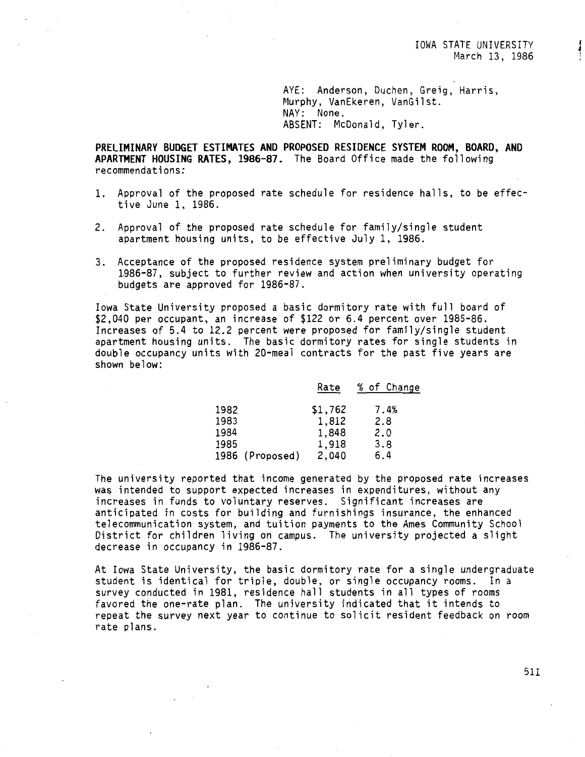AYE: Anderson, Duchen, Greig, Harris, Murphy, VanEkeren, VanGilst.
NAY: None.
ABSENT: McDonald, Tyler.

**PRELIMINARY BUDGET ESTIMATES AND PROPOSED RESIDENCE SYSTEM ROOM, BOARD, AND APARTMENT HOUSING RATES, 1986-87.** The Board Office made the following recommendations:

1. Approval of the proposed rate schedule for residence halls, to be effective June 1, 1986.
2. Approval of the proposed rate schedule for family/single student apartment housing units, to be effective July 1, 1986.
3. Acceptance of the proposed residence system preliminary budget for 1986-87, subject to further review and action when university operating budgets are approved for 1986-87.

Iowa State University proposed a basic dormitory rate with full board of $2,040 per occupant, an increase of $122 or 6.4 percent over 1985-86. Increases of 5.4 to 12.2 percent were proposed for family/single student apartment housing units. The basic dormitory rates for single students in double occupancy units with 20-meal contracts for the past five years are shown below:

| | Rate | % of Change |
|---|---|---|
| 1982 | $1,762 | 7.4% |
| 1983 | 1,812 | 2.8 |
| 1984 | 1,848 | 2.0 |
| 1985 | 1,918 | 3.8 |
| 1986 (Proposed) | 2,040 | 6.4 |

The university reported that income generated by the proposed rate increases was intended to support expected increases in expenditures, without any increases in funds to voluntary reserves. Significant increases are anticipated in costs for building and furnishings insurance, the enhanced telecommunication system, and tuition payments to the Ames Community School District for children living on campus. The university projected a slight decrease in occupancy in 1986-87.

At Iowa State University, the basic dormitory rate for a single undergraduate student is identical for triple, double, or single occupancy rooms. In a survey conducted in 1981, residence hall students in all types of rooms favored the one-rate plan. The university indicated that it intends to repeat the survey next year to continue to solicit resident feedback on room rate plans.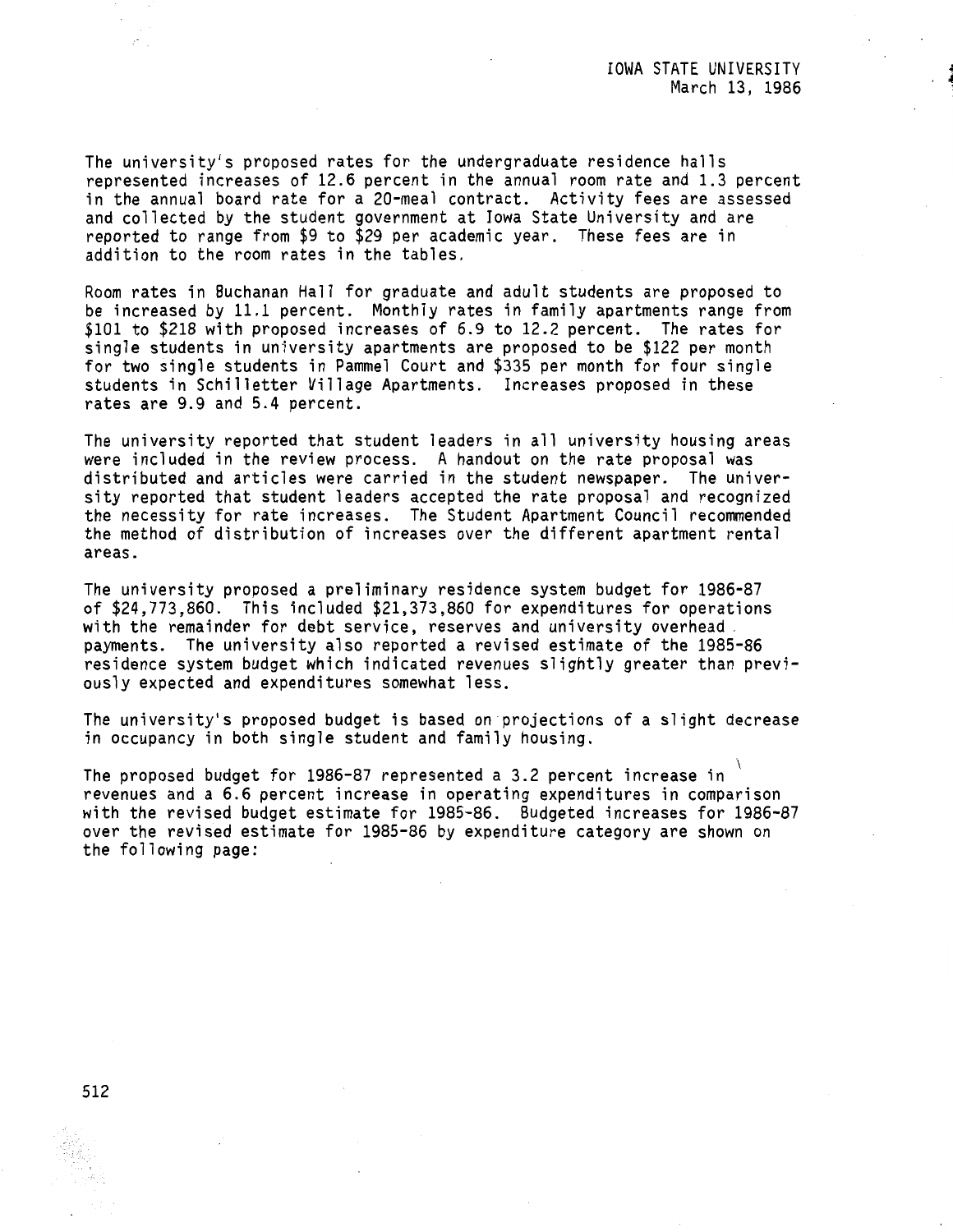The university's proposed rates for the undergraduate residence halls represented increases of 12.6 percent in the annual room rate and 1.3 percent in the annual board rate for a 20-meal contract. Activity fees are assessed and collected by the student government at Iowa State University and are reported to range from $9 to $29 per academic year. These fees are in addition to the room rates in the tables.

Room rates in Buchanan Hall for graduate and adult students are proposed to be increased by 11.1 percent. Monthly rates in family apartments range from $101 to $218 with proposed increases of 6.9 to 12.2 percent. The rates for single students in university apartments are proposed to be $122 per month for two single students in Pammel Court and $335 per month for four single students in Schilletter Village Apartments. Increases proposed in these rates are 9.9 and 5.4 percent.

The university reported that student leaders in all university housing areas were included in the review process. A handout on the rate proposal was distributed and articles were carried in the student newspaper. The university reported that student leaders accepted the rate proposal and recognized the necessity for rate increases. The Student Apartment Council recommended the method of distribution of increases over the different apartment rental areas.

The university proposed a preliminary residence system budget for 1986-87 of $24,773,860. This included $21,373,860 for expenditures for operations with the remainder for debt service, reserves and university overhead payments. The university also reported a revised estimate of the 1985-86 residence system budget which indicated revenues slightly greater than previously expected and expenditures somewhat less.

The university's proposed budget is based on projections of a slight decrease in occupancy in both single student and family housing.

The proposed budget for 1986-87 represented a 3.2 percent increase in revenues and a 6.6 percent increase in operating expenditures in comparison with the revised budget estimate for 1985-86. Budgeted increases for 1986-87 over the revised estimate for 1985-86 by expenditure category are shown on the following page: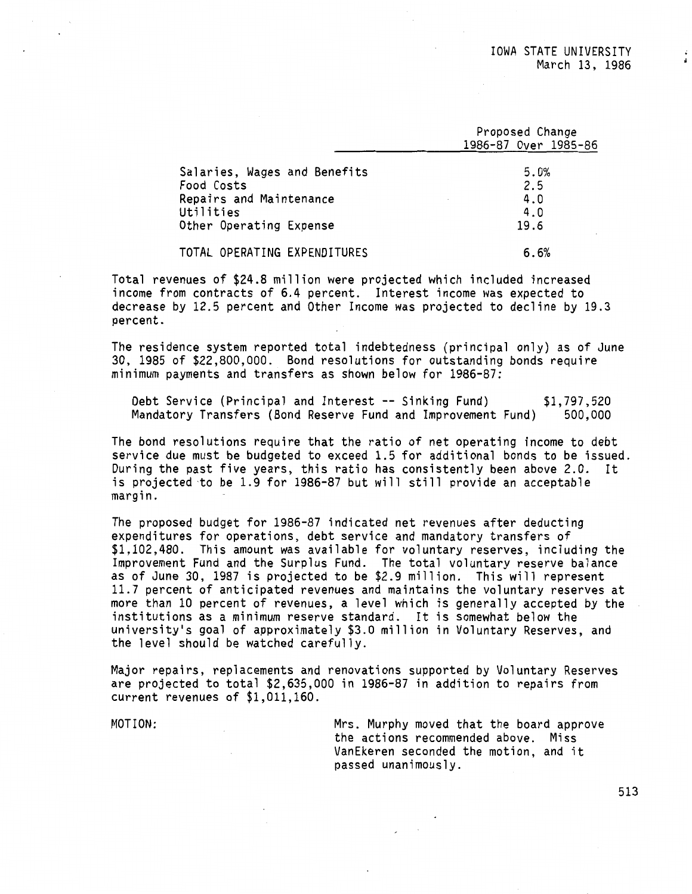| | Proposed Change 1986-87 Over 1985-86 |
|---|---|
| Salaries, Wages and Benefits | 5.0% |
| Food Costs | 2.5 |
| Repairs and Maintenance | 4.0 |
| Utilities | 4.0 |
| Other Operating Expense | 19.6 |
| TOTAL OPERATING EXPENDITURES | 6.6% |

Total revenues of $24.8 million were projected which included increased income from contracts of 6.4 percent. Interest income was expected to decrease by 12.5 percent and Other Income was projected to decline by 19.3 percent.

The residence system reported total indebtedness (principal only) as of June 30, 1985 of $22,800,000. Bond resolutions for outstanding bonds require minimum payments and transfers as shown below for 1986-87:

| | |
|---|---|
| Debt Service (Principal and Interest -- Sinking Fund) | $1,797,520 |
| Mandatory Transfers (Bond Reserve Fund and Improvement Fund) | 500,000 |

The bond resolutions require that the ratio of net operating income to debt service due must be budgeted to exceed 1.5 for additional bonds to be issued. During the past five years, this ratio has consistently been above 2.0. It is projected to be 1.9 for 1986-87 but will still provide an acceptable margin.

The proposed budget for 1986-87 indicated net revenues after deducting expenditures for operations, debt service and mandatory transfers of $1,102,480. This amount was available for voluntary reserves, including the Improvement Fund and the Surplus Fund. The total voluntary reserve balance as of June 30, 1987 is projected to be $2.9 million. This will represent 11.7 percent of anticipated revenues and maintains the voluntary reserves at more than 10 percent of revenues, a level which is generally accepted by the institutions as a minimum reserve standard. It is somewhat below the university's goal of approximately $3.0 million in Voluntary Reserves, and the level should be watched carefully.

Major repairs, replacements and renovations supported by Voluntary Reserves are projected to total $2,635,000 in 1986-87 in addition to repairs from current revenues of $1,011,160.

MOTION: Mrs. Murphy moved that the board approve the actions recommended above. Miss VanEkeren seconded the motion, and it passed unanimously.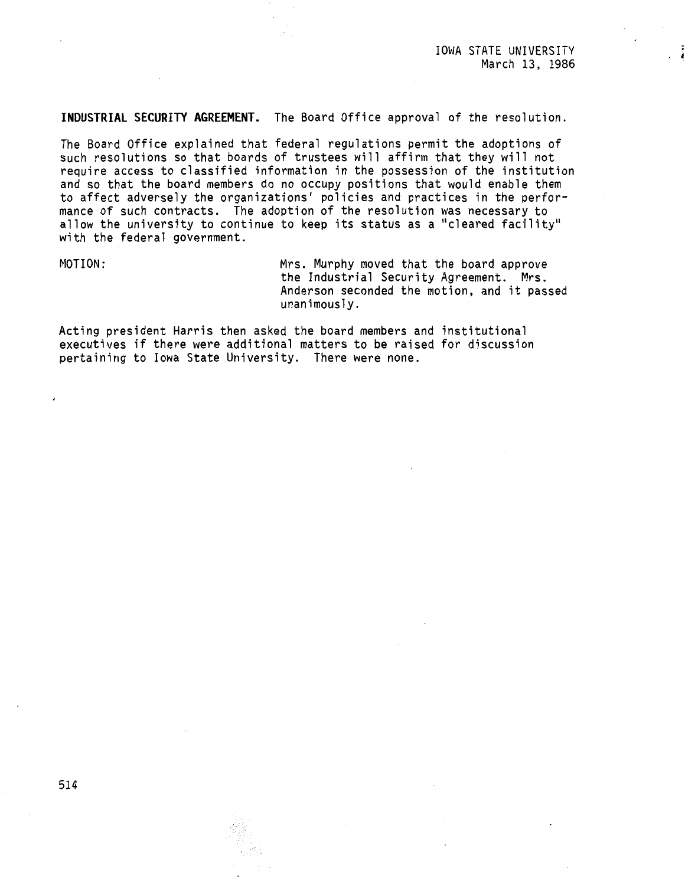**INDUSTRIAL SECURITY AGREEMENT.** The Board Office approval of the resolution.

The Board Office explained that federal regulations permit the adoptions of such resolutions so that boards of trustees will affirm that they will not require access to classified information in the possession of the institution and so that the board members do no occupy positions that would enable them to affect adversely the organizations' policies and practices in the performance of such contracts. The adoption of the resolution was necessary to allow the university to continue to keep its status as a "cleared facility" with the federal government.

MOTION: Mrs. Murphy moved that the board approve the Industrial Security Agreement. Mrs. Anderson seconded the motion, and it passed unanimously.

Acting president Harris then asked the board members and institutional executives if there were additional matters to be raised for discussion pertaining to Iowa State University. There were none.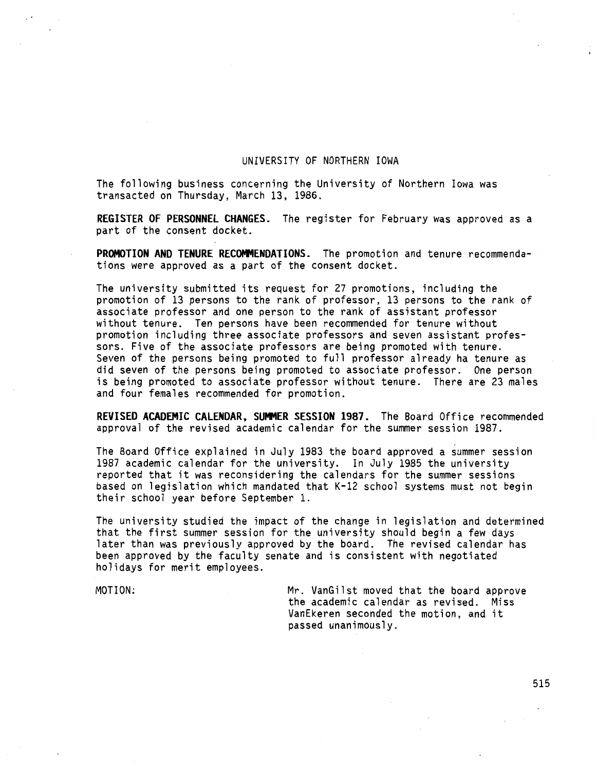# UNIVERSITY OF NORTHERN IOWA

The following business concerning the University of Northern Iowa was transacted on Thursday, March 13, 1986.

**REGISTER OF PERSONNEL CHANGES.** The register for February was approved as a part of the consent docket.

**PROMOTION AND TENURE RECOMMENDATIONS.** The promotion and tenure recommendations were approved as a part of the consent docket.

The university submitted its request for 27 promotions, including the promotion of 13 persons to the rank of professor, 13 persons to the rank of associate professor and one person to the rank of assistant professor without tenure. Ten persons have been recommended for tenure without promotion including three associate professors and seven assistant professors. Five of the associate professors are being promoted with tenure. Seven of the persons being promoted to full professor already ha tenure as did seven of the persons being promoted to associate professor. One person is being promoted to associate professor without tenure. There are 23 males and four females recommended for promotion.

**REVISED ACADEMIC CALENDAR, SUMMER SESSION 1987.** The Board Office recommended approval of the revised academic calendar for the summer session 1987.

The Board Office explained in July 1983 the board approved a summer session 1987 academic calendar for the university. In July 1985 the university reported that it was reconsidering the calendars for the summer sessions based on legislation which mandated that K-12 school systems must not begin their school year before September 1.

The university studied the impact of the change in legislation and determined that the first summer session for the university should begin a few days later than was previously approved by the board. The revised calendar has been approved by the faculty senate and is consistent with negotiated holidays for merit employees.

MOTION: Mr. VanGilst moved that the board approve the academic calendar as revised. Miss VanEkeren seconded the motion, and it passed unanimously.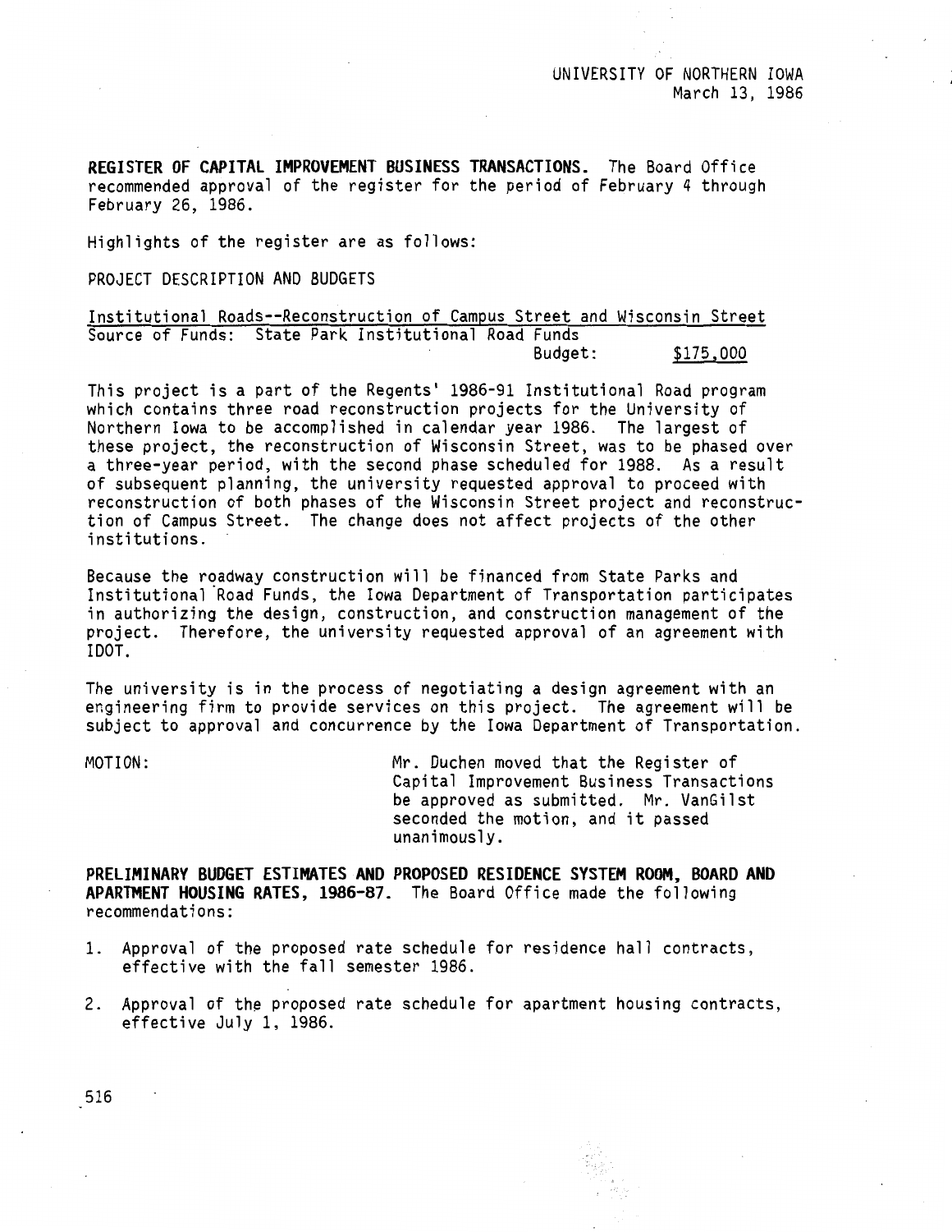UNIVERSITY OF NORTHERN IOWA
March 13, 1986

**REGISTER OF CAPITAL IMPROVEMENT BUSINESS TRANSACTIONS.** The Board Office recommended approval of the register for the period of February 4 through February 26, 1986.

Highlights of the register are as follows:

PROJECT DESCRIPTION AND BUDGETS

Institutional Roads--Reconstruction of Campus Street and Wisconsin Street
Source of Funds: State Park Institutional Road Funds
Budget: $175,000

This project is a part of the Regents' 1986-91 Institutional Road program which contains three road reconstruction projects for the University of Northern Iowa to be accomplished in calendar year 1986. The largest of these project, the reconstruction of Wisconsin Street, was to be phased over a three-year period, with the second phase scheduled for 1988. As a result of subsequent planning, the university requested approval to proceed with reconstruction of both phases of the Wisconsin Street project and reconstruction of Campus Street. The change does not affect projects of the other institutions.

Because the roadway construction will be financed from State Parks and Institutional Road Funds, the Iowa Department of Transportation participates in authorizing the design, construction, and construction management of the project. Therefore, the university requested approval of an agreement with IDOT.

The university is in the process of negotiating a design agreement with an engineering firm to provide services on this project. The agreement will be subject to approval and concurrence by the Iowa Department of Transportation.

MOTION: Mr. Duchen moved that the Register of Capital Improvement Business Transactions be approved as submitted. Mr. VanGilst seconded the motion, and it passed unanimously.

**PRELIMINARY BUDGET ESTIMATES AND PROPOSED RESIDENCE SYSTEM ROOM, BOARD AND APARTMENT HOUSING RATES, 1986-87.** The Board Office made the following recommendations:

1. Approval of the proposed rate schedule for residence hall contracts, effective with the fall semester 1986.

2. Approval of the proposed rate schedule for apartment housing contracts, effective July 1, 1986.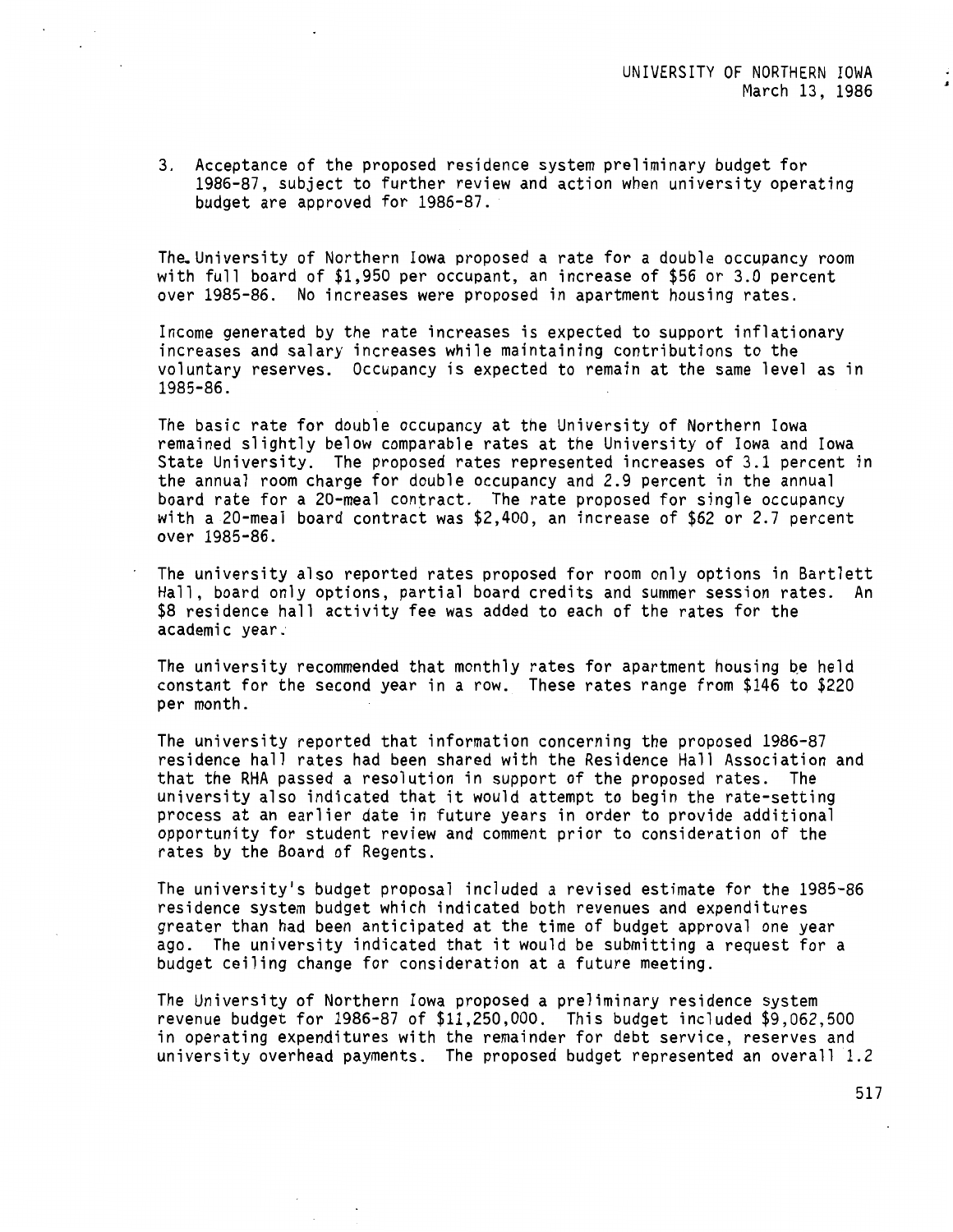3. Acceptance of the proposed residence system preliminary budget for 1986-87, subject to further review and action when university operating budget are approved for 1986-87.

The University of Northern Iowa proposed a rate for a double occupancy room with full board of $1,950 per occupant, an increase of $56 or 3.0 percent over 1985-86. No increases were proposed in apartment housing rates.

Income generated by the rate increases is expected to support inflationary increases and salary increases while maintaining contributions to the voluntary reserves. Occupancy is expected to remain at the same level as in 1985-86.

The basic rate for double occupancy at the University of Northern Iowa remained slightly below comparable rates at the University of Iowa and Iowa State University. The proposed rates represented increases of 3.1 percent in the annual room charge for double occupancy and 2.9 percent in the annual board rate for a 20-meal contract. The rate proposed for single occupancy with a 20-meal board contract was $2,400, an increase of $62 or 2.7 percent over 1985-86.

The university also reported rates proposed for room only options in Bartlett Hall, board only options, partial board credits and summer session rates. An $8 residence hall activity fee was added to each of the rates for the academic year.

The university recommended that monthly rates for apartment housing be held constant for the second year in a row. These rates range from $146 to $220 per month.

The university reported that information concerning the proposed 1986-87 residence hall rates had been shared with the Residence Hall Association and that the RHA passed a resolution in support of the proposed rates. The university also indicated that it would attempt to begin the rate-setting process at an earlier date in future years in order to provide additional opportunity for student review and comment prior to consideration of the rates by the Board of Regents.

The university's budget proposal included a revised estimate for the 1985-86 residence system budget which indicated both revenues and expenditures greater than had been anticipated at the time of budget approval one year ago. The university indicated that it would be submitting a request for a budget ceiling change for consideration at a future meeting.

The University of Northern Iowa proposed a preliminary residence system revenue budget for 1986-87 of $11,250,000. This budget included $9,062,500 in operating expenditures with the remainder for debt service, reserves and university overhead payments. The proposed budget represented an overall 1.2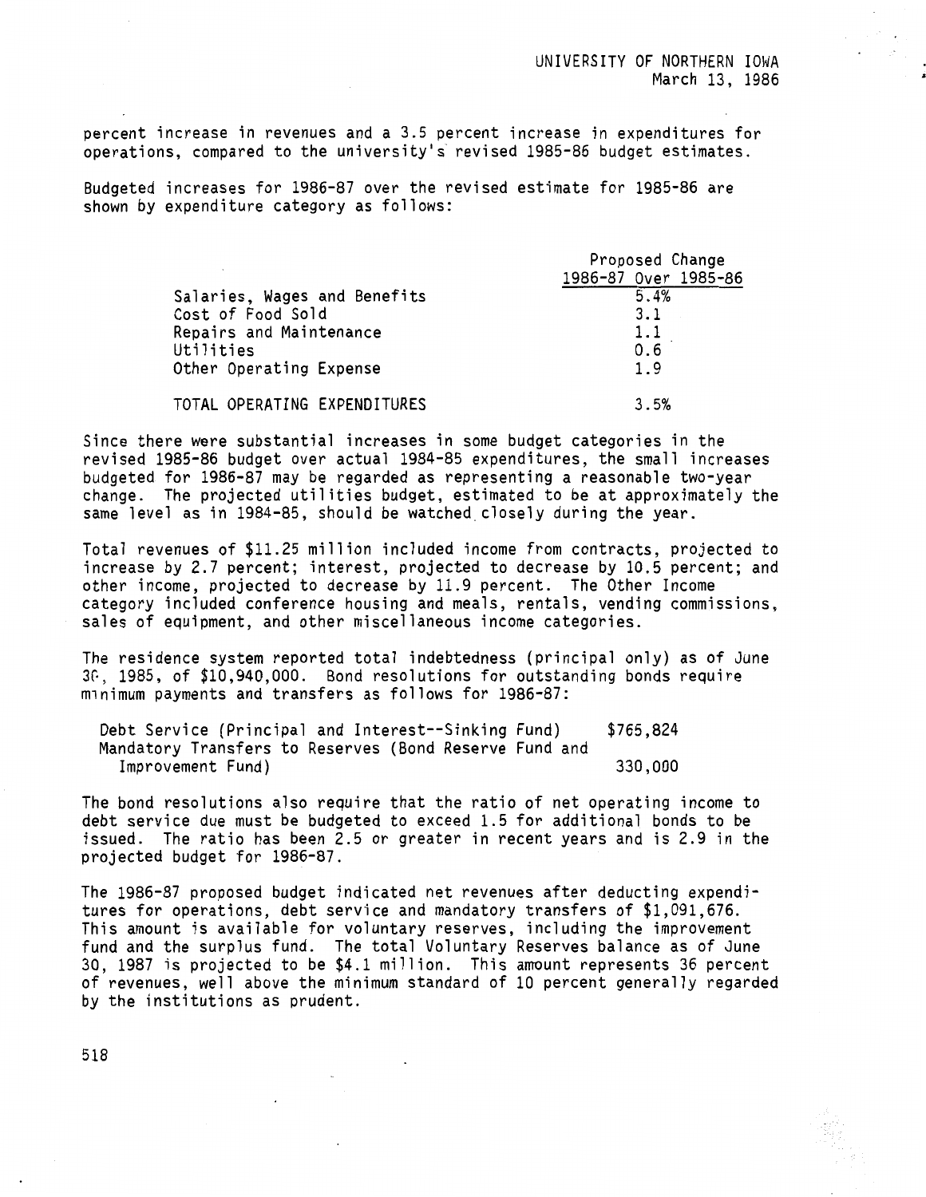percent increase in revenues and a 3.5 percent increase in expenditures for operations, compared to the university's revised 1985-86 budget estimates.

Budgeted increases for 1986-87 over the revised estimate for 1985-86 are shown by expenditure category as follows:

| | Proposed Change 1986-87 Over 1985-86 |
|---|---|
| Salaries, Wages and Benefits | 5.4% |
| Cost of Food Sold | 3.1 |
| Repairs and Maintenance | 1.1 |
| Utilities | 0.6 |
| Other Operating Expense | 1.9 |
| TOTAL OPERATING EXPENDITURES | 3.5% |

Since there were substantial increases in some budget categories in the revised 1985-86 budget over actual 1984-85 expenditures, the small increases budgeted for 1986-87 may be regarded as representing a reasonable two-year change. The projected utilities budget, estimated to be at approximately the same level as in 1984-85, should be watched closely during the year.

Total revenues of $11.25 million included income from contracts, projected to increase by 2.7 percent; interest, projected to decrease by 10.5 percent; and other income, projected to decrease by 11.9 percent. The Other Income category included conference housing and meals, rentals, vending commissions, sales of equipment, and other miscellaneous income categories.

The residence system reported total indebtedness (principal only) as of June 30, 1985, of $10,940,000. Bond resolutions for outstanding bonds require minimum payments and transfers as follows for 1986-87:

| | |
|---|---|
| Debt Service (Principal and Interest--Sinking Fund) | $765,824 |
| Mandatory Transfers to Reserves (Bond Reserve Fund and Improvement Fund) | 330,000 |

The bond resolutions also require that the ratio of net operating income to debt service due must be budgeted to exceed 1.5 for additional bonds to be issued. The ratio has been 2.5 or greater in recent years and is 2.9 in the projected budget for 1986-87.

The 1986-87 proposed budget indicated net revenues after deducting expenditures for operations, debt service and mandatory transfers of $1,091,676. This amount is available for voluntary reserves, including the improvement fund and the surplus fund. The total Voluntary Reserves balance as of June 30, 1987 is projected to be $4.1 million. This amount represents 36 percent of revenues, well above the minimum standard of 10 percent generally regarded by the institutions as prudent.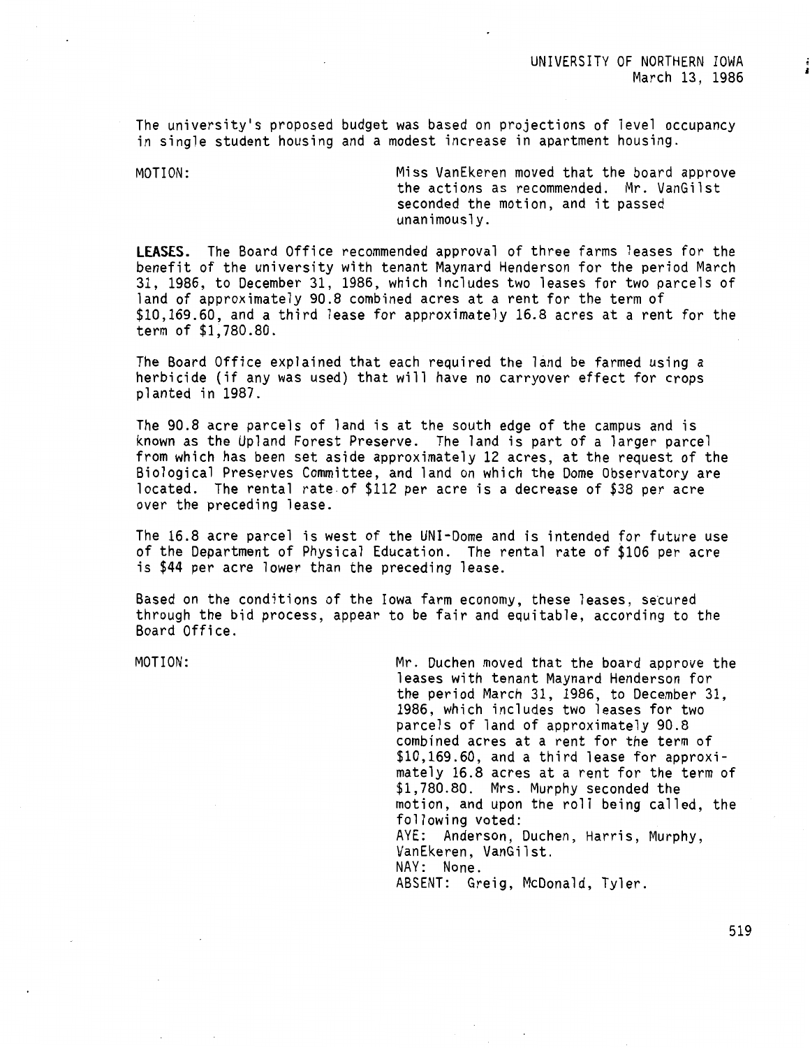The university's proposed budget was based on projections of level occupancy in single student housing and a modest increase in apartment housing.

MOTION: Miss VanEkeren moved that the board approve the actions as recommended. Mr. VanGilst seconded the motion, and it passed unanimously.

**LEASES.** The Board Office recommended approval of three farms leases for the benefit of the university with tenant Maynard Henderson for the period March 31, 1986, to December 31, 1986, which includes two leases for two parcels of land of approximately 90.8 combined acres at a rent for the term of $10,169.60, and a third lease for approximately 16.8 acres at a rent for the term of $1,780.80.

The Board Office explained that each required the land be farmed using a herbicide (if any was used) that will have no carryover effect for crops planted in 1987.

The 90.8 acre parcels of land is at the south edge of the campus and is known as the Upland Forest Preserve. The land is part of a larger parcel from which has been set aside approximately 12 acres, at the request of the Biological Preserves Committee, and land on which the Dome Observatory are located. The rental rate of $112 per acre is a decrease of $38 per acre over the preceding lease.

The 16.8 acre parcel is west of the UNI-Dome and is intended for future use of the Department of Physical Education. The rental rate of $106 per acre is $44 per acre lower than the preceding lease.

Based on the conditions of the Iowa farm economy, these leases, secured through the bid process, appear to be fair and equitable, according to the Board Office.

MOTION: Mr. Duchen moved that the board approve the leases with tenant Maynard Henderson for the period March 31, 1986, to December 31, 1986, which includes two leases for two parcels of land of approximately 90.8 combined acres at a rent for the term of $10,169.60, and a third lease for approximately 16.8 acres at a rent for the term of $1,780.80. Mrs. Murphy seconded the motion, and upon the roll being called, the following voted:
AYE: Anderson, Duchen, Harris, Murphy, VanEkeren, VanGilst.
NAY: None.
ABSENT: Greig, McDonald, Tyler.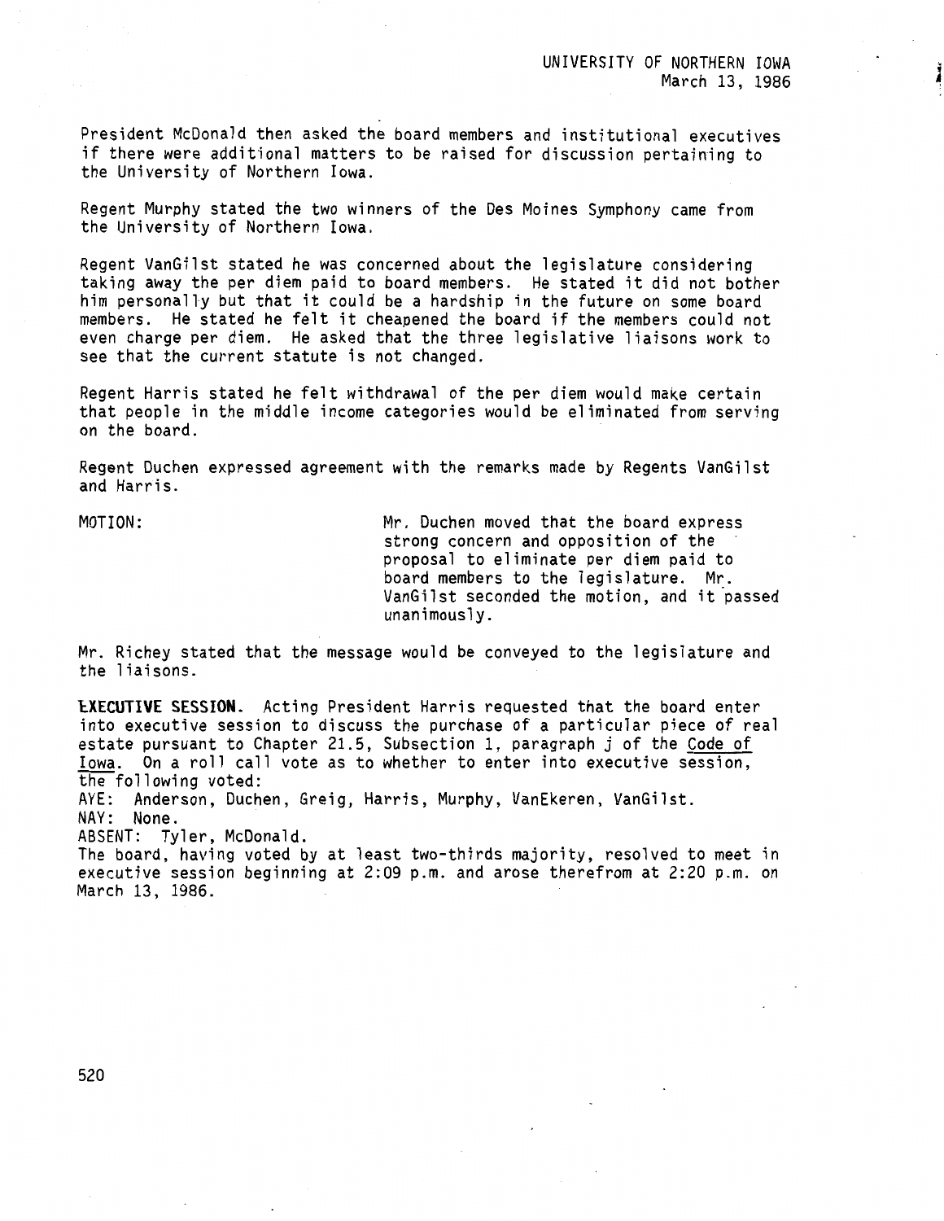President McDonald then asked the board members and institutional executives if there were additional matters to be raised for discussion pertaining to the University of Northern Iowa.

Regent Murphy stated the two winners of the Des Moines Symphony came from the University of Northern Iowa.

Regent VanGilst stated he was concerned about the legislature considering taking away the per diem paid to board members. He stated it did not bother him personally but that it could be a hardship in the future on some board members. He stated he felt it cheapened the board if the members could not even charge per diem. He asked that the three legislative liaisons work to see that the current statute is not changed.

Regent Harris stated he felt withdrawal of the per diem would make certain that people in the middle income categories would be eliminated from serving on the board.

Regent Duchen expressed agreement with the remarks made by Regents VanGilst and Harris.

MOTION: Mr. Duchen moved that the board express strong concern and opposition of the proposal to eliminate per diem paid to board members to the legislature. Mr. VanGilst seconded the motion, and it passed unanimously.

Mr. Richey stated that the message would be conveyed to the legislature and the liaisons.

**EXECUTIVE SESSION.** Acting President Harris requested that the board enter into executive session to discuss the purchase of a particular piece of real estate pursuant to Chapter 21.5, Subsection 1, paragraph j of the Code of Iowa. On a roll call vote as to whether to enter into executive session, the following voted:

AYE: Anderson, Duchen, Greig, Harris, Murphy, VanEkeren, VanGilst.
NAY: None.
ABSENT: Tyler, McDonald.

The board, having voted by at least two-thirds majority, resolved to meet in executive session beginning at 2:09 p.m. and arose therefrom at 2:20 p.m. on March 13, 1986.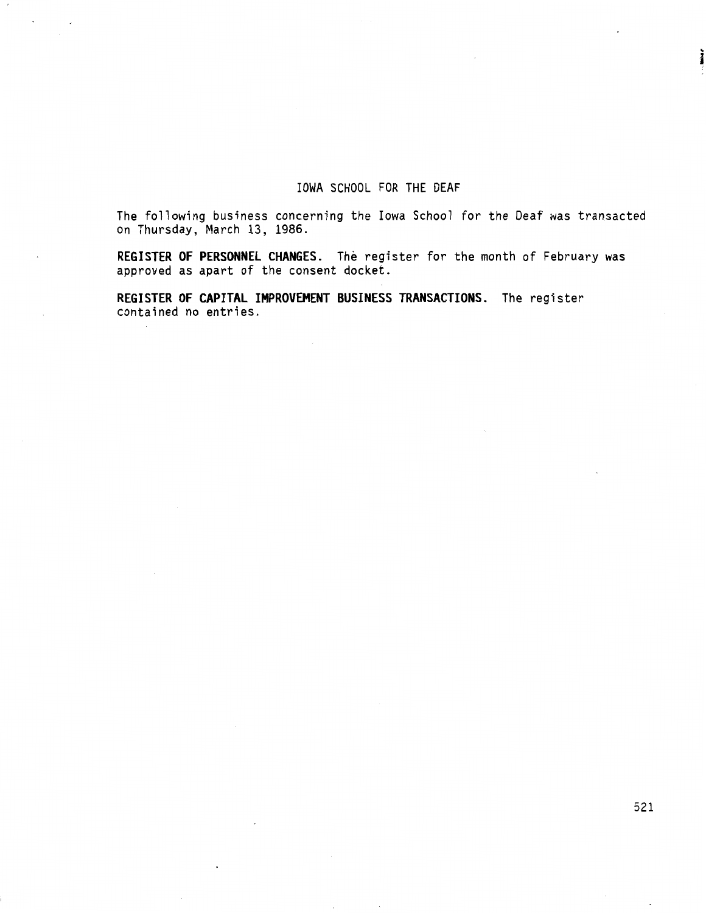## IOWA SCHOOL FOR THE DEAF

The following business concerning the Iowa School for the Deaf was transacted on Thursday, March 13, 1986.

**REGISTER OF PERSONNEL CHANGES.** The register for the month of February was approved as apart of the consent docket.

**REGISTER OF CAPITAL IMPROVEMENT BUSINESS TRANSACTIONS.** The register contained no entries.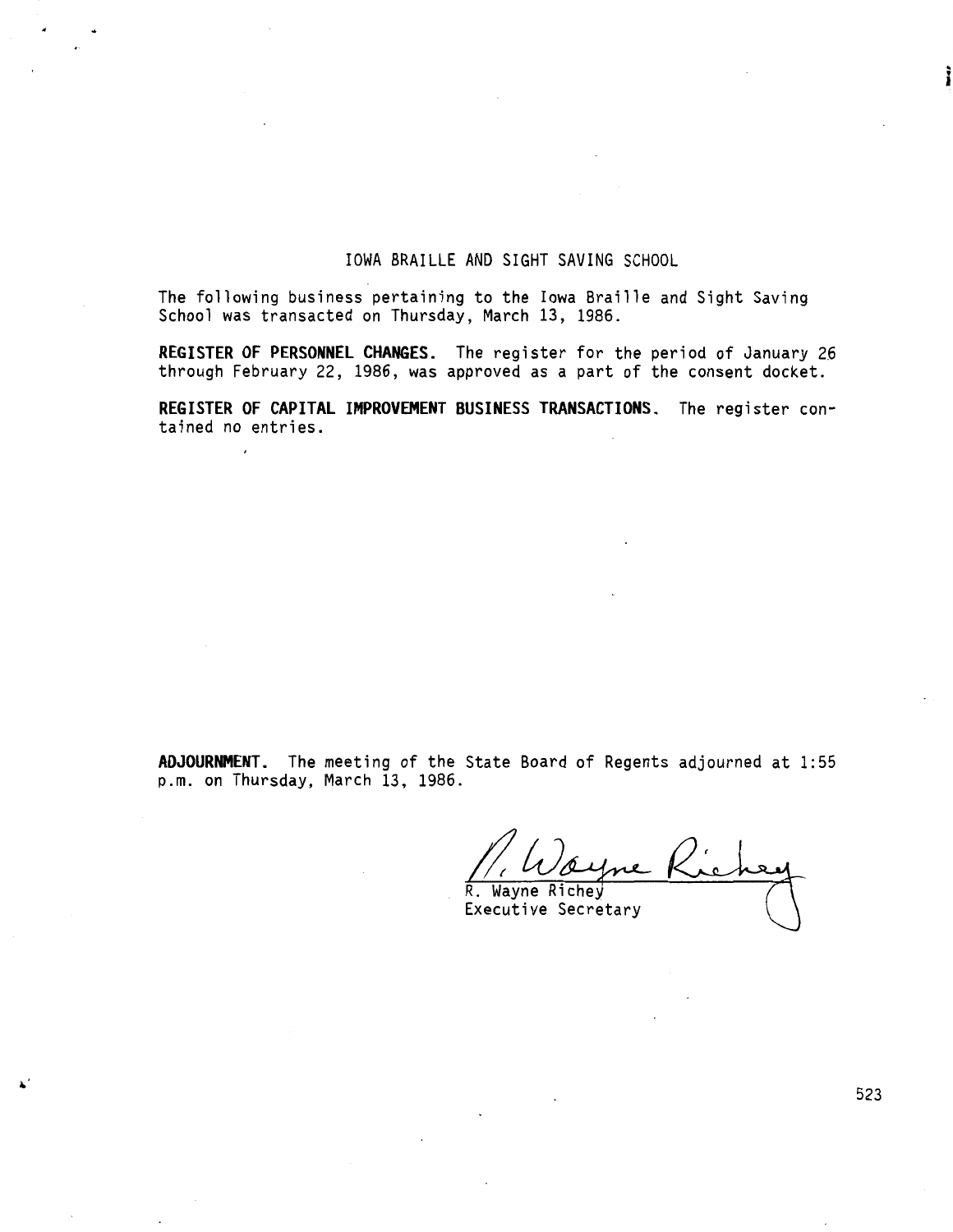IOWA BRAILLE AND SIGHT SAVING SCHOOL

The following business pertaining to the Iowa Braille and Sight Saving School was transacted on Thursday, March 13, 1986.

**REGISTER OF PERSONNEL CHANGES.** The register for the period of January 26 through February 22, 1986, was approved as a part of the consent docket.

**REGISTER OF CAPITAL IMPROVEMENT BUSINESS TRANSACTIONS.** The register contained no entries.

**ADJOURNMENT.** The meeting of the State Board of Regents adjourned at 1:55 p.m. on Thursday, March 13, 1986.

R. Wayne Richey
Executive Secretary